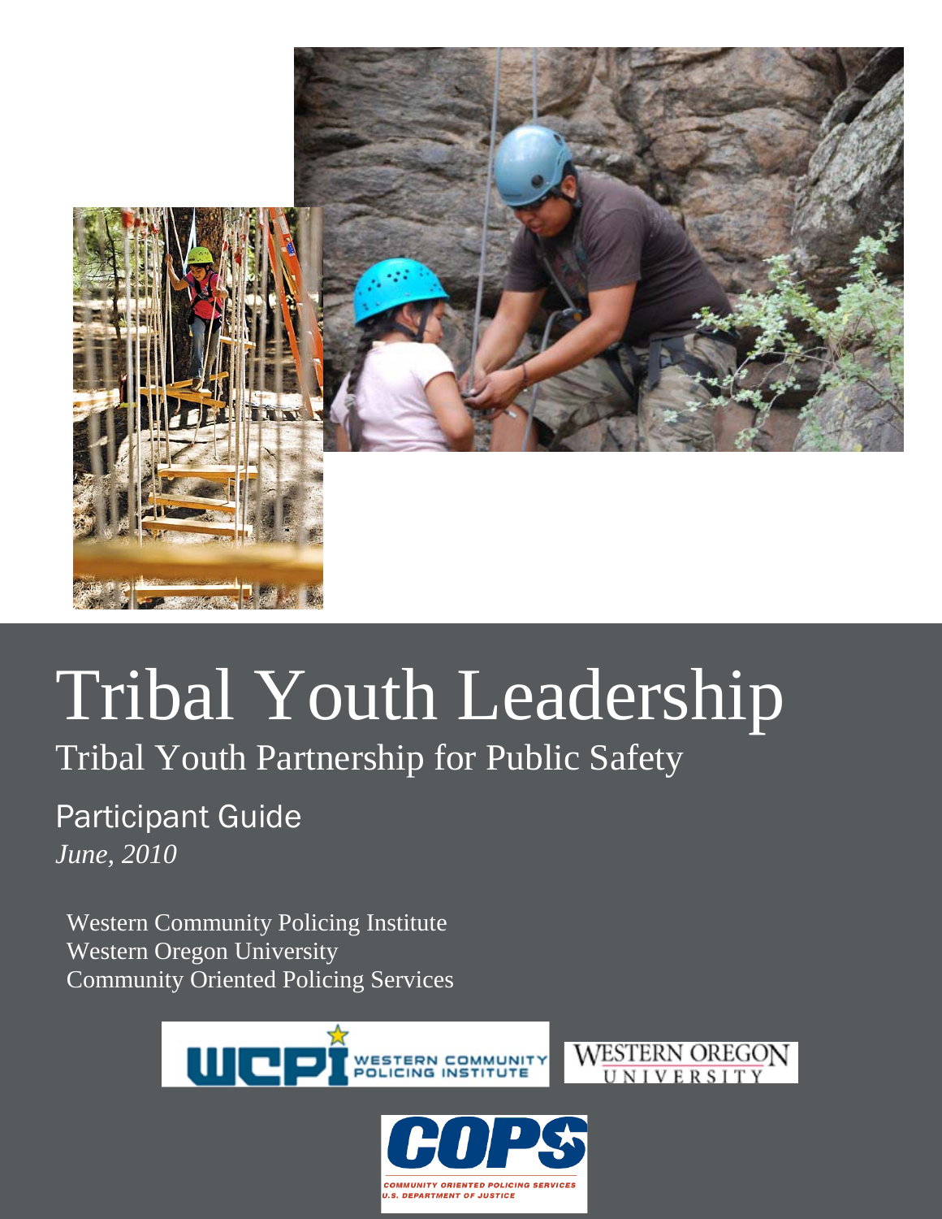# Tribal Youth Leadership

## Tribal Youth Partnership for Public Safety

### Participant Guide

*June, 2010*

Western Community Policing Institute
Western Oregon University
Community Oriented Policing Services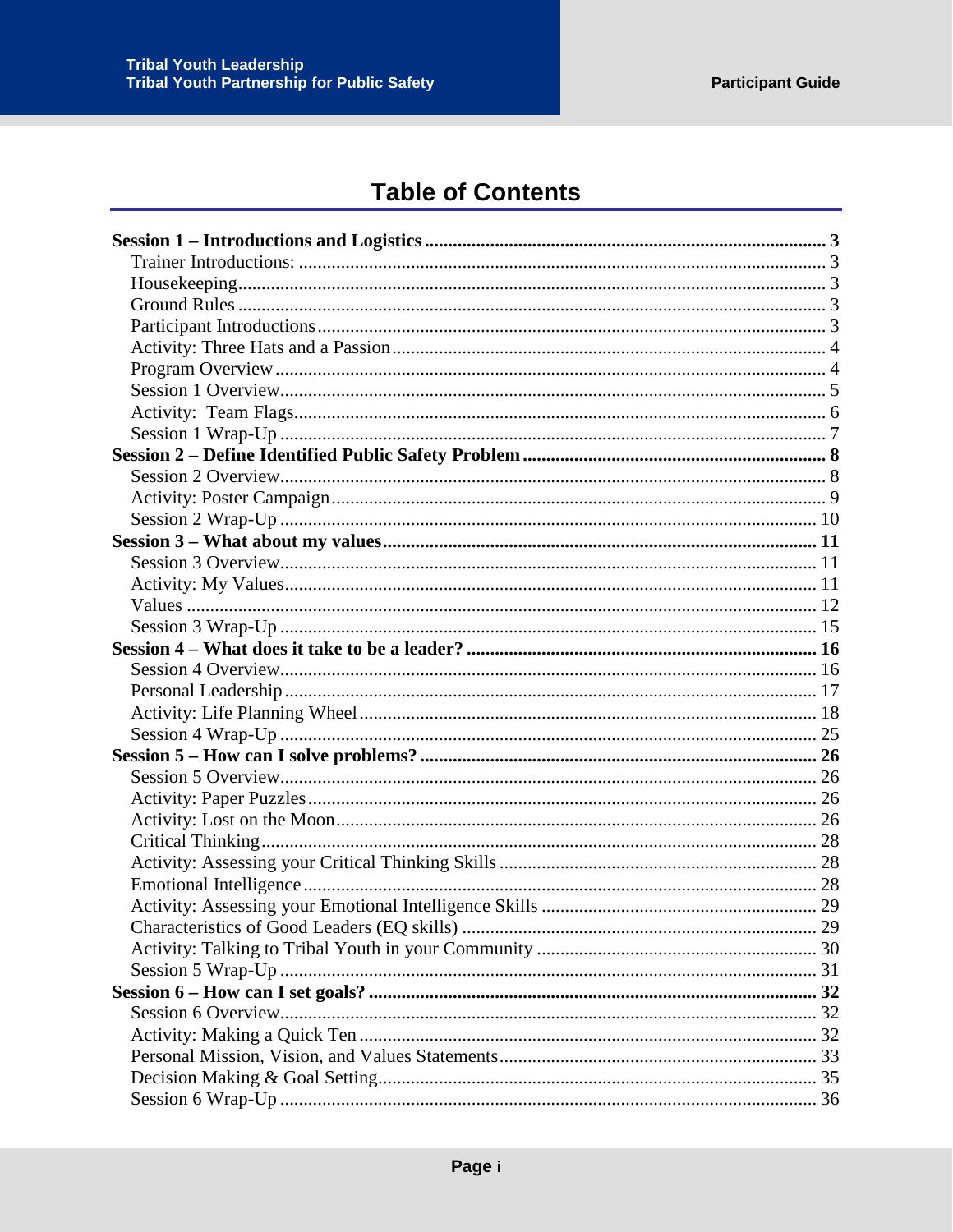# Table of Contents

**Session 1 – Introductions and Logistics ..... 3**
- Trainer Introductions: ..... 3
- Housekeeping ..... 3
- Ground Rules ..... 3
- Participant Introductions ..... 3
- Activity: Three Hats and a Passion ..... 4
- Program Overview ..... 4
- Session 1 Overview ..... 5
- Activity: Team Flags ..... 6
- Session 1 Wrap-Up ..... 7

**Session 2 – Define Identified Public Safety Problem ..... 8**
- Session 2 Overview ..... 8
- Activity: Poster Campaign ..... 9
- Session 2 Wrap-Up ..... 10

**Session 3 – What about my values ..... 11**
- Session 3 Overview ..... 11
- Activity: My Values ..... 11
- Values ..... 12
- Session 3 Wrap-Up ..... 15

**Session 4 – What does it take to be a leader? ..... 16**
- Session 4 Overview ..... 16
- Personal Leadership ..... 17
- Activity: Life Planning Wheel ..... 18
- Session 4 Wrap-Up ..... 25

**Session 5 – How can I solve problems? ..... 26**
- Session 5 Overview ..... 26
- Activity: Paper Puzzles ..... 26
- Activity: Lost on the Moon ..... 26
- Critical Thinking ..... 28
- Activity: Assessing your Critical Thinking Skills ..... 28
- Emotional Intelligence ..... 28
- Activity: Assessing your Emotional Intelligence Skills ..... 29
- Characteristics of Good Leaders (EQ skills) ..... 29
- Activity: Talking to Tribal Youth in your Community ..... 30
- Session 5 Wrap-Up ..... 31

**Session 6 – How can I set goals? ..... 32**
- Session 6 Overview ..... 32
- Activity: Making a Quick Ten ..... 32
- Personal Mission, Vision, and Values Statements ..... 33
- Decision Making & Goal Setting ..... 35
- Session 6 Wrap-Up ..... 36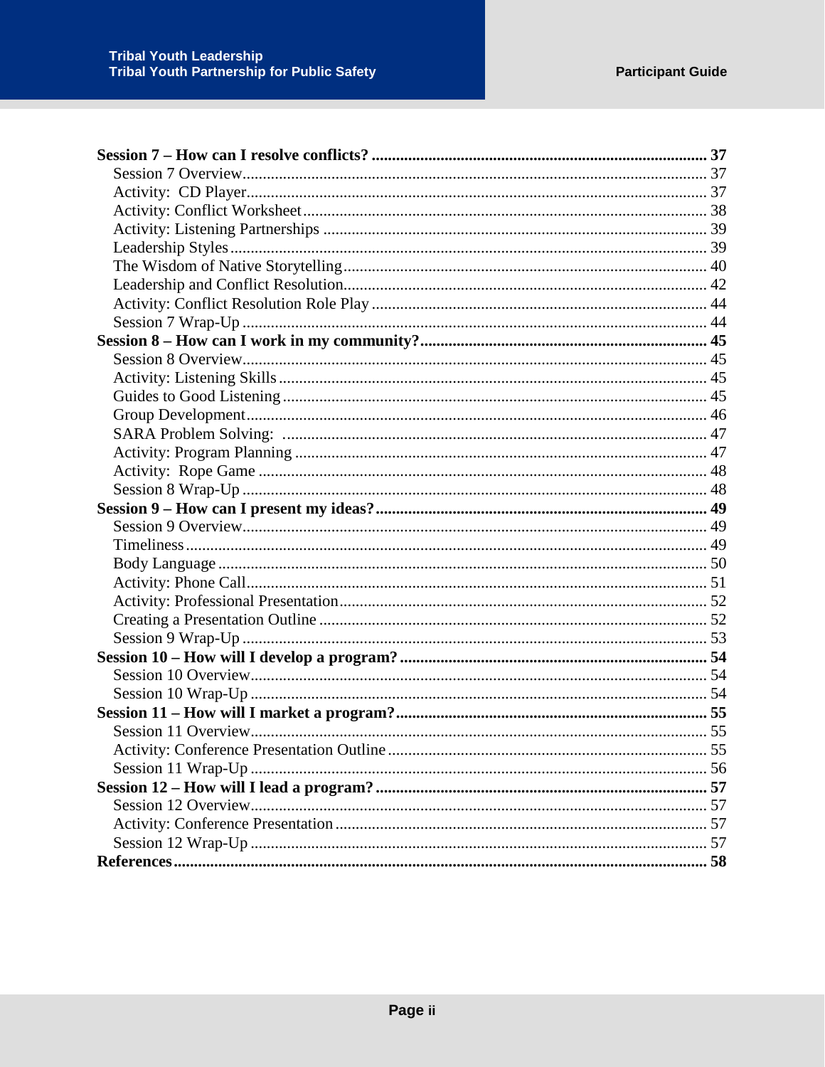**Session 7 – How can I resolve conflicts? .................................................................................. 37**

Session 7 Overview.................................................................................................................. 37

Activity:  CD Player................................................................................................................. 37

Activity: Conflict Worksheet................................................................................................... 38

Activity: Listening Partnerships .............................................................................................. 39

Leadership Styles..................................................................................................................... 39

The Wisdom of Native Storytelling......................................................................................... 40

Leadership and Conflict Resolution......................................................................................... 42

Activity: Conflict Resolution Role Play .................................................................................. 44

Session 7 Wrap-Up .................................................................................................................. 44

**Session 8 – How can I work in my community?...................................................................... 45**

Session 8 Overview.................................................................................................................. 45

Activity: Listening Skills......................................................................................................... 45

Guides to Good Listening........................................................................................................ 45

Group Development................................................................................................................. 46

SARA Problem Solving:  ........................................................................................................ 47

Activity: Program Planning ..................................................................................................... 47

Activity:  Rope Game .............................................................................................................. 48

Session 8 Wrap-Up .................................................................................................................. 48

**Session 9 – How can I present my ideas?................................................................................. 49**

Session 9 Overview.................................................................................................................. 49

Timeliness................................................................................................................................ 49

Body Language ........................................................................................................................ 50

Activity: Phone Call................................................................................................................. 51

Activity: Professional Presentation.......................................................................................... 52

Creating a Presentation Outline ............................................................................................... 52

Session 9 Wrap-Up .................................................................................................................. 53

**Session 10 – How will I develop a program? ........................................................................... 54**

Session 10 Overview................................................................................................................ 54

Session 10 Wrap-Up ................................................................................................................ 54

**Session 11 – How will I market a program?............................................................................ 55**

Session 11 Overview................................................................................................................ 55

Activity: Conference Presentation Outline .............................................................................. 55

Session 11 Wrap-Up ................................................................................................................ 56

**Session 12 – How will I lead a program? ................................................................................. 57**

Session 12 Overview................................................................................................................ 57

Activity: Conference Presentation ........................................................................................... 57

Session 12 Wrap-Up ................................................................................................................ 57

**References.................................................................................................................................. 58**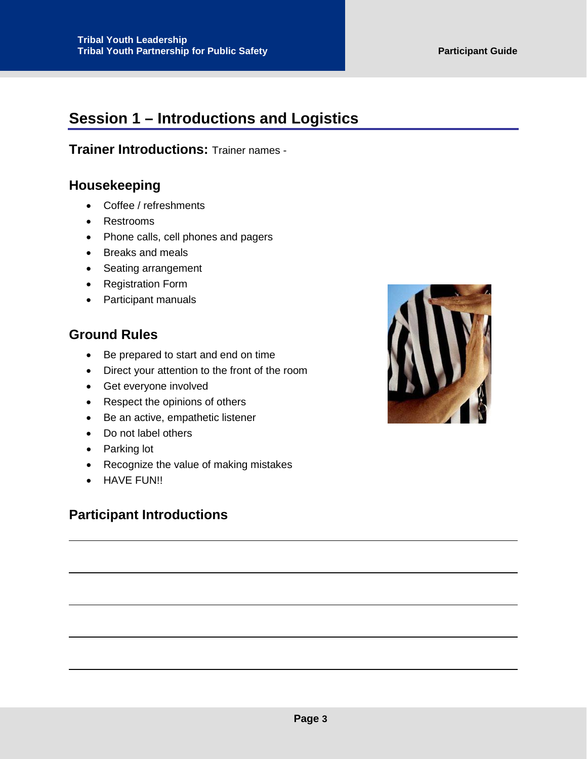## Session 1 – Introductions and Logistics

### Trainer Introductions: Trainer names -

### Housekeeping

- Coffee / refreshments
- Restrooms
- Phone calls, cell phones and pagers
- Breaks and meals
- Seating arrangement
- Registration Form
- Participant manuals

### Ground Rules

- Be prepared to start and end on time
- Direct your attention to the front of the room
- Get everyone involved
- Respect the opinions of others
- Be an active, empathetic listener
- Do not label others
- Parking lot
- Recognize the value of making mistakes
- HAVE FUN!!

### Participant Introductions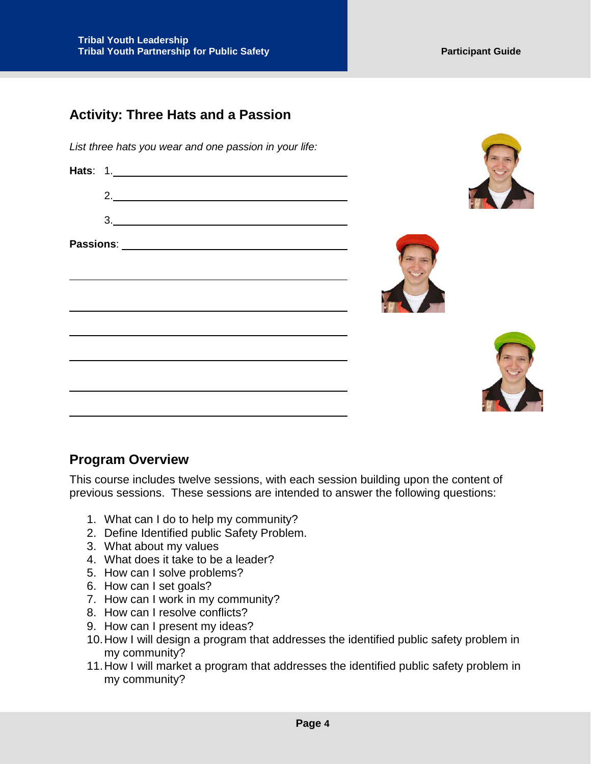## Activity: Three Hats and a Passion

*List three hats you wear and one passion in your life:*

**Hats**: 1.\_\_\_\_\_\_\_\_\_\_\_\_\_\_\_\_\_\_\_\_\_\_\_\_\_\_\_\_\_\_\_\_\_\_\_\_\_\_\_\_

2.\_\_\_\_\_\_\_\_\_\_\_\_\_\_\_\_\_\_\_\_\_\_\_\_\_\_\_\_\_\_\_\_\_\_\_\_\_\_\_\_

3.\_\_\_\_\_\_\_\_\_\_\_\_\_\_\_\_\_\_\_\_\_\_\_\_\_\_\_\_\_\_\_\_\_\_\_\_\_\_\_\_

**Passions**: \_\_\_\_\_\_\_\_\_\_\_\_\_\_\_\_\_\_\_\_\_\_\_\_\_\_\_\_\_\_\_\_\_\_\_\_\_\_\_\_

\_\_\_\_\_\_\_\_\_\_\_\_\_\_\_\_\_\_\_\_\_\_\_\_\_\_\_\_\_\_\_\_\_\_\_\_\_\_\_\_\_\_\_\_\_\_\_\_

\_\_\_\_\_\_\_\_\_\_\_\_\_\_\_\_\_\_\_\_\_\_\_\_\_\_\_\_\_\_\_\_\_\_\_\_\_\_\_\_\_\_\_\_\_\_\_\_

\_\_\_\_\_\_\_\_\_\_\_\_\_\_\_\_\_\_\_\_\_\_\_\_\_\_\_\_\_\_\_\_\_\_\_\_\_\_\_\_\_\_\_\_\_\_\_\_

\_\_\_\_\_\_\_\_\_\_\_\_\_\_\_\_\_\_\_\_\_\_\_\_\_\_\_\_\_\_\_\_\_\_\_\_\_\_\_\_\_\_\_\_\_\_\_\_

\_\_\_\_\_\_\_\_\_\_\_\_\_\_\_\_\_\_\_\_\_\_\_\_\_\_\_\_\_\_\_\_\_\_\_\_\_\_\_\_\_\_\_\_\_\_\_\_

\_\_\_\_\_\_\_\_\_\_\_\_\_\_\_\_\_\_\_\_\_\_\_\_\_\_\_\_\_\_\_\_\_\_\_\_\_\_\_\_\_\_\_\_\_\_\_\_

## Program Overview

This course includes twelve sessions, with each session building upon the content of previous sessions. These sessions are intended to answer the following questions:

1. What can I do to help my community?
2. Define Identified public Safety Problem.
3. What about my values
4. What does it take to be a leader?
5. How can I solve problems?
6. How can I set goals?
7. How can I work in my community?
8. How can I resolve conflicts?
9. How can I present my ideas?
10. How I will design a program that addresses the identified public safety problem in my community?
11. How I will market a program that addresses the identified public safety problem in my community?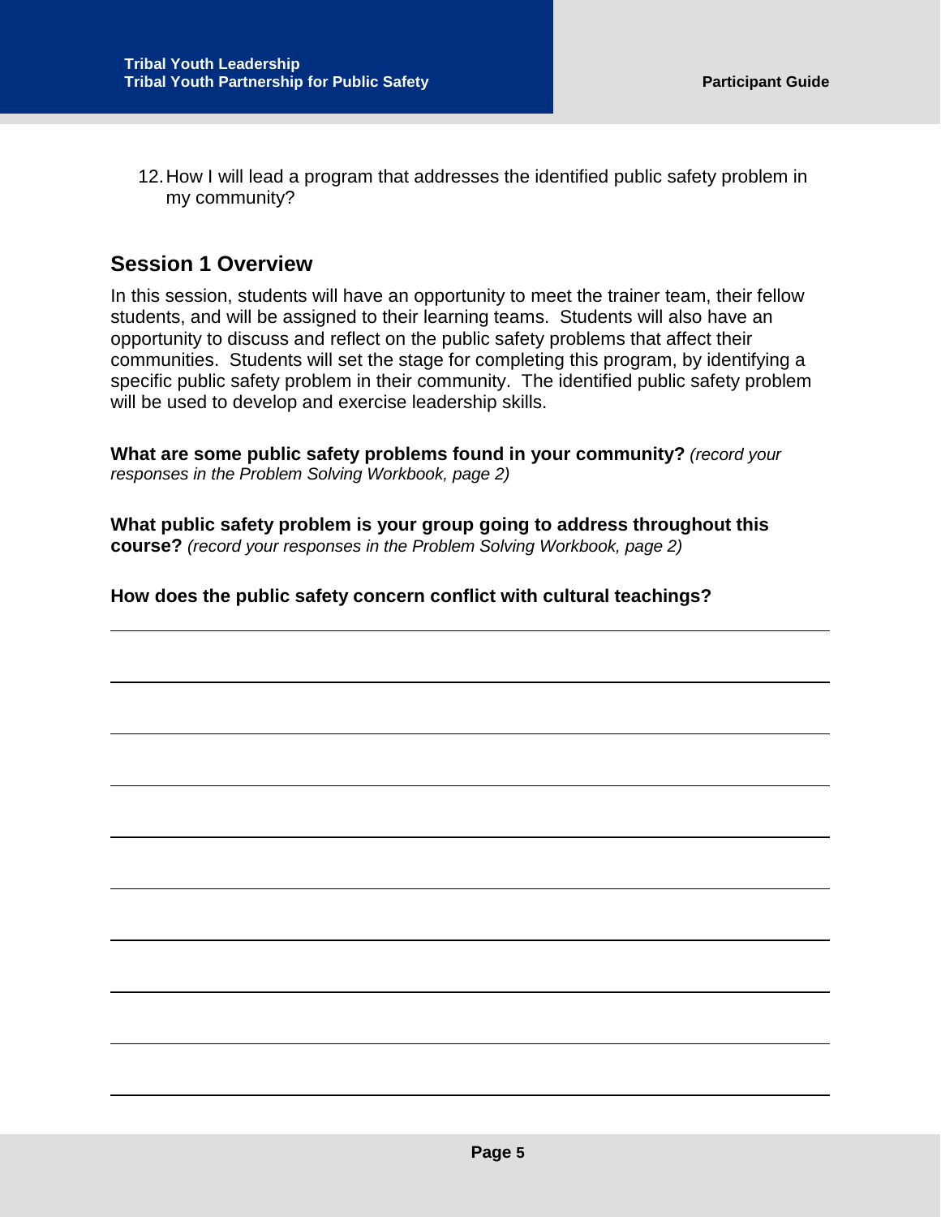12. How I will lead a program that addresses the identified public safety problem in my community?

## Session 1 Overview

In this session, students will have an opportunity to meet the trainer team, their fellow students, and will be assigned to their learning teams. Students will also have an opportunity to discuss and reflect on the public safety problems that affect their communities. Students will set the stage for completing this program, by identifying a specific public safety problem in their community. The identified public safety problem will be used to develop and exercise leadership skills.

**What are some public safety problems found in your community?** *(record your responses in the Problem Solving Workbook, page 2)*

**What public safety problem is your group going to address throughout this course?** *(record your responses in the Problem Solving Workbook, page 2)*

**How does the public safety concern conflict with cultural teachings?**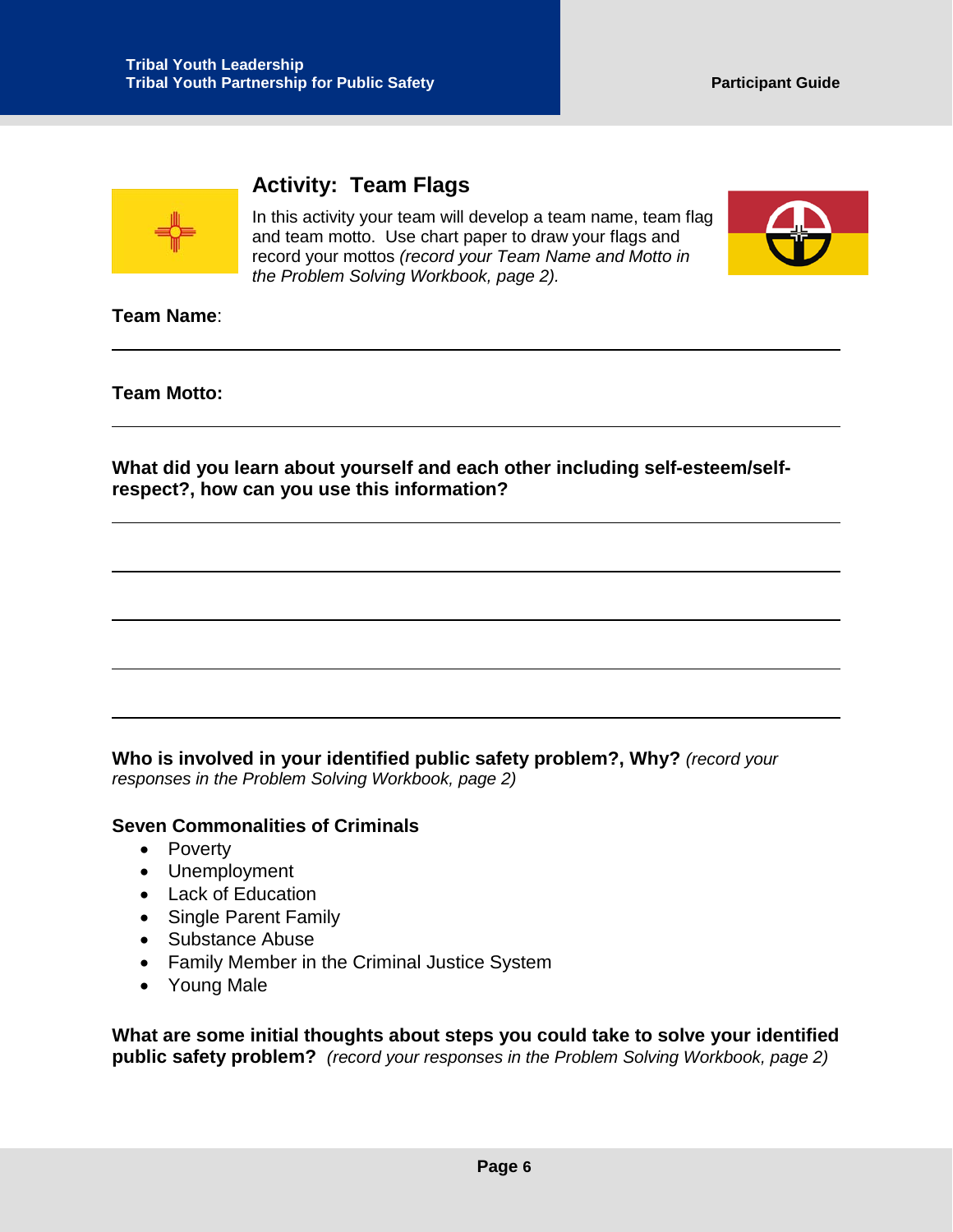## Activity: Team Flags

In this activity your team will develop a team name, team flag and team motto. Use chart paper to draw your flags and record your mottos *(record your Team Name and Motto in the Problem Solving Workbook, page 2).*

**Team Name**:

**Team Motto:**

**What did you learn about yourself and each other including self-esteem/self-respect?, how can you use this information?**

**Who is involved in your identified public safety problem?, Why?** *(record your responses in the Problem Solving Workbook, page 2)*

**Seven Commonalities of Criminals**

- Poverty
- Unemployment
- Lack of Education
- Single Parent Family
- Substance Abuse
- Family Member in the Criminal Justice System
- Young Male

**What are some initial thoughts about steps you could take to solve your identified public safety problem?** *(record your responses in the Problem Solving Workbook, page 2)*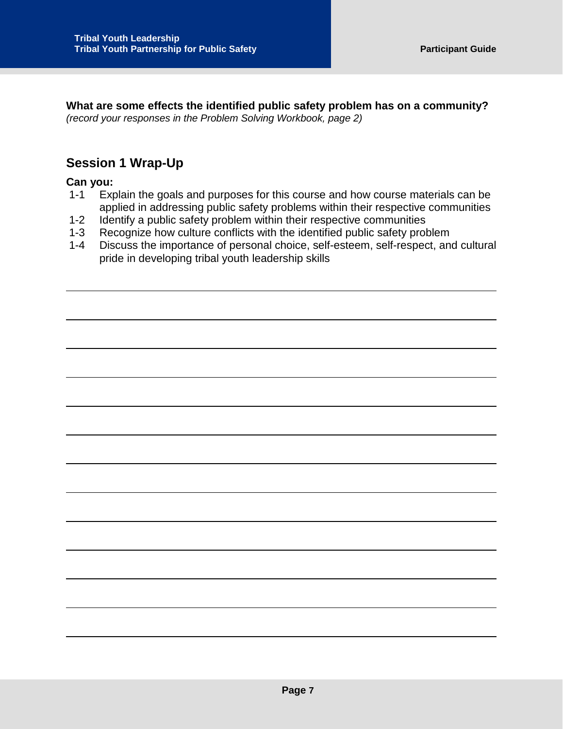**What are some effects the identified public safety problem has on a community?**
*(record your responses in the Problem Solving Workbook, page 2)*

## Session 1 Wrap-Up

**Can you:**

- 1-1 Explain the goals and purposes for this course and how course materials can be applied in addressing public safety problems within their respective communities
- 1-2 Identify a public safety problem within their respective communities
- 1-3 Recognize how culture conflicts with the identified public safety problem
- 1-4 Discuss the importance of personal choice, self-esteem, self-respect, and cultural pride in developing tribal youth leadership skills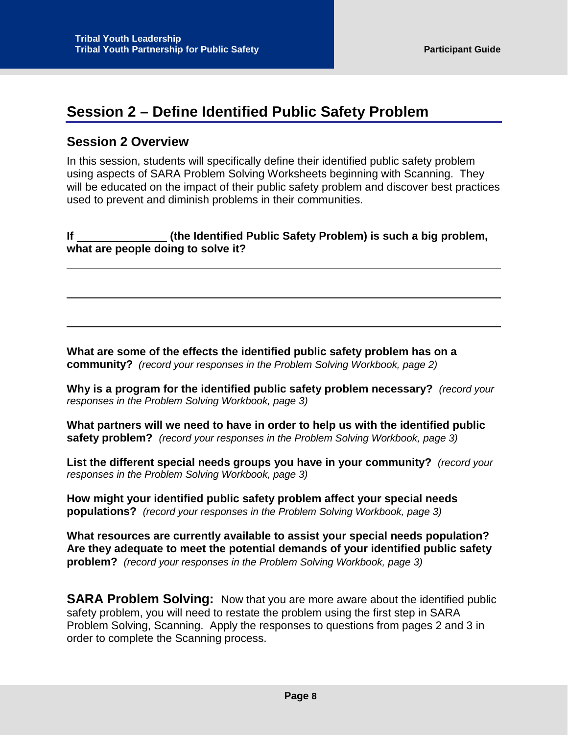# Session 2 – Define Identified Public Safety Problem

## Session 2 Overview

In this session, students will specifically define their identified public safety problem using aspects of SARA Problem Solving Worksheets beginning with Scanning. They will be educated on the impact of their public safety problem and discover best practices used to prevent and diminish problems in their communities.

**If _______________ (the Identified Public Safety Problem) is such a big problem, what are people doing to solve it?**

---

---

---

**What are some of the effects the identified public safety problem has on a community?** *(record your responses in the Problem Solving Workbook, page 2)*

**Why is a program for the identified public safety problem necessary?** *(record your responses in the Problem Solving Workbook, page 3)*

**What partners will we need to have in order to help us with the identified public safety problem?** *(record your responses in the Problem Solving Workbook, page 3)*

**List the different special needs groups you have in your community?** *(record your responses in the Problem Solving Workbook, page 3)*

**How might your identified public safety problem affect your special needs populations?** *(record your responses in the Problem Solving Workbook, page 3)*

**What resources are currently available to assist your special needs population? Are they adequate to meet the potential demands of your identified public safety problem?** *(record your responses in the Problem Solving Workbook, page 3)*

**SARA Problem Solving:** Now that you are more aware about the identified public safety problem, you will need to restate the problem using the first step in SARA Problem Solving, Scanning. Apply the responses to questions from pages 2 and 3 in order to complete the Scanning process.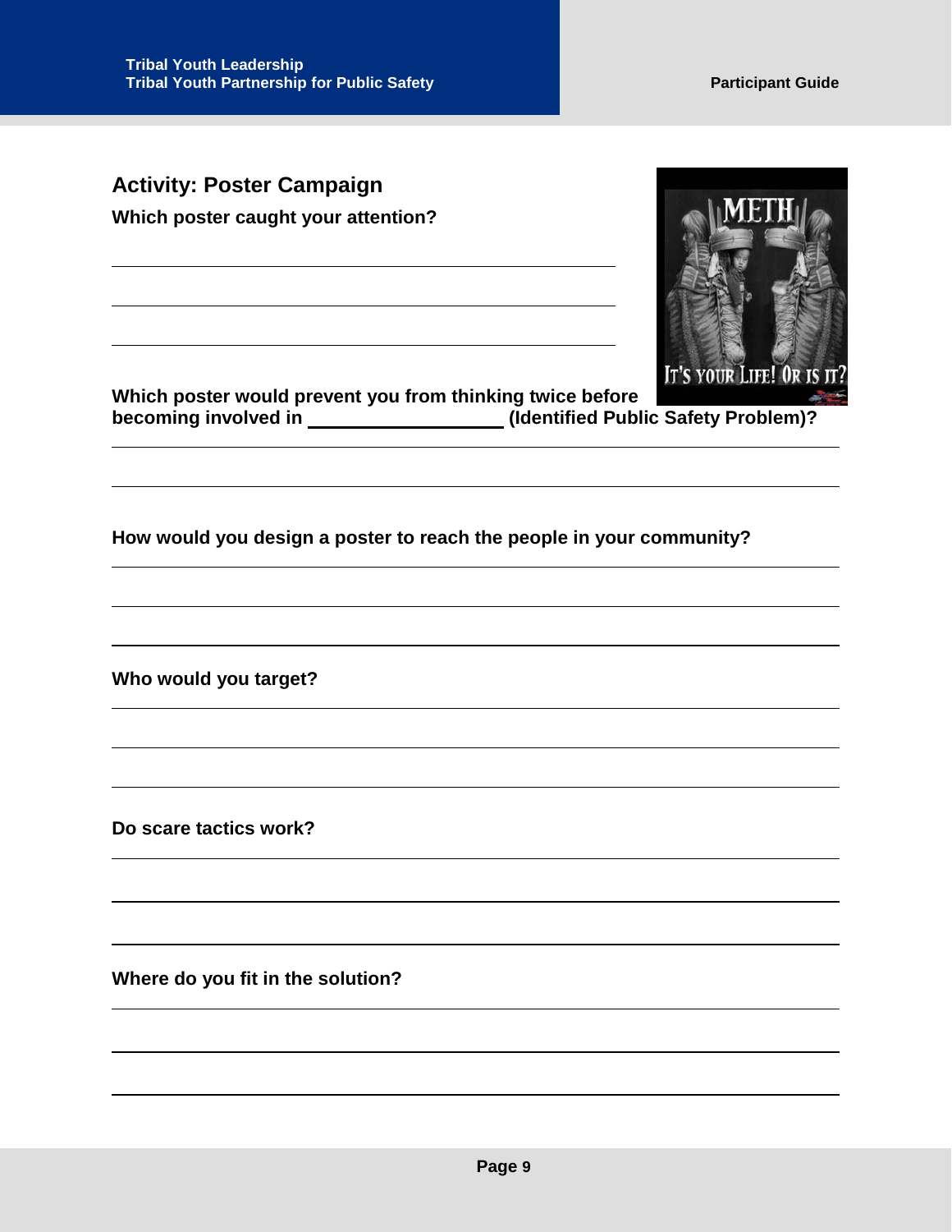## Activity: Poster Campaign

**Which poster caught your attention?**

\_\_\_\_\_\_\_\_\_\_\_\_\_\_\_\_\_\_\_\_\_\_\_\_\_\_\_\_\_\_\_\_\_\_\_\_\_\_\_\_

\_\_\_\_\_\_\_\_\_\_\_\_\_\_\_\_\_\_\_\_\_\_\_\_\_\_\_\_\_\_\_\_\_\_\_\_\_\_\_\_

\_\_\_\_\_\_\_\_\_\_\_\_\_\_\_\_\_\_\_\_\_\_\_\_\_\_\_\_\_\_\_\_\_\_\_\_\_\_\_\_

**Which poster would prevent you from thinking twice before becoming involved in \_\_\_\_\_\_\_\_\_\_\_\_\_\_\_\_\_\_\_\_ (Identified Public Safety Problem)?**

\_\_\_\_\_\_\_\_\_\_\_\_\_\_\_\_\_\_\_\_\_\_\_\_\_\_\_\_\_\_\_\_\_\_\_\_\_\_\_\_

\_\_\_\_\_\_\_\_\_\_\_\_\_\_\_\_\_\_\_\_\_\_\_\_\_\_\_\_\_\_\_\_\_\_\_\_\_\_\_\_

**How would you design a poster to reach the people in your community?**

\_\_\_\_\_\_\_\_\_\_\_\_\_\_\_\_\_\_\_\_\_\_\_\_\_\_\_\_\_\_\_\_\_\_\_\_\_\_\_\_

\_\_\_\_\_\_\_\_\_\_\_\_\_\_\_\_\_\_\_\_\_\_\_\_\_\_\_\_\_\_\_\_\_\_\_\_\_\_\_\_

\_\_\_\_\_\_\_\_\_\_\_\_\_\_\_\_\_\_\_\_\_\_\_\_\_\_\_\_\_\_\_\_\_\_\_\_\_\_\_\_

**Who would you target?**

\_\_\_\_\_\_\_\_\_\_\_\_\_\_\_\_\_\_\_\_\_\_\_\_\_\_\_\_\_\_\_\_\_\_\_\_\_\_\_\_

\_\_\_\_\_\_\_\_\_\_\_\_\_\_\_\_\_\_\_\_\_\_\_\_\_\_\_\_\_\_\_\_\_\_\_\_\_\_\_\_

\_\_\_\_\_\_\_\_\_\_\_\_\_\_\_\_\_\_\_\_\_\_\_\_\_\_\_\_\_\_\_\_\_\_\_\_\_\_\_\_

**Do scare tactics work?**

\_\_\_\_\_\_\_\_\_\_\_\_\_\_\_\_\_\_\_\_\_\_\_\_\_\_\_\_\_\_\_\_\_\_\_\_\_\_\_\_

\_\_\_\_\_\_\_\_\_\_\_\_\_\_\_\_\_\_\_\_\_\_\_\_\_\_\_\_\_\_\_\_\_\_\_\_\_\_\_\_

\_\_\_\_\_\_\_\_\_\_\_\_\_\_\_\_\_\_\_\_\_\_\_\_\_\_\_\_\_\_\_\_\_\_\_\_\_\_\_\_

**Where do you fit in the solution?**

\_\_\_\_\_\_\_\_\_\_\_\_\_\_\_\_\_\_\_\_\_\_\_\_\_\_\_\_\_\_\_\_\_\_\_\_\_\_\_\_

\_\_\_\_\_\_\_\_\_\_\_\_\_\_\_\_\_\_\_\_\_\_\_\_\_\_\_\_\_\_\_\_\_\_\_\_\_\_\_\_

\_\_\_\_\_\_\_\_\_\_\_\_\_\_\_\_\_\_\_\_\_\_\_\_\_\_\_\_\_\_\_\_\_\_\_\_\_\_\_\_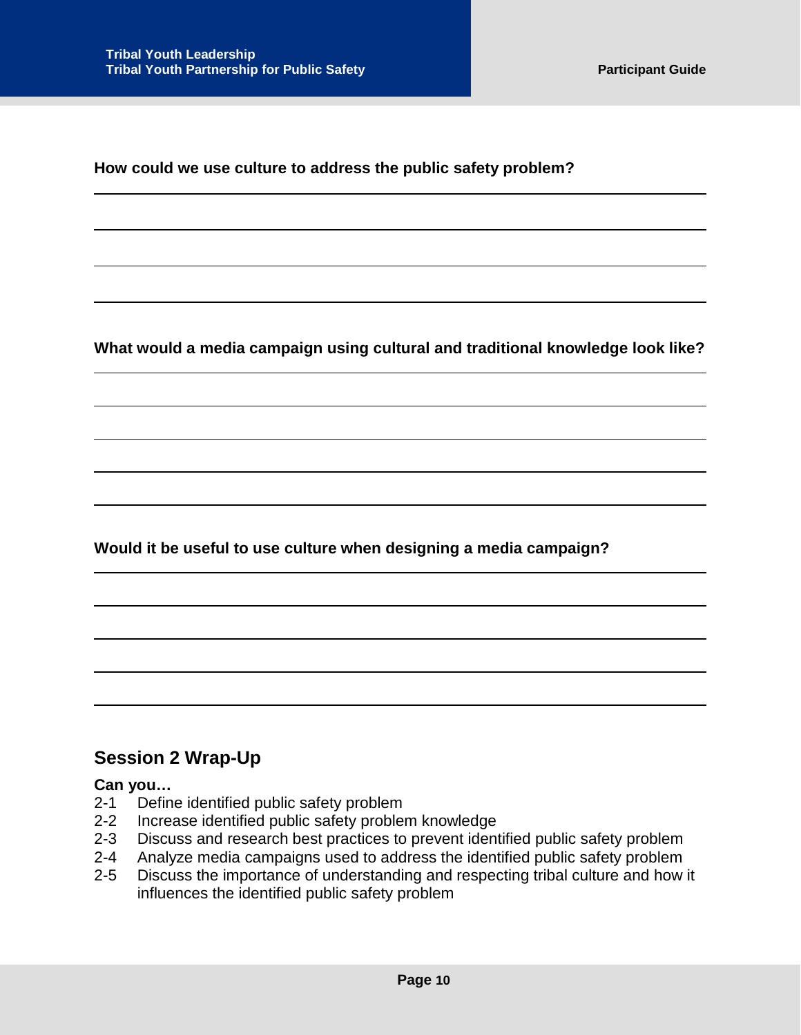**How could we use culture to address the public safety problem?**

**What would a media campaign using cultural and traditional knowledge look like?**

**Would it be useful to use culture when designing a media campaign?**

## Session 2 Wrap-Up

**Can you…**

2-1 Define identified public safety problem
2-2 Increase identified public safety problem knowledge
2-3 Discuss and research best practices to prevent identified public safety problem
2-4 Analyze media campaigns used to address the identified public safety problem
2-5 Discuss the importance of understanding and respecting tribal culture and how it influences the identified public safety problem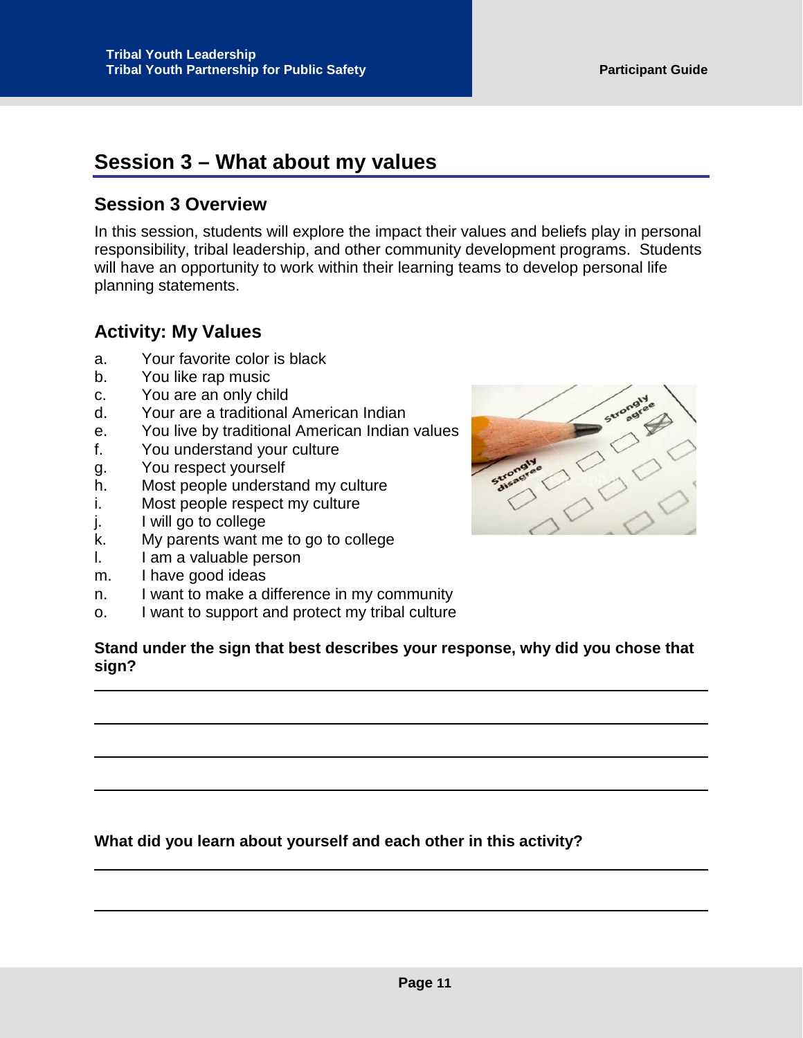# Session 3 – What about my values

## Session 3 Overview

In this session, students will explore the impact their values and beliefs play in personal responsibility, tribal leadership, and other community development programs. Students will have an opportunity to work within their learning teams to develop personal life planning statements.

## Activity: My Values

a. Your favorite color is black
b. You like rap music
c. You are an only child
d. Your are a traditional American Indian
e. You live by traditional American Indian values
f. You understand your culture
g. You respect yourself
h. Most people understand my culture
i. Most people respect my culture
j. I will go to college
k. My parents want me to go to college
l. I am a valuable person
m. I have good ideas
n. I want to make a difference in my community
o. I want to support and protect my tribal culture

**Stand under the sign that best describes your response, why did you chose that sign?**

______________________________________________________________________

______________________________________________________________________

______________________________________________________________________

______________________________________________________________________

**What did you learn about yourself and each other in this activity?**

______________________________________________________________________

______________________________________________________________________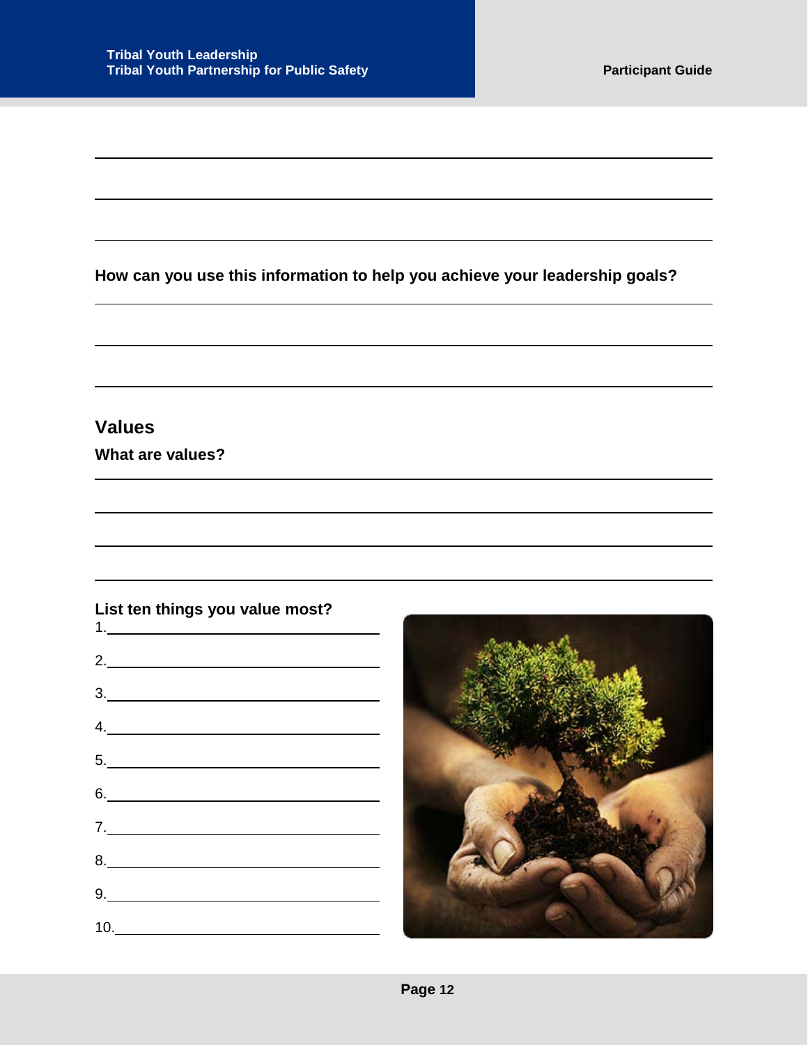**How can you use this information to help you achieve your leadership goals?**

## Values

**What are values?**

**List ten things you value most?**

1.
2.
3.
4.
5.
6.
7.
8.
9.
10.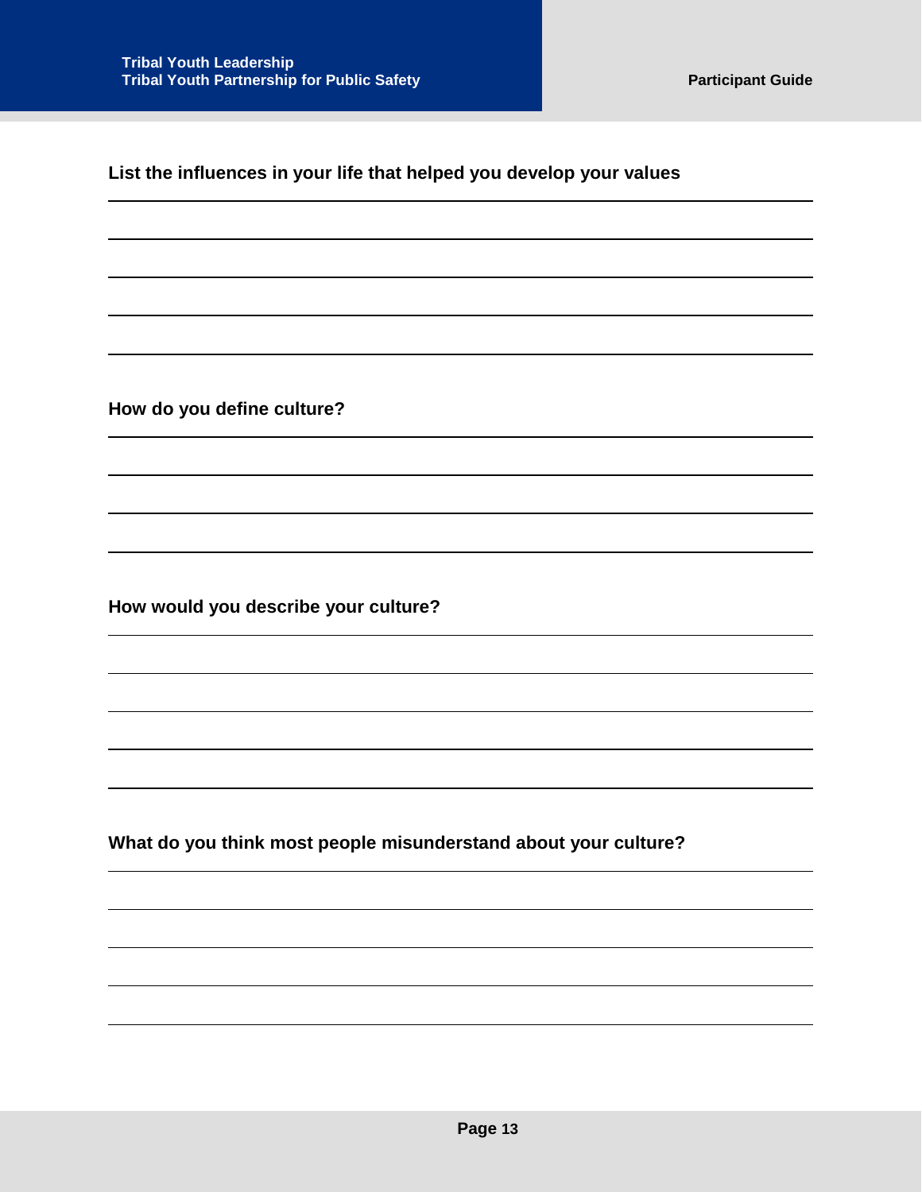**List the influences in your life that helped you develop your values**

**How do you define culture?**

**How would you describe your culture?**

**What do you think most people misunderstand about your culture?**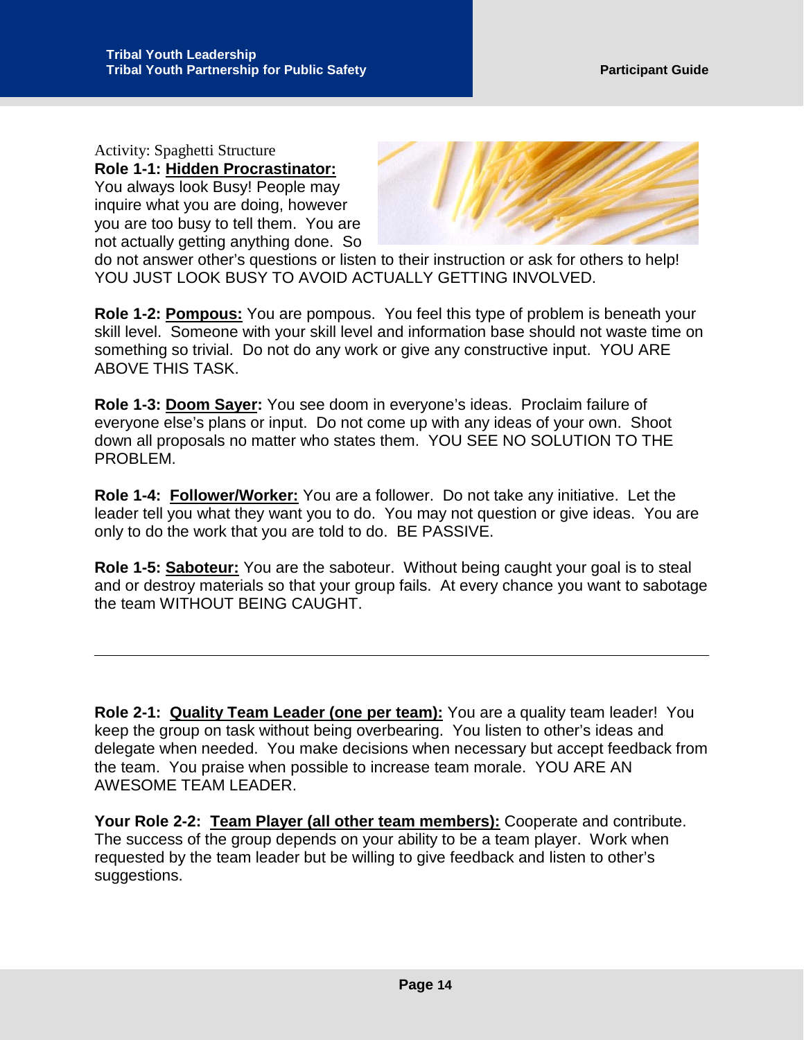Activity: Spaghetti Structure

**Role 1-1: Hidden Procrastinator:** You always look Busy! People may inquire what you are doing, however you are too busy to tell them. You are not actually getting anything done. So do not answer other's questions or listen to their instruction or ask for others to help! YOU JUST LOOK BUSY TO AVOID ACTUALLY GETTING INVOLVED.

**Role 1-2: Pompous:** You are pompous. You feel this type of problem is beneath your skill level. Someone with your skill level and information base should not waste time on something so trivial. Do not do any work or give any constructive input. YOU ARE ABOVE THIS TASK.

**Role 1-3: Doom Sayer:** You see doom in everyone's ideas. Proclaim failure of everyone else's plans or input. Do not come up with any ideas of your own. Shoot down all proposals no matter who states them. YOU SEE NO SOLUTION TO THE PROBLEM.

**Role 1-4: Follower/Worker:** You are a follower. Do not take any initiative. Let the leader tell you what they want you to do. You may not question or give ideas. You are only to do the work that you are told to do. BE PASSIVE.

**Role 1-5: Saboteur:** You are the saboteur. Without being caught your goal is to steal and or destroy materials so that your group fails. At every chance you want to sabotage the team WITHOUT BEING CAUGHT.

---

**Role 2-1: Quality Team Leader (one per team):** You are a quality team leader! You keep the group on task without being overbearing. You listen to other's ideas and delegate when needed. You make decisions when necessary but accept feedback from the team. You praise when possible to increase team morale. YOU ARE AN AWESOME TEAM LEADER.

**Your Role 2-2: Team Player (all other team members):** Cooperate and contribute. The success of the group depends on your ability to be a team player. Work when requested by the team leader but be willing to give feedback and listen to other's suggestions.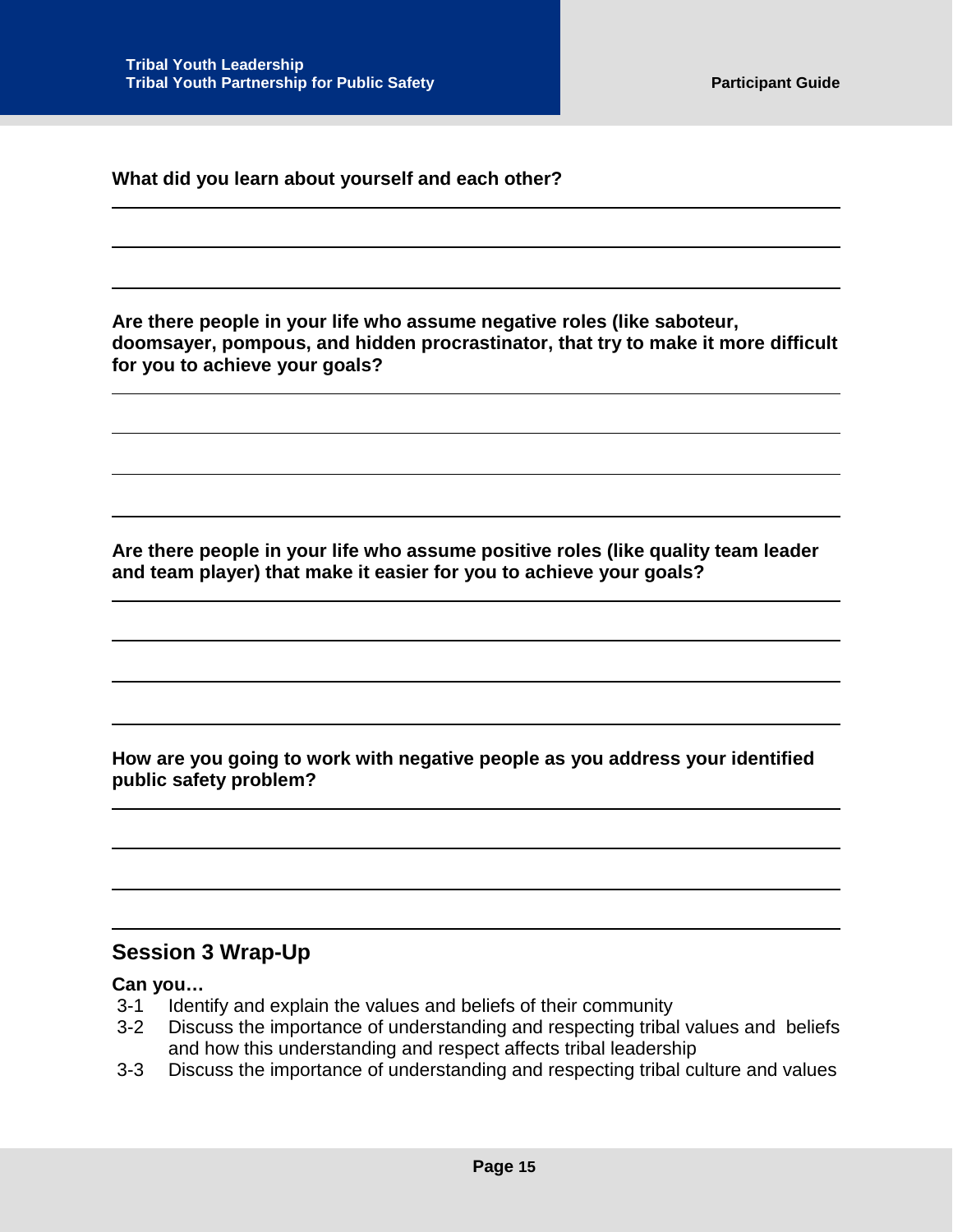**What did you learn about yourself and each other?**

**Are there people in your life who assume negative roles (like saboteur, doomsayer, pompous, and hidden procrastinator, that try to make it more difficult for you to achieve your goals?**

**Are there people in your life who assume positive roles (like quality team leader and team player) that make it easier for you to achieve your goals?**

**How are you going to work with negative people as you address your identified public safety problem?**

## Session 3 Wrap-Up

**Can you…**

- 3-1 Identify and explain the values and beliefs of their community
- 3-2 Discuss the importance of understanding and respecting tribal values and beliefs and how this understanding and respect affects tribal leadership
- 3-3 Discuss the importance of understanding and respecting tribal culture and values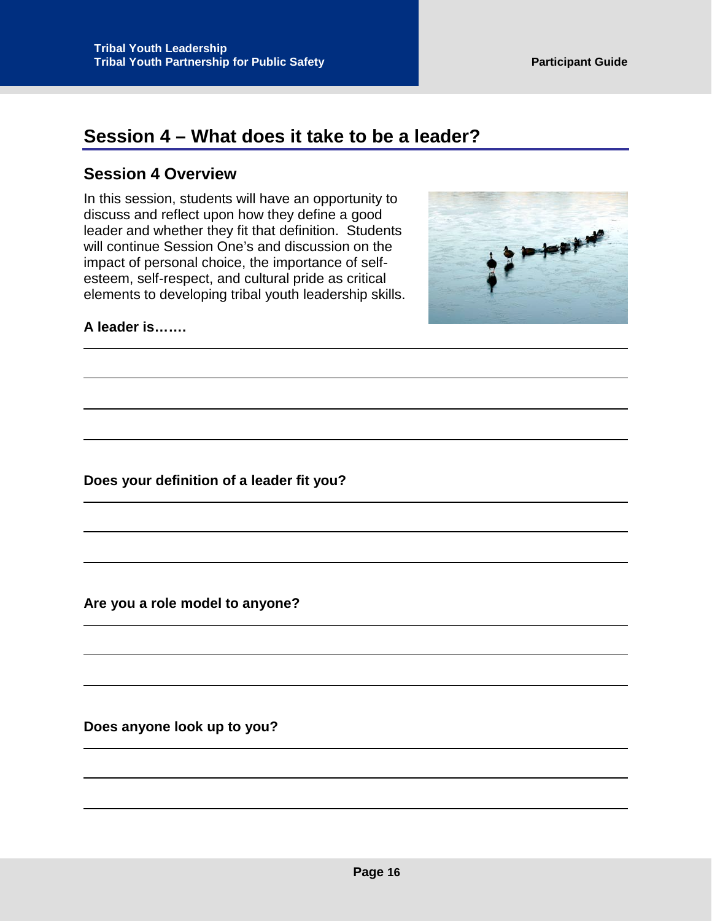## Session 4 – What does it take to be a leader?

### Session 4 Overview

In this session, students will have an opportunity to discuss and reflect upon how they define a good leader and whether they fit that definition. Students will continue Session One's and discussion on the impact of personal choice, the importance of self-esteem, self-respect, and cultural pride as critical elements to developing tribal youth leadership skills.

**A leader is…….**

---

---

---

---

**Does your definition of a leader fit you?**

---

---

---

**Are you a role model to anyone?**

---

---

---

**Does anyone look up to you?**

---

---

---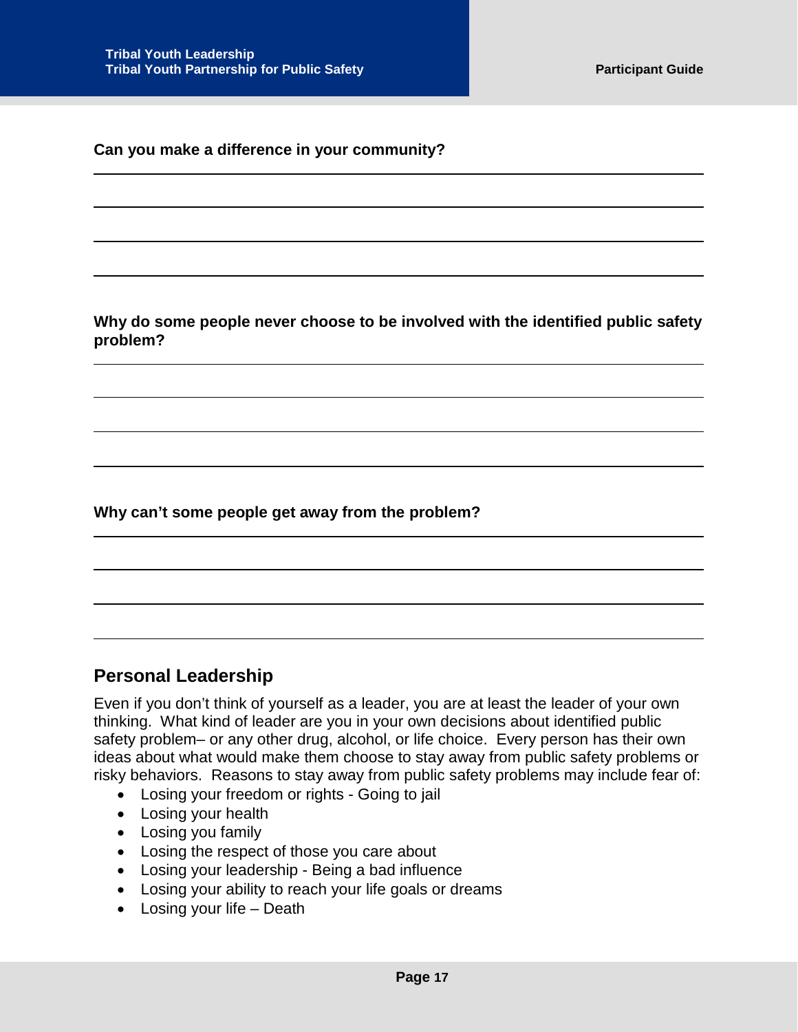**Can you make a difference in your community?**

**Why do some people never choose to be involved with the identified public safety problem?**

**Why can't some people get away from the problem?**

## Personal Leadership

Even if you don't think of yourself as a leader, you are at least the leader of your own thinking. What kind of leader are you in your own decisions about identified public safety problem– or any other drug, alcohol, or life choice. Every person has their own ideas about what would make them choose to stay away from public safety problems or risky behaviors. Reasons to stay away from public safety problems may include fear of:

- Losing your freedom or rights - Going to jail
- Losing your health
- Losing you family
- Losing the respect of those you care about
- Losing your leadership - Being a bad influence
- Losing your ability to reach your life goals or dreams
- Losing your life – Death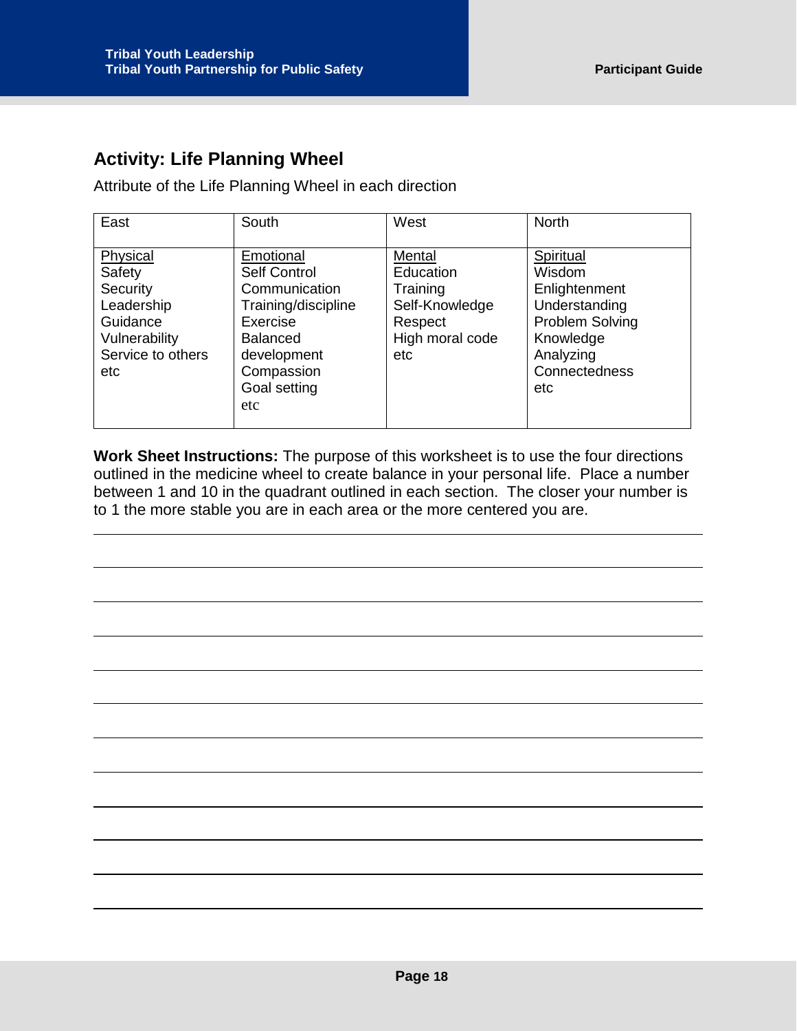## Activity: Life Planning Wheel

Attribute of the Life Planning Wheel in each direction

| East | South | West | North |
|---|---|---|---|
| Physical<br>Safety<br>Security<br>Leadership<br>Guidance<br>Vulnerability<br>Service to others<br>etc | Emotional<br>Self Control<br>Communication<br>Training/discipline<br>Exercise<br>Balanced development<br>Compassion<br>Goal setting<br>etc | Mental<br>Education<br>Training<br>Self-Knowledge<br>Respect<br>High moral code<br>etc | Spiritual<br>Wisdom<br>Enlightenment<br>Understanding<br>Problem Solving<br>Knowledge<br>Analyzing<br>Connectedness<br>etc |

**Work Sheet Instructions:** The purpose of this worksheet is to use the four directions outlined in the medicine wheel to create balance in your personal life. Place a number between 1 and 10 in the quadrant outlined in each section. The closer your number is to 1 the more stable you are in each area or the more centered you are.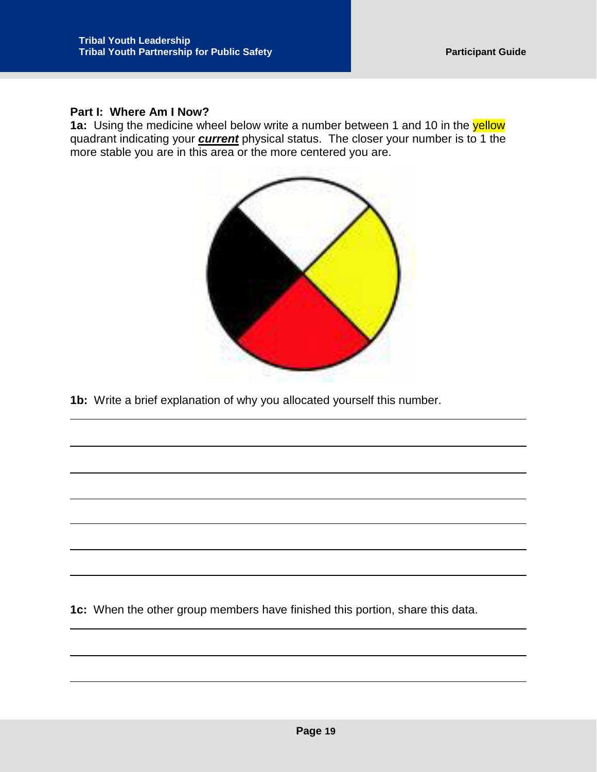## Part I: Where Am I Now?

**1a:** Using the medicine wheel below write a number between 1 and 10 in the yellow quadrant indicating your ***current*** physical status. The closer your number is to 1 the more stable you are in this area or the more centered you are.

**1b:** Write a brief explanation of why you allocated yourself this number.

______________________________________________________________________

______________________________________________________________________

______________________________________________________________________

______________________________________________________________________

______________________________________________________________________

______________________________________________________________________

______________________________________________________________________

**1c:** When the other group members have finished this portion, share this data.

______________________________________________________________________

______________________________________________________________________

______________________________________________________________________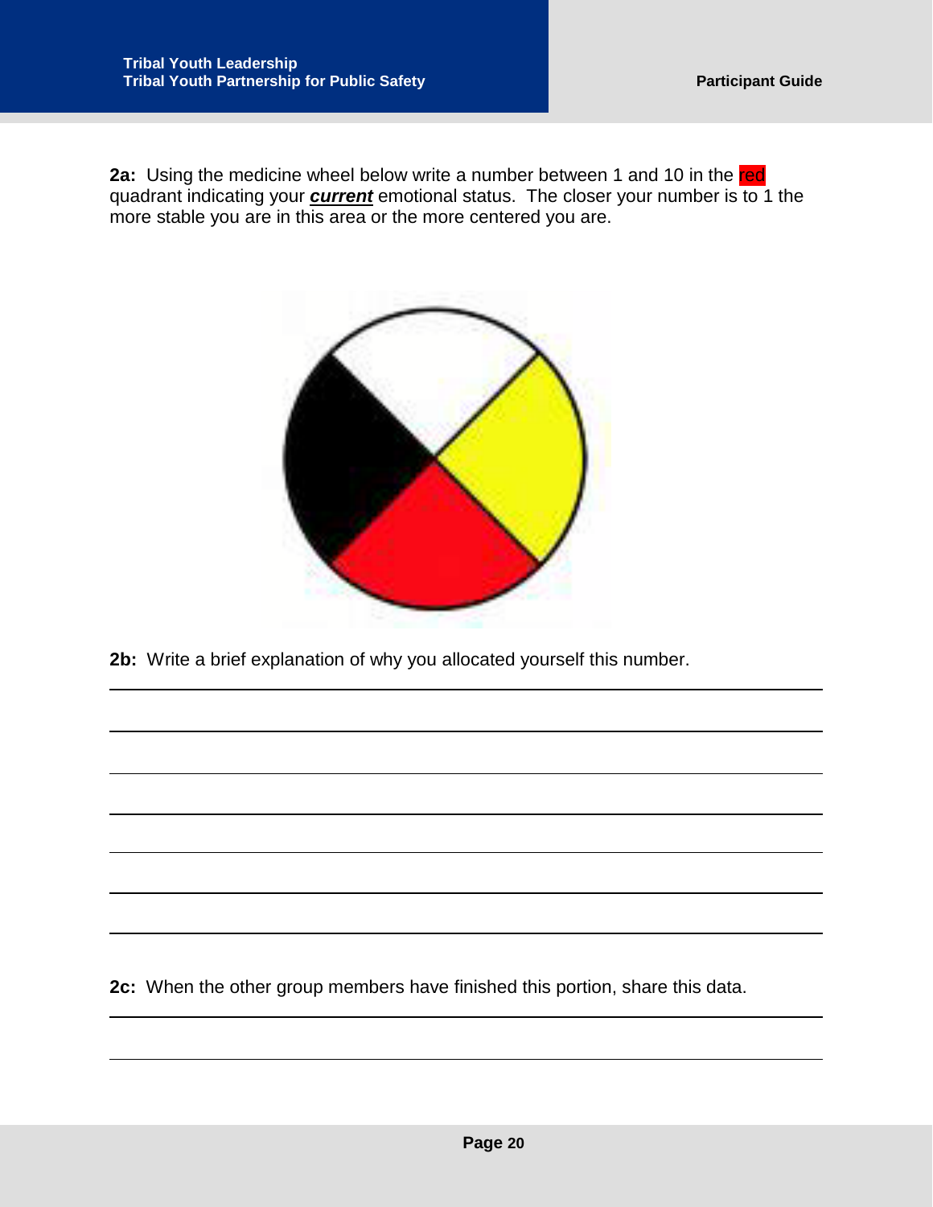**2a:** Using the medicine wheel below write a number between 1 and 10 in the red quadrant indicating your ***current*** emotional status. The closer your number is to 1 the more stable you are in this area or the more centered you are.

**2b:** Write a brief explanation of why you allocated yourself this number.

______________________________________________________________________

______________________________________________________________________

______________________________________________________________________

______________________________________________________________________

______________________________________________________________________

______________________________________________________________________

______________________________________________________________________

**2c:** When the other group members have finished this portion, share this data.

______________________________________________________________________

______________________________________________________________________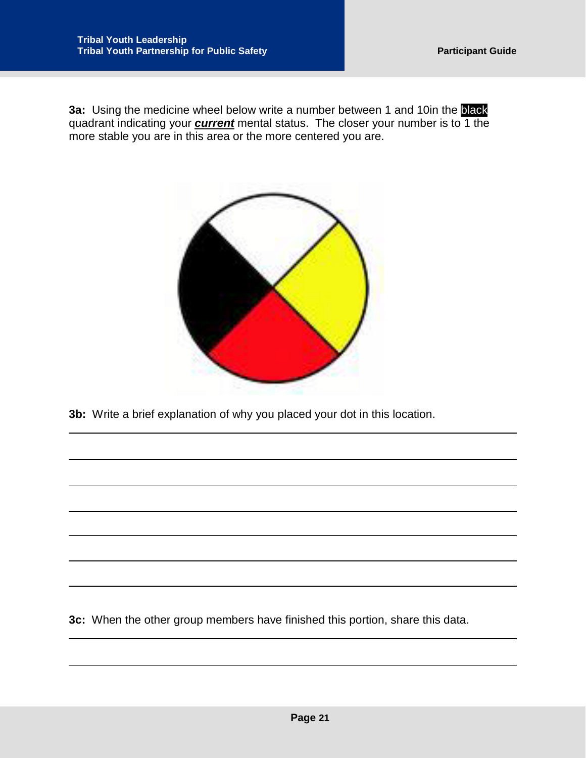**3a:** Using the medicine wheel below write a number between 1 and 10in the black quadrant indicating your ***current*** mental status. The closer your number is to 1 the more stable you are in this area or the more centered you are.

**3b:** Write a brief explanation of why you placed your dot in this location.

______________________________________________________________________

______________________________________________________________________

______________________________________________________________________

______________________________________________________________________

______________________________________________________________________

______________________________________________________________________

______________________________________________________________________

**3c:** When the other group members have finished this portion, share this data.

______________________________________________________________________

______________________________________________________________________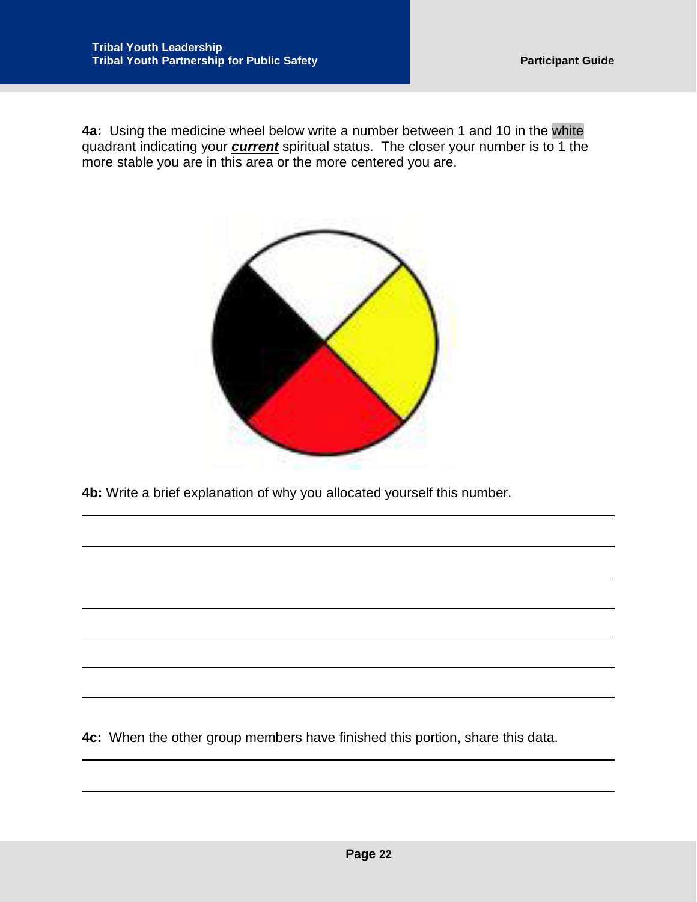**4a:** Using the medicine wheel below write a number between 1 and 10 in the white quadrant indicating your ***current*** spiritual status. The closer your number is to 1 the more stable you are in this area or the more centered you are.

**4b:** Write a brief explanation of why you allocated yourself this number.

______________________________________________________________________________

______________________________________________________________________________

______________________________________________________________________________

______________________________________________________________________________

______________________________________________________________________________

______________________________________________________________________________

______________________________________________________________________________

**4c:** When the other group members have finished this portion, share this data.

______________________________________________________________________________

______________________________________________________________________________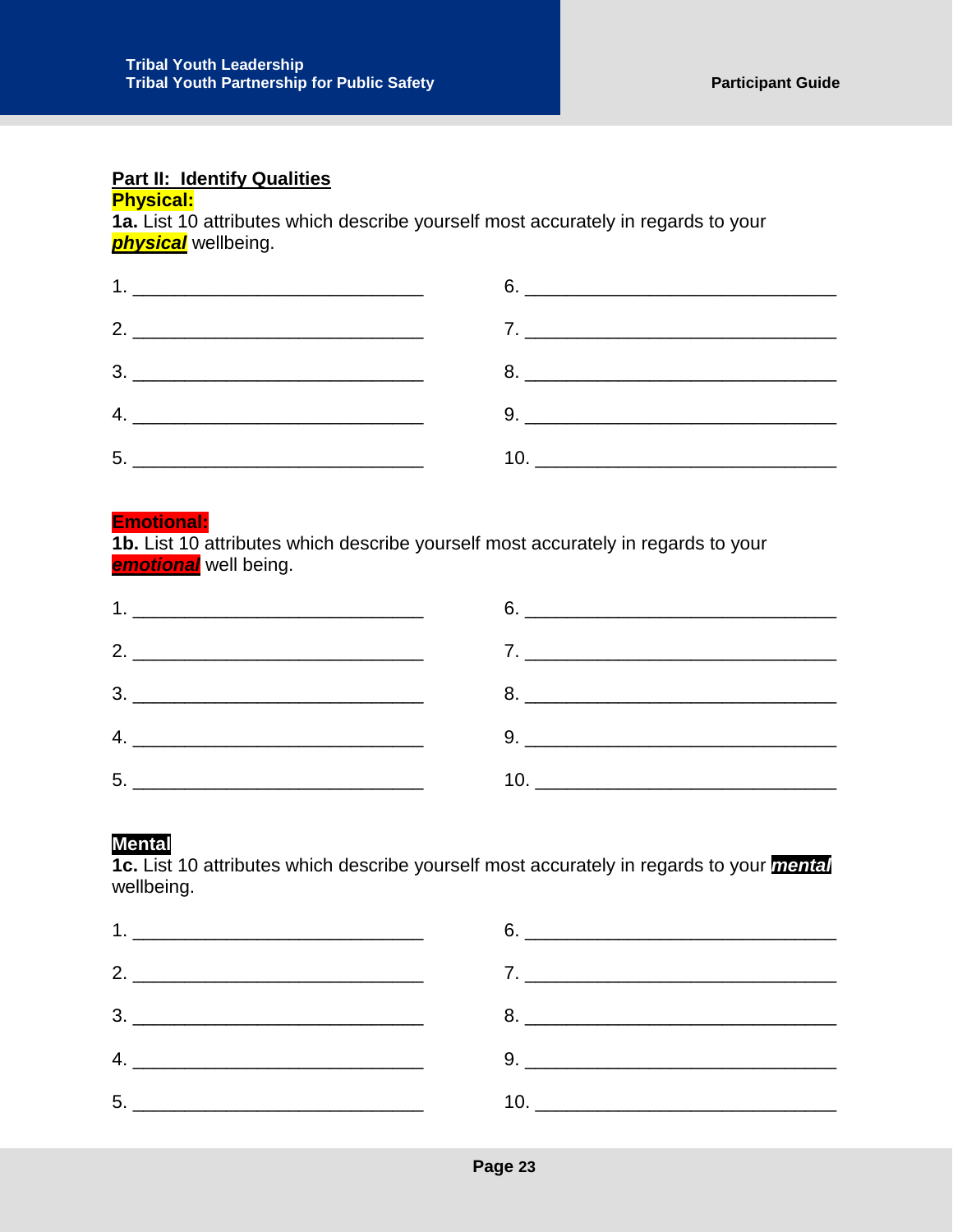## Part II: Identify Qualities

**Physical:**

**1a.** List 10 attributes which describe yourself most accurately in regards to your ***physical*** wellbeing.

1. ______________________________
2. ______________________________
3. ______________________________
4. ______________________________
5. ______________________________
6. ______________________________
7. ______________________________
8. ______________________________
9. ______________________________
10. ______________________________

**Emotional:**

**1b.** List 10 attributes which describe yourself most accurately in regards to your ***emotional*** well being.

1. ______________________________
2. ______________________________
3. ______________________________
4. ______________________________
5. ______________________________
6. ______________________________
7. ______________________________
8. ______________________________
9. ______________________________
10. ______________________________

**Mental**

**1c.** List 10 attributes which describe yourself most accurately in regards to your ***mental*** wellbeing.

1. ______________________________
2. ______________________________
3. ______________________________
4. ______________________________
5. ______________________________
6. ______________________________
7. ______________________________
8. ______________________________
9. ______________________________
10. ______________________________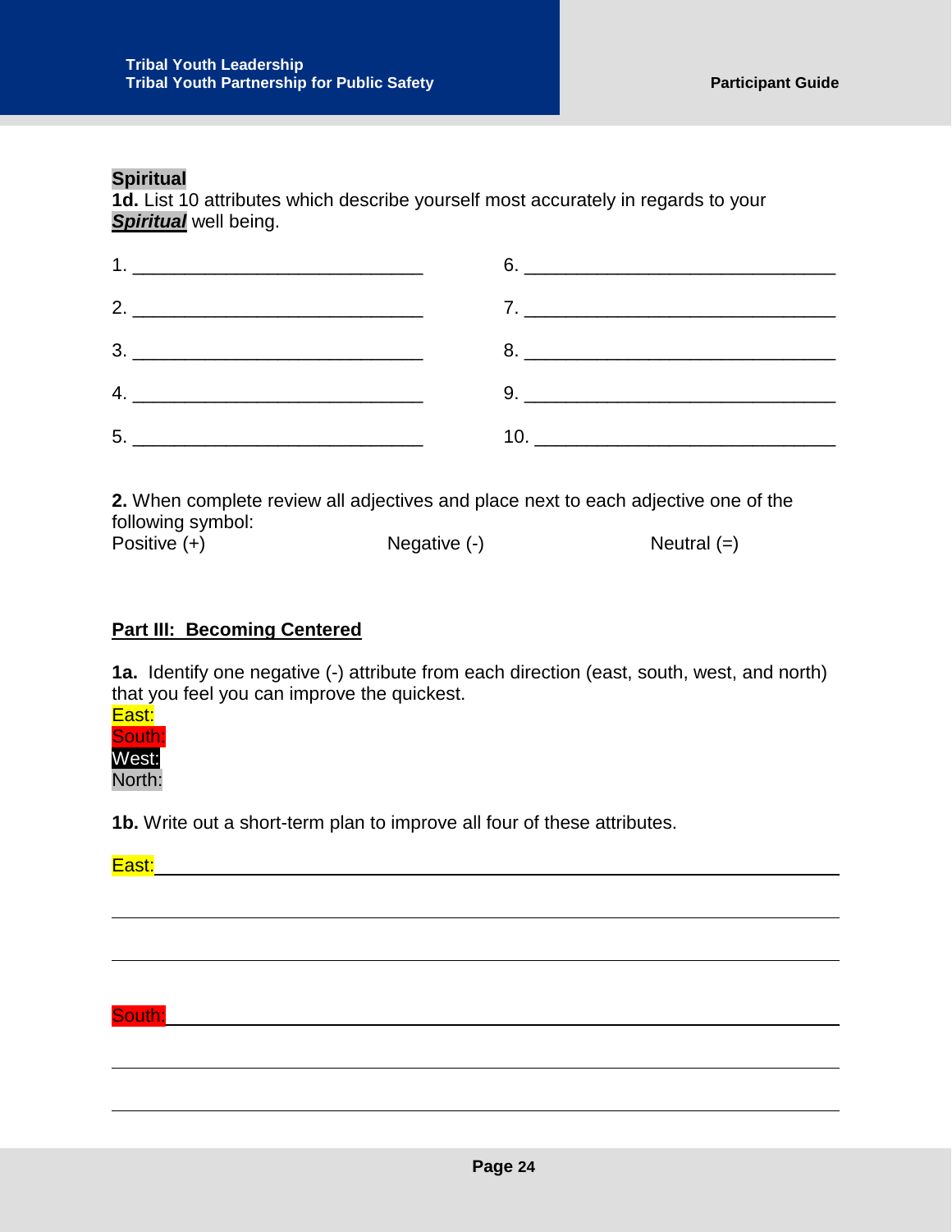**Spiritual**

**1d.** List 10 attributes which describe yourself most accurately in regards to your ***Spiritual*** well being.

1. ____________________________
2. ____________________________
3. ____________________________
4. ____________________________
5. ____________________________
6. ______________________________
7. ______________________________
8. ______________________________
9. ______________________________
10. _____________________________

**2.** When complete review all adjectives and place next to each adjective one of the following symbol:

Positive (+) Negative (-) Neutral (=)

**Part III: Becoming Centered**

**1a.** Identify one negative (-) attribute from each direction (east, south, west, and north) that you feel you can improve the quickest.

East:
South:
West:
North:

**1b.** Write out a short-term plan to improve all four of these attributes.

East: ______________________________________________________________

______________________________________________________________

______________________________________________________________

South: ______________________________________________________________

______________________________________________________________

______________________________________________________________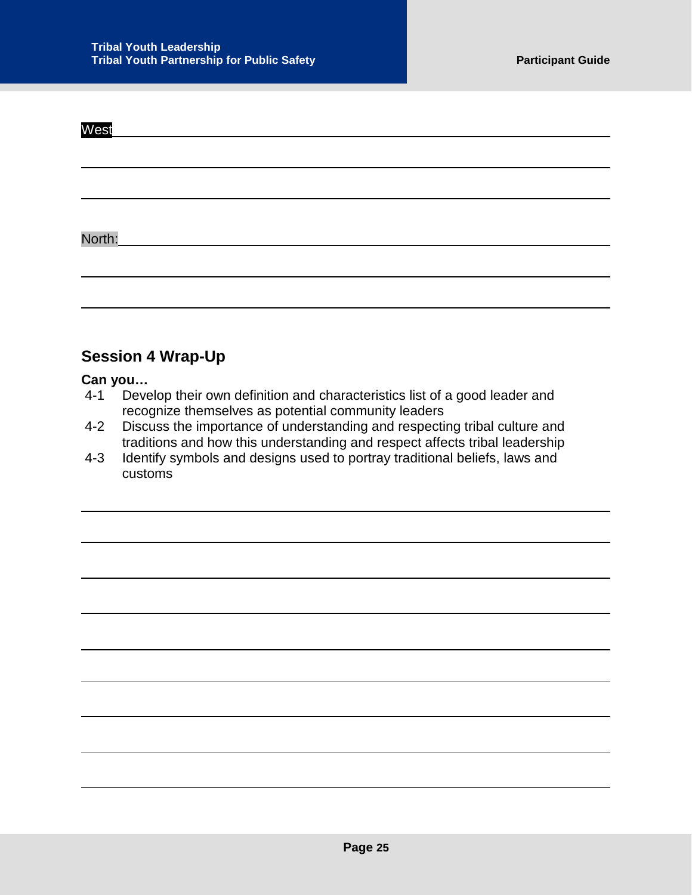West

North:

## Session 4 Wrap-Up

**Can you…**

4-1 Develop their own definition and characteristics list of a good leader and recognize themselves as potential community leaders

4-2 Discuss the importance of understanding and respecting tribal culture and traditions and how this understanding and respect affects tribal leadership

4-3 Identify symbols and designs used to portray traditional beliefs, laws and customs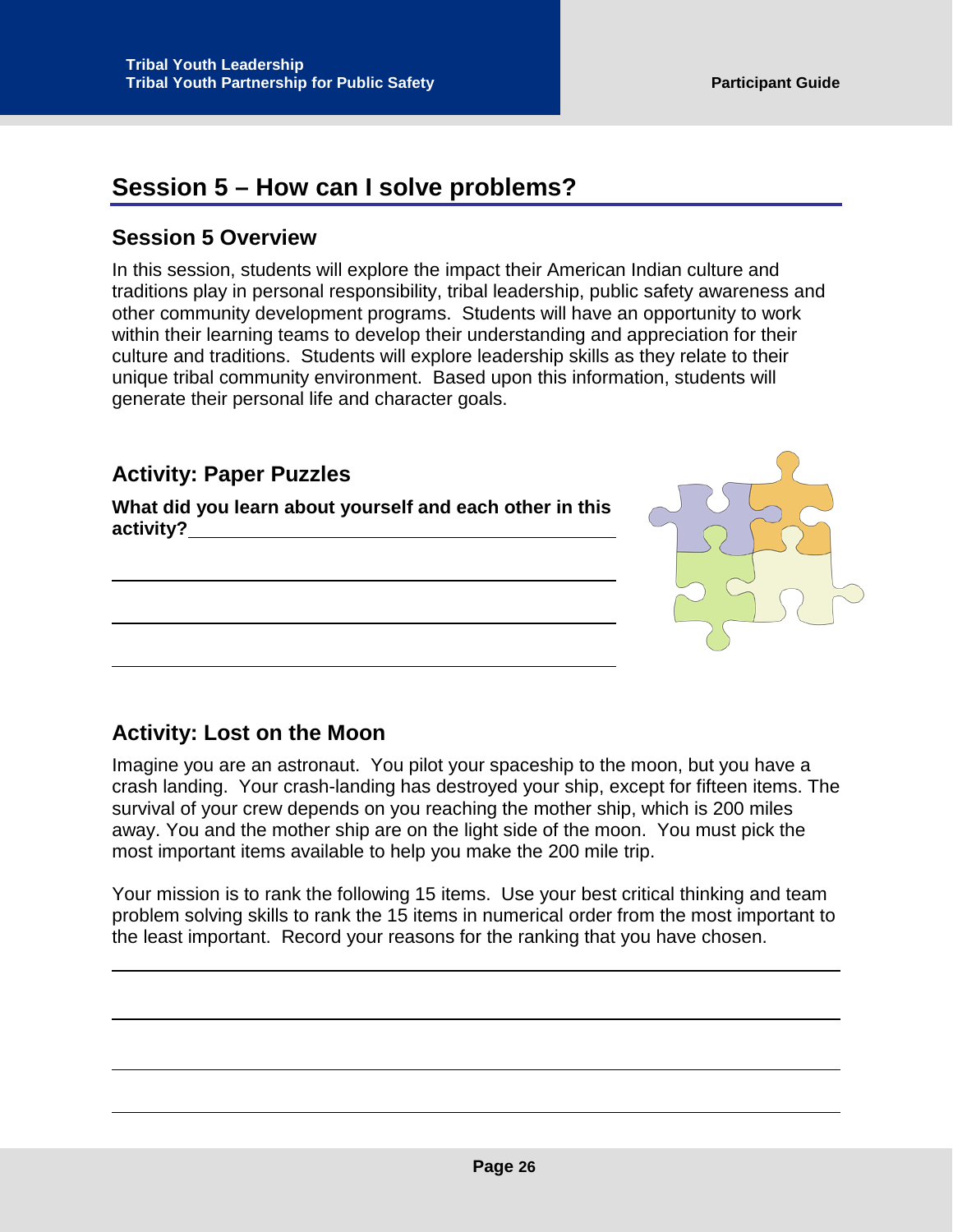# Session 5 – How can I solve problems?

## Session 5 Overview

In this session, students will explore the impact their American Indian culture and traditions play in personal responsibility, tribal leadership, public safety awareness and other community development programs. Students will have an opportunity to work within their learning teams to develop their understanding and appreciation for their culture and traditions. Students will explore leadership skills as they relate to their unique tribal community environment. Based upon this information, students will generate their personal life and character goals.

## Activity: Paper Puzzles

**What did you learn about yourself and each other in this activity?**\_\_\_\_\_\_\_\_\_\_\_\_\_\_\_\_\_\_\_\_\_\_\_\_\_\_\_\_\_\_\_\_\_\_\_\_

\_\_\_\_\_\_\_\_\_\_\_\_\_\_\_\_\_\_\_\_\_\_\_\_\_\_\_\_\_\_\_\_\_\_\_\_\_\_\_\_\_\_\_\_\_\_\_\_\_\_\_\_\_\_\_\_

\_\_\_\_\_\_\_\_\_\_\_\_\_\_\_\_\_\_\_\_\_\_\_\_\_\_\_\_\_\_\_\_\_\_\_\_\_\_\_\_\_\_\_\_\_\_\_\_\_\_\_\_\_\_\_\_

\_\_\_\_\_\_\_\_\_\_\_\_\_\_\_\_\_\_\_\_\_\_\_\_\_\_\_\_\_\_\_\_\_\_\_\_\_\_\_\_\_\_\_\_\_\_\_\_\_\_\_\_\_\_\_\_

## Activity: Lost on the Moon

Imagine you are an astronaut. You pilot your spaceship to the moon, but you have a crash landing. Your crash-landing has destroyed your ship, except for fifteen items. The survival of your crew depends on you reaching the mother ship, which is 200 miles away. You and the mother ship are on the light side of the moon. You must pick the most important items available to help you make the 200 mile trip.

Your mission is to rank the following 15 items. Use your best critical thinking and team problem solving skills to rank the 15 items in numerical order from the most important to the least important. Record your reasons for the ranking that you have chosen.

\_\_\_\_\_\_\_\_\_\_\_\_\_\_\_\_\_\_\_\_\_\_\_\_\_\_\_\_\_\_\_\_\_\_\_\_\_\_\_\_\_\_\_\_\_\_\_\_\_\_\_\_\_\_\_\_\_\_\_\_\_\_\_\_\_\_\_\_\_\_\_\_\_\_\_\_\_\_

\_\_\_\_\_\_\_\_\_\_\_\_\_\_\_\_\_\_\_\_\_\_\_\_\_\_\_\_\_\_\_\_\_\_\_\_\_\_\_\_\_\_\_\_\_\_\_\_\_\_\_\_\_\_\_\_\_\_\_\_\_\_\_\_\_\_\_\_\_\_\_\_\_\_\_\_\_\_

\_\_\_\_\_\_\_\_\_\_\_\_\_\_\_\_\_\_\_\_\_\_\_\_\_\_\_\_\_\_\_\_\_\_\_\_\_\_\_\_\_\_\_\_\_\_\_\_\_\_\_\_\_\_\_\_\_\_\_\_\_\_\_\_\_\_\_\_\_\_\_\_\_\_\_\_\_\_

\_\_\_\_\_\_\_\_\_\_\_\_\_\_\_\_\_\_\_\_\_\_\_\_\_\_\_\_\_\_\_\_\_\_\_\_\_\_\_\_\_\_\_\_\_\_\_\_\_\_\_\_\_\_\_\_\_\_\_\_\_\_\_\_\_\_\_\_\_\_\_\_\_\_\_\_\_\_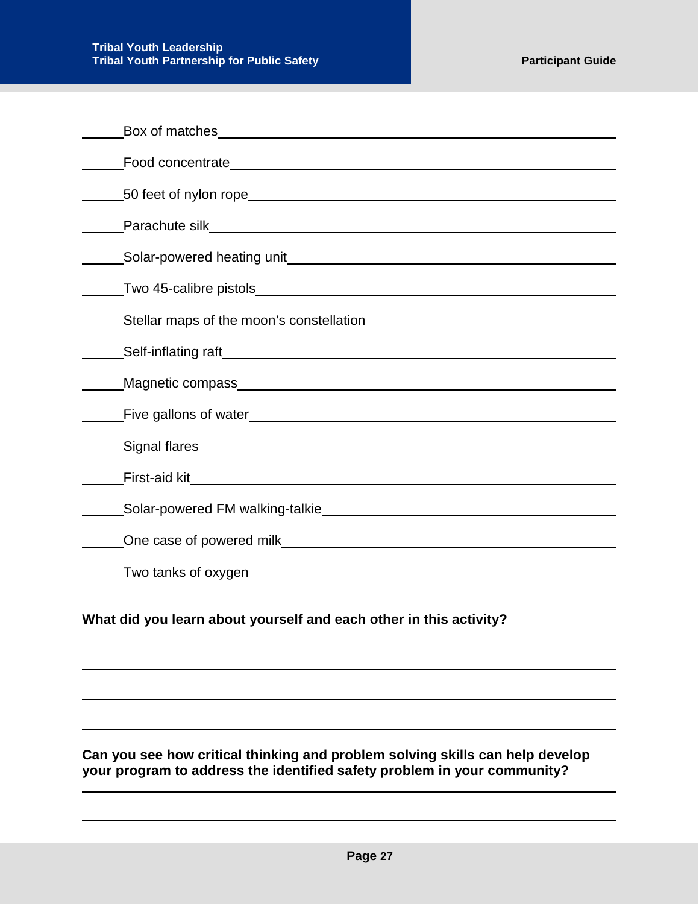______ Box of matches ____________________________________________

______ Food concentrate __________________________________________

______ 50 feet of nylon rope ______________________________________

______ Parachute silk ____________________________________________

______ Solar-powered heating unit _________________________________

______ Two 45-calibre pistols _____________________________________

______ Stellar maps of the moon's constellation _____________________

______ Self-inflating raft _________________________________________

______ Magnetic compass _________________________________________

______ Five gallons of water _______________________________________

______ Signal flares _____________________________________________

______ First-aid kit ______________________________________________

______ Solar-powered FM walking-talkie ____________________________

______ One case of powered milk ___________________________________

______ Two tanks of oxygen ________________________________________

**What did you learn about yourself and each other in this activity?**

________________________________________________________________

________________________________________________________________

________________________________________________________________

________________________________________________________________

**Can you see how critical thinking and problem solving skills can help develop your program to address the identified safety problem in your community?**

________________________________________________________________

________________________________________________________________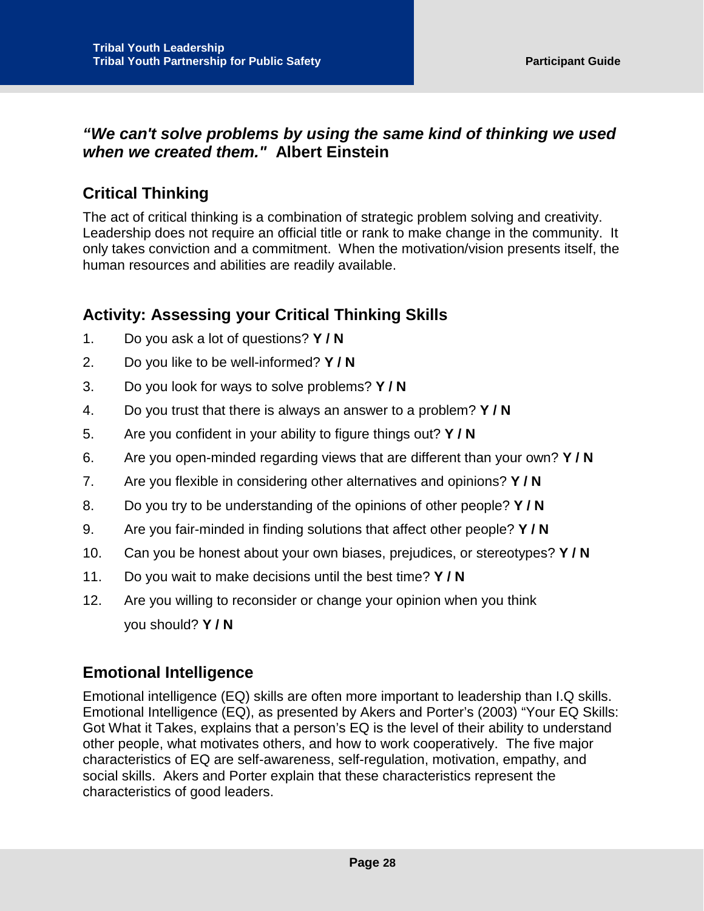***"We can't solve problems by using the same kind of thinking we used when we created them."*** **Albert Einstein**

## Critical Thinking

The act of critical thinking is a combination of strategic problem solving and creativity. Leadership does not require an official title or rank to make change in the community. It only takes conviction and a commitment. When the motivation/vision presents itself, the human resources and abilities are readily available.

## Activity: Assessing your Critical Thinking Skills

1. Do you ask a lot of questions? **Y / N**
2. Do you like to be well-informed? **Y / N**
3. Do you look for ways to solve problems? **Y / N**
4. Do you trust that there is always an answer to a problem? **Y / N**
5. Are you confident in your ability to figure things out? **Y / N**
6. Are you open-minded regarding views that are different than your own? **Y / N**
7. Are you flexible in considering other alternatives and opinions? **Y / N**
8. Do you try to be understanding of the opinions of other people? **Y / N**
9. Are you fair-minded in finding solutions that affect other people? **Y / N**
10. Can you be honest about your own biases, prejudices, or stereotypes? **Y / N**
11. Do you wait to make decisions until the best time? **Y / N**
12. Are you willing to reconsider or change your opinion when you think you should? **Y / N**

## Emotional Intelligence

Emotional intelligence (EQ) skills are often more important to leadership than I.Q skills. Emotional Intelligence (EQ), as presented by Akers and Porter's (2003) "Your EQ Skills: Got What it Takes, explains that a person's EQ is the level of their ability to understand other people, what motivates others, and how to work cooperatively. The five major characteristics of EQ are self-awareness, self-regulation, motivation, empathy, and social skills. Akers and Porter explain that these characteristics represent the characteristics of good leaders.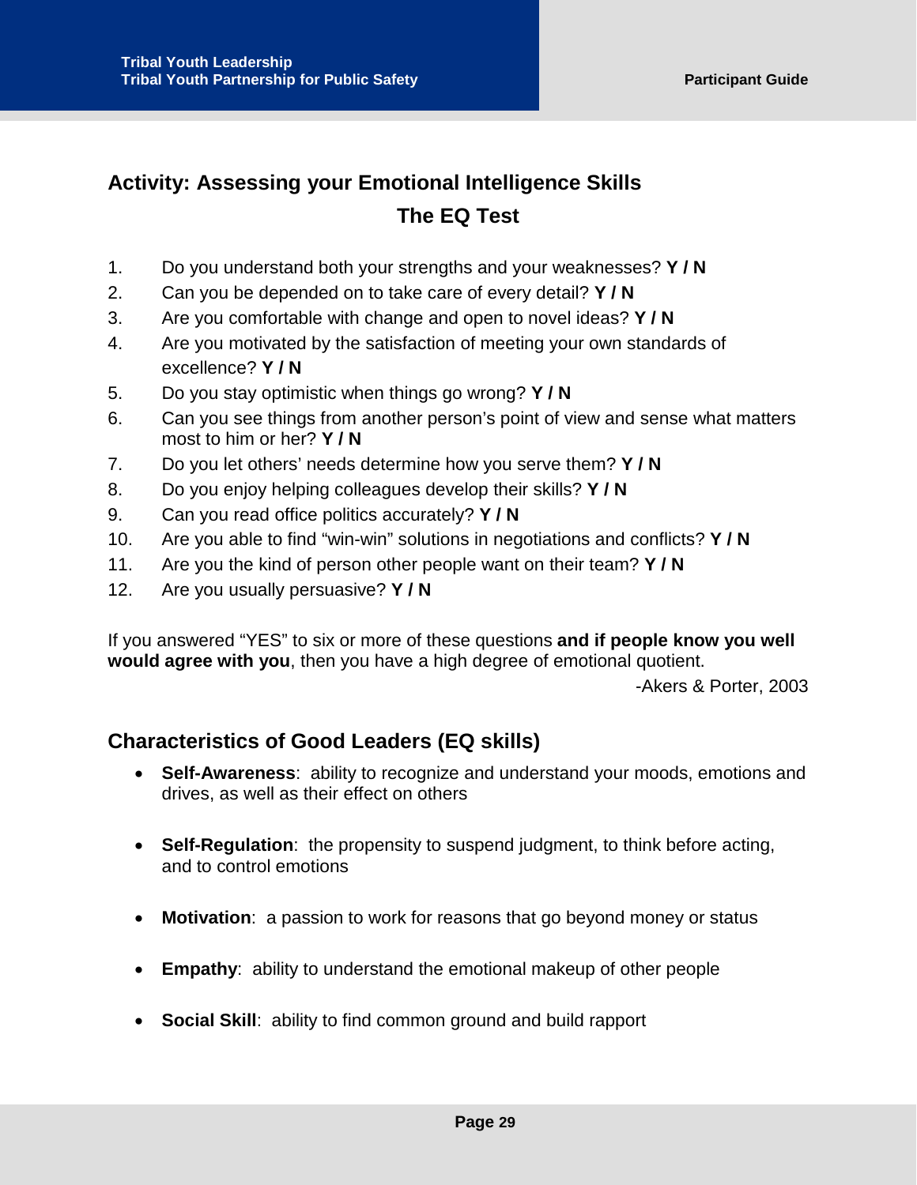## Activity: Assessing your Emotional Intelligence Skills

### The EQ Test

1. Do you understand both your strengths and your weaknesses? **Y / N**
2. Can you be depended on to take care of every detail? **Y / N**
3. Are you comfortable with change and open to novel ideas? **Y / N**
4. Are you motivated by the satisfaction of meeting your own standards of excellence? **Y / N**
5. Do you stay optimistic when things go wrong? **Y / N**
6. Can you see things from another person's point of view and sense what matters most to him or her? **Y / N**
7. Do you let others' needs determine how you serve them? **Y / N**
8. Do you enjoy helping colleagues develop their skills? **Y / N**
9. Can you read office politics accurately? **Y / N**
10. Are you able to find "win-win" solutions in negotiations and conflicts? **Y / N**
11. Are you the kind of person other people want on their team? **Y / N**
12. Are you usually persuasive? **Y / N**

If you answered "YES" to six or more of these questions **and if people know you well would agree with you**, then you have a high degree of emotional quotient.

-Akers & Porter, 2003

## Characteristics of Good Leaders (EQ skills)

- **Self-Awareness**: ability to recognize and understand your moods, emotions and drives, as well as their effect on others
- **Self-Regulation**: the propensity to suspend judgment, to think before acting, and to control emotions
- **Motivation**: a passion to work for reasons that go beyond money or status
- **Empathy**: ability to understand the emotional makeup of other people
- **Social Skill**: ability to find common ground and build rapport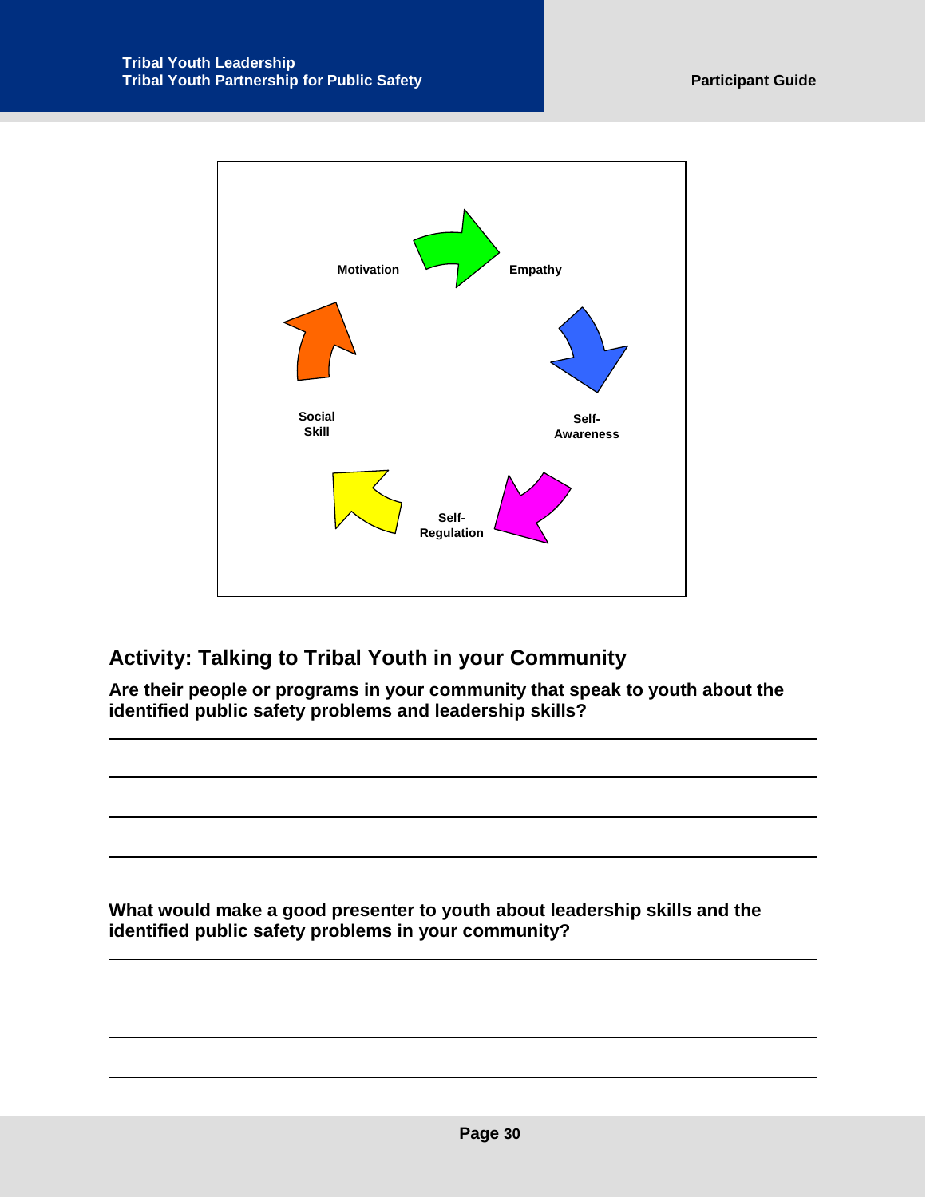Motivation

Empathy

Self-Awareness

Self-Regulation

Social Skill

## Activity: Talking to Tribal Youth in your Community

**Are their people or programs in your community that speak to youth about the identified public safety problems and leadership skills?**

______________________________________________________________________

______________________________________________________________________

______________________________________________________________________

______________________________________________________________________

**What would make a good presenter to youth about leadership skills and the identified public safety problems in your community?**

______________________________________________________________________

______________________________________________________________________

______________________________________________________________________

______________________________________________________________________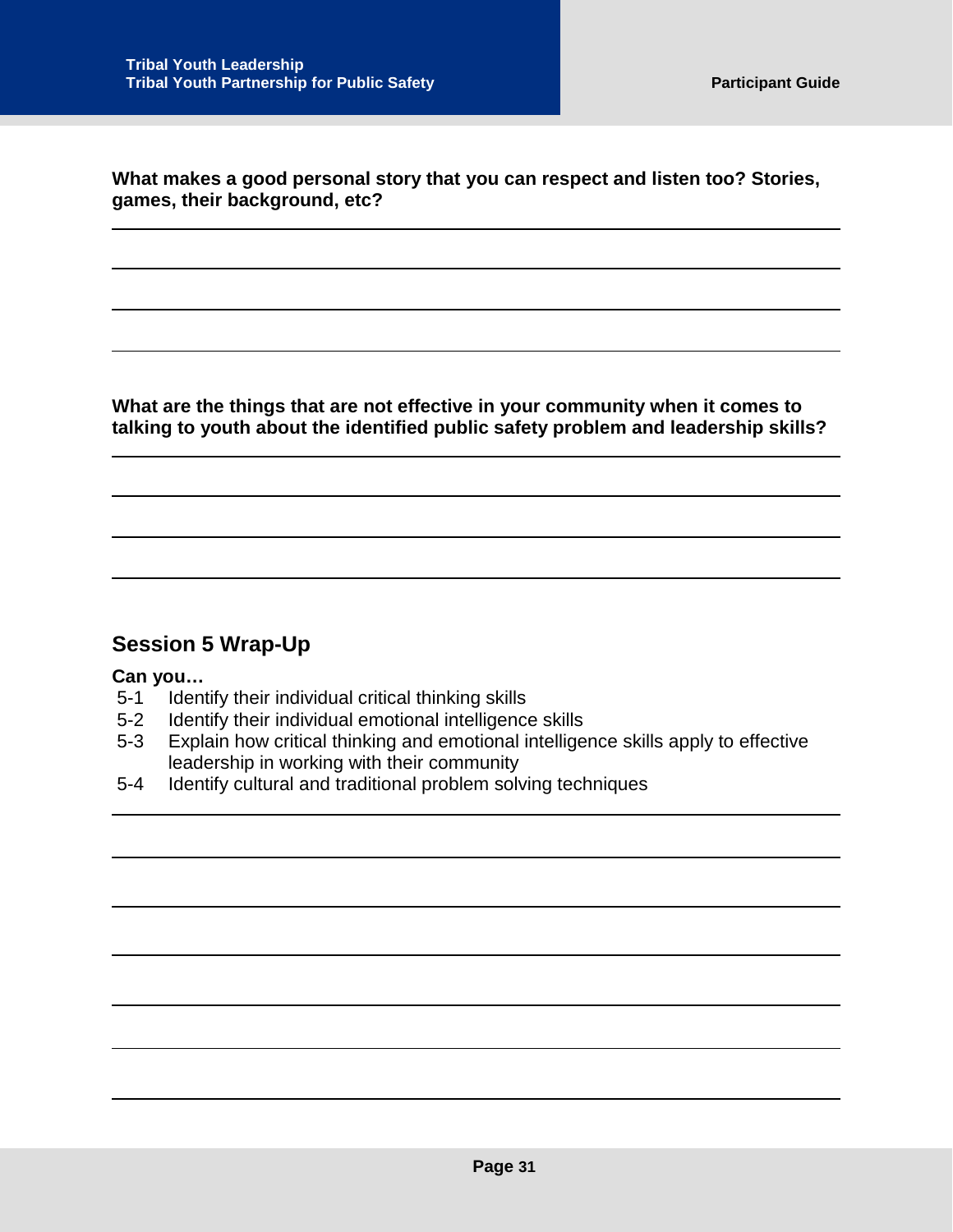**What makes a good personal story that you can respect and listen too? Stories, games, their background, etc?**

**What are the things that are not effective in your community when it comes to talking to youth about the identified public safety problem and leadership skills?**

## Session 5 Wrap-Up

**Can you…**

- 5-1 Identify their individual critical thinking skills
- 5-2 Identify their individual emotional intelligence skills
- 5-3 Explain how critical thinking and emotional intelligence skills apply to effective leadership in working with their community
- 5-4 Identify cultural and traditional problem solving techniques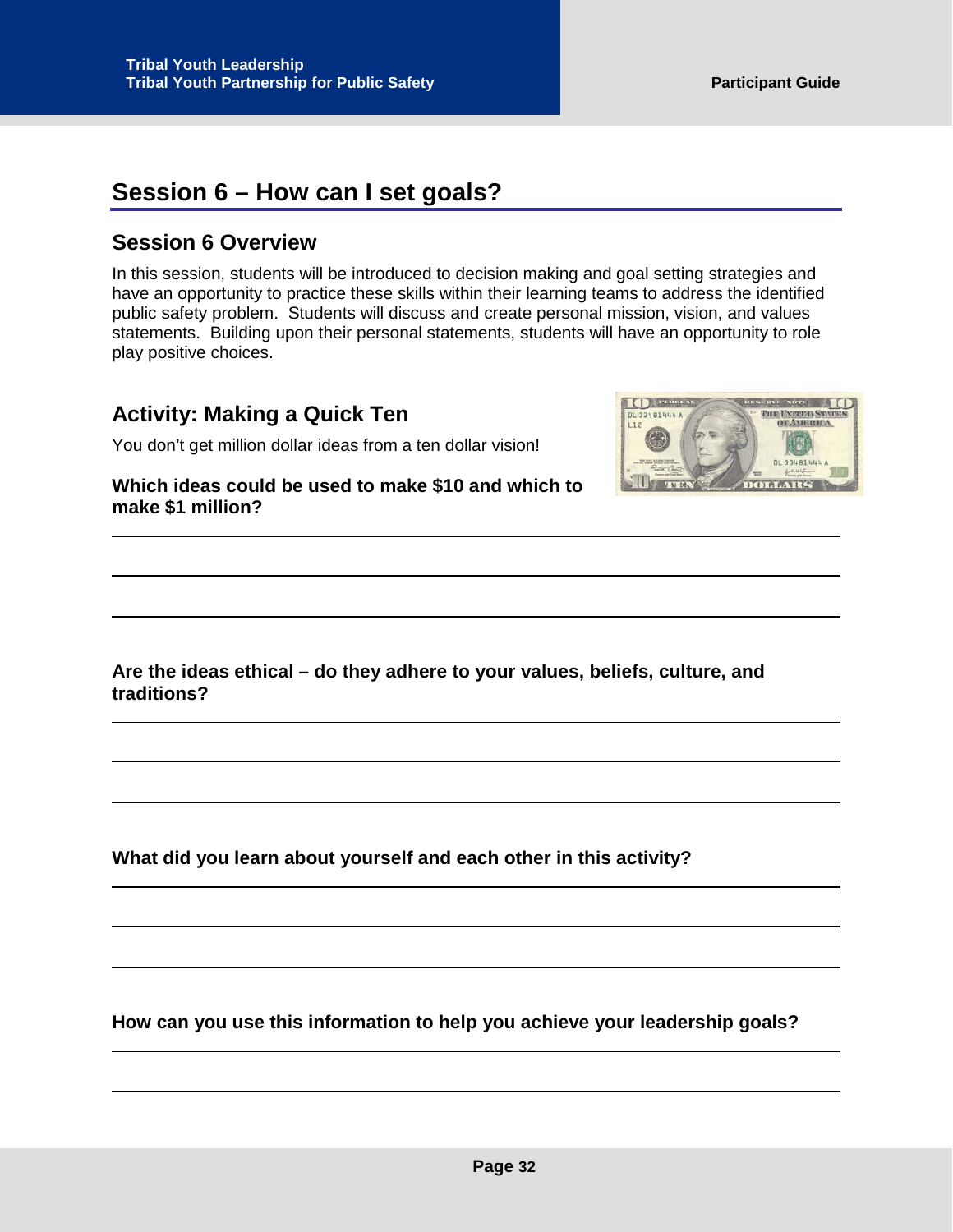# Session 6 – How can I set goals?

## Session 6 Overview

In this session, students will be introduced to decision making and goal setting strategies and have an opportunity to practice these skills within their learning teams to address the identified public safety problem. Students will discuss and create personal mission, vision, and values statements. Building upon their personal statements, students will have an opportunity to role play positive choices.

## Activity: Making a Quick Ten

You don't get million dollar ideas from a ten dollar vision!

**Which ideas could be used to make $10 and which to make $1 million?**

**Are the ideas ethical – do they adhere to your values, beliefs, culture, and traditions?**

**What did you learn about yourself and each other in this activity?**

**How can you use this information to help you achieve your leadership goals?**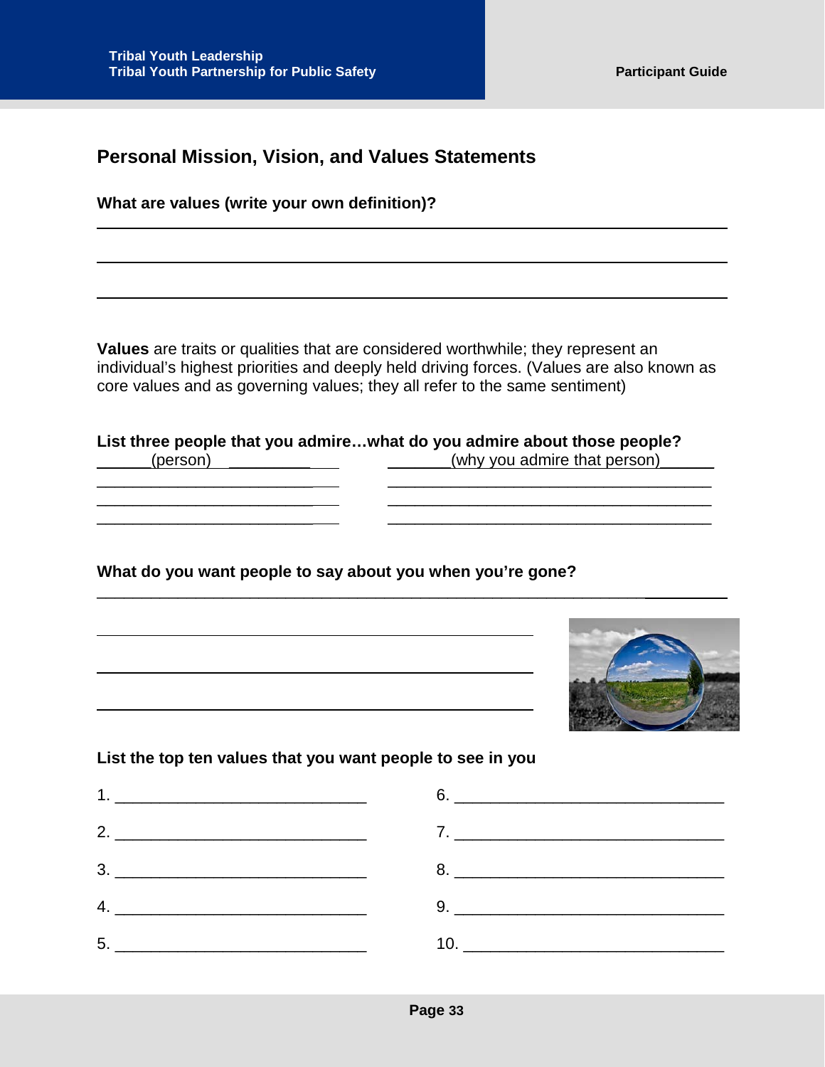## Personal Mission, Vision, and Values Statements

**What are values (write your own definition)?**

\_\_\_\_\_\_\_\_\_\_\_\_\_\_\_\_\_\_\_\_\_\_\_\_\_\_\_\_\_\_\_\_\_\_\_\_\_\_\_\_\_\_\_\_\_\_\_\_\_\_\_\_\_\_\_\_\_\_\_\_\_\_\_\_\_\_\_\_\_\_\_\_

\_\_\_\_\_\_\_\_\_\_\_\_\_\_\_\_\_\_\_\_\_\_\_\_\_\_\_\_\_\_\_\_\_\_\_\_\_\_\_\_\_\_\_\_\_\_\_\_\_\_\_\_\_\_\_\_\_\_\_\_\_\_\_\_\_\_\_\_\_\_\_\_

\_\_\_\_\_\_\_\_\_\_\_\_\_\_\_\_\_\_\_\_\_\_\_\_\_\_\_\_\_\_\_\_\_\_\_\_\_\_\_\_\_\_\_\_\_\_\_\_\_\_\_\_\_\_\_\_\_\_\_\_\_\_\_\_\_\_\_\_\_\_\_\_

**Values** are traits or qualities that are considered worthwhile; they represent an individual's highest priorities and deeply held driving forces. (Values are also known as core values and as governing values; they all refer to the same sentiment)

**List three people that you admire…what do you admire about those people?**

| (person) | (why you admire that person) |
|---|---|
| \_\_\_\_\_\_\_\_\_\_\_\_\_\_\_\_\_\_\_\_\_\_\_\_\_\_ | \_\_\_\_\_\_\_\_\_\_\_\_\_\_\_\_\_\_\_\_\_\_\_\_\_\_\_\_\_\_\_\_\_\_\_\_\_\_ |
| \_\_\_\_\_\_\_\_\_\_\_\_\_\_\_\_\_\_\_\_\_\_\_\_\_\_ | \_\_\_\_\_\_\_\_\_\_\_\_\_\_\_\_\_\_\_\_\_\_\_\_\_\_\_\_\_\_\_\_\_\_\_\_\_\_ |
| \_\_\_\_\_\_\_\_\_\_\_\_\_\_\_\_\_\_\_\_\_\_\_\_\_\_ | \_\_\_\_\_\_\_\_\_\_\_\_\_\_\_\_\_\_\_\_\_\_\_\_\_\_\_\_\_\_\_\_\_\_\_\_\_\_ |

**What do you want people to say about you when you're gone?**

\_\_\_\_\_\_\_\_\_\_\_\_\_\_\_\_\_\_\_\_\_\_\_\_\_\_\_\_\_\_\_\_\_\_\_\_\_\_\_\_\_\_\_\_\_\_\_\_\_\_\_\_\_\_\_\_\_\_\_\_\_\_\_\_\_\_\_\_\_\_\_\_

\_\_\_\_\_\_\_\_\_\_\_\_\_\_\_\_\_\_\_\_\_\_\_\_\_\_\_\_\_\_\_\_\_\_\_\_\_\_\_\_\_\_\_\_\_\_\_\_\_\_

\_\_\_\_\_\_\_\_\_\_\_\_\_\_\_\_\_\_\_\_\_\_\_\_\_\_\_\_\_\_\_\_\_\_\_\_\_\_\_\_\_\_\_\_\_\_\_\_\_\_

\_\_\_\_\_\_\_\_\_\_\_\_\_\_\_\_\_\_\_\_\_\_\_\_\_\_\_\_\_\_\_\_\_\_\_\_\_\_\_\_\_\_\_\_\_\_\_\_\_\_

**List the top ten values that you want people to see in you**

1. \_\_\_\_\_\_\_\_\_\_\_\_\_\_\_\_\_\_\_\_\_\_\_\_\_\_\_\_\_\_
2. \_\_\_\_\_\_\_\_\_\_\_\_\_\_\_\_\_\_\_\_\_\_\_\_\_\_\_\_\_\_
3. \_\_\_\_\_\_\_\_\_\_\_\_\_\_\_\_\_\_\_\_\_\_\_\_\_\_\_\_\_\_
4. \_\_\_\_\_\_\_\_\_\_\_\_\_\_\_\_\_\_\_\_\_\_\_\_\_\_\_\_\_\_
5. \_\_\_\_\_\_\_\_\_\_\_\_\_\_\_\_\_\_\_\_\_\_\_\_\_\_\_\_\_\_
6. \_\_\_\_\_\_\_\_\_\_\_\_\_\_\_\_\_\_\_\_\_\_\_\_\_\_\_\_\_\_
7. \_\_\_\_\_\_\_\_\_\_\_\_\_\_\_\_\_\_\_\_\_\_\_\_\_\_\_\_\_\_
8. \_\_\_\_\_\_\_\_\_\_\_\_\_\_\_\_\_\_\_\_\_\_\_\_\_\_\_\_\_\_
9. \_\_\_\_\_\_\_\_\_\_\_\_\_\_\_\_\_\_\_\_\_\_\_\_\_\_\_\_\_\_
10. \_\_\_\_\_\_\_\_\_\_\_\_\_\_\_\_\_\_\_\_\_\_\_\_\_\_\_\_\_\_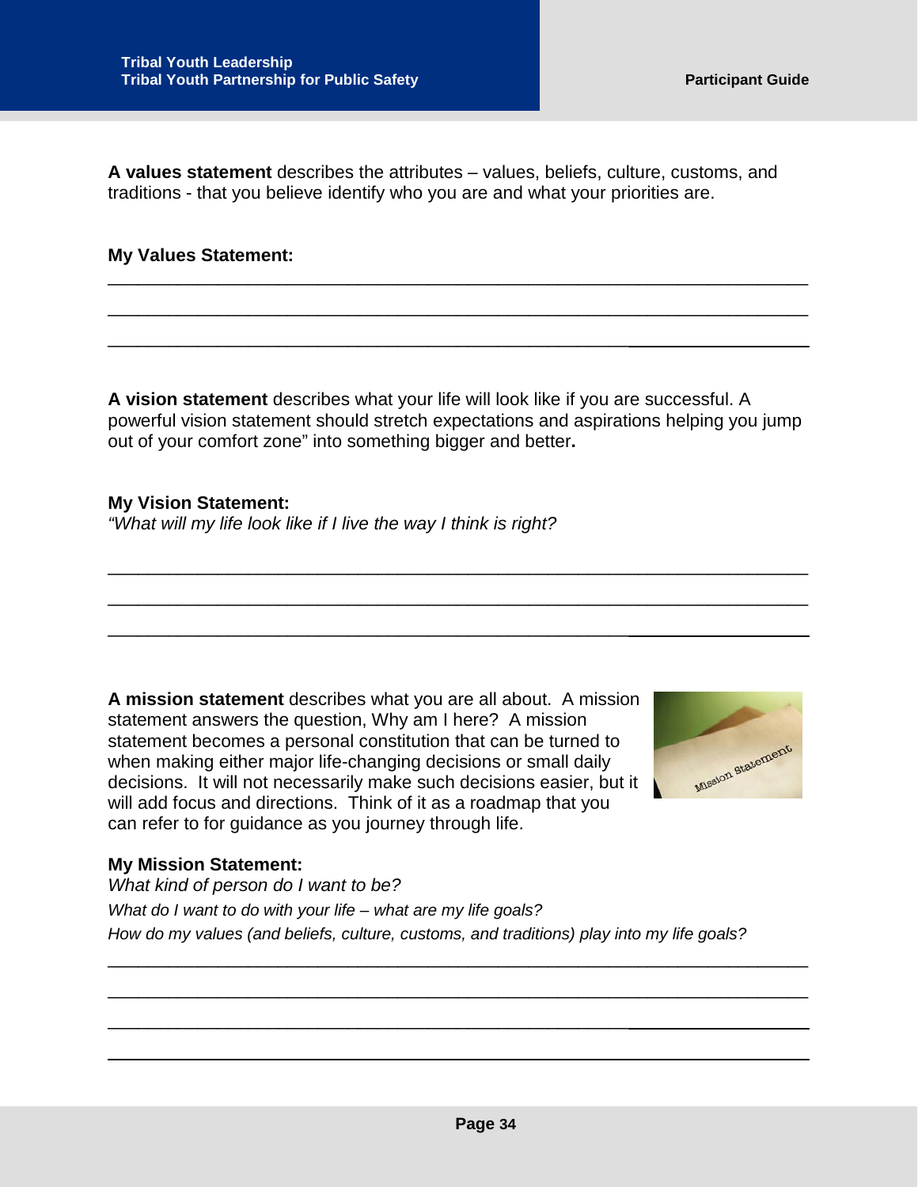**A values statement** describes the attributes – values, beliefs, culture, customs, and traditions - that you believe identify who you are and what your priorities are.

**My Values Statement:**

___________________________________________________________________________

___________________________________________________________________________

___________________________________________________________________________

**A vision statement** describes what your life will look like if you are successful. A powerful vision statement should stretch expectations and aspirations helping you jump out of your comfort zone" into something bigger and better**.**

**My Vision Statement:**
*"What will my life look like if I live the way I think is right?*

___________________________________________________________________________

___________________________________________________________________________

___________________________________________________________________________

**A mission statement** describes what you are all about. A mission statement answers the question, Why am I here? A mission statement becomes a personal constitution that can be turned to when making either major life-changing decisions or small daily decisions. It will not necessarily make such decisions easier, but it will add focus and directions. Think of it as a roadmap that you can refer to for guidance as you journey through life.

**My Mission Statement:**
*What kind of person do I want to be?*
*What do I want to do with your life – what are my life goals?*
*How do my values (and beliefs, culture, customs, and traditions) play into my life goals?*

___________________________________________________________________________

___________________________________________________________________________

___________________________________________________________________________

___________________________________________________________________________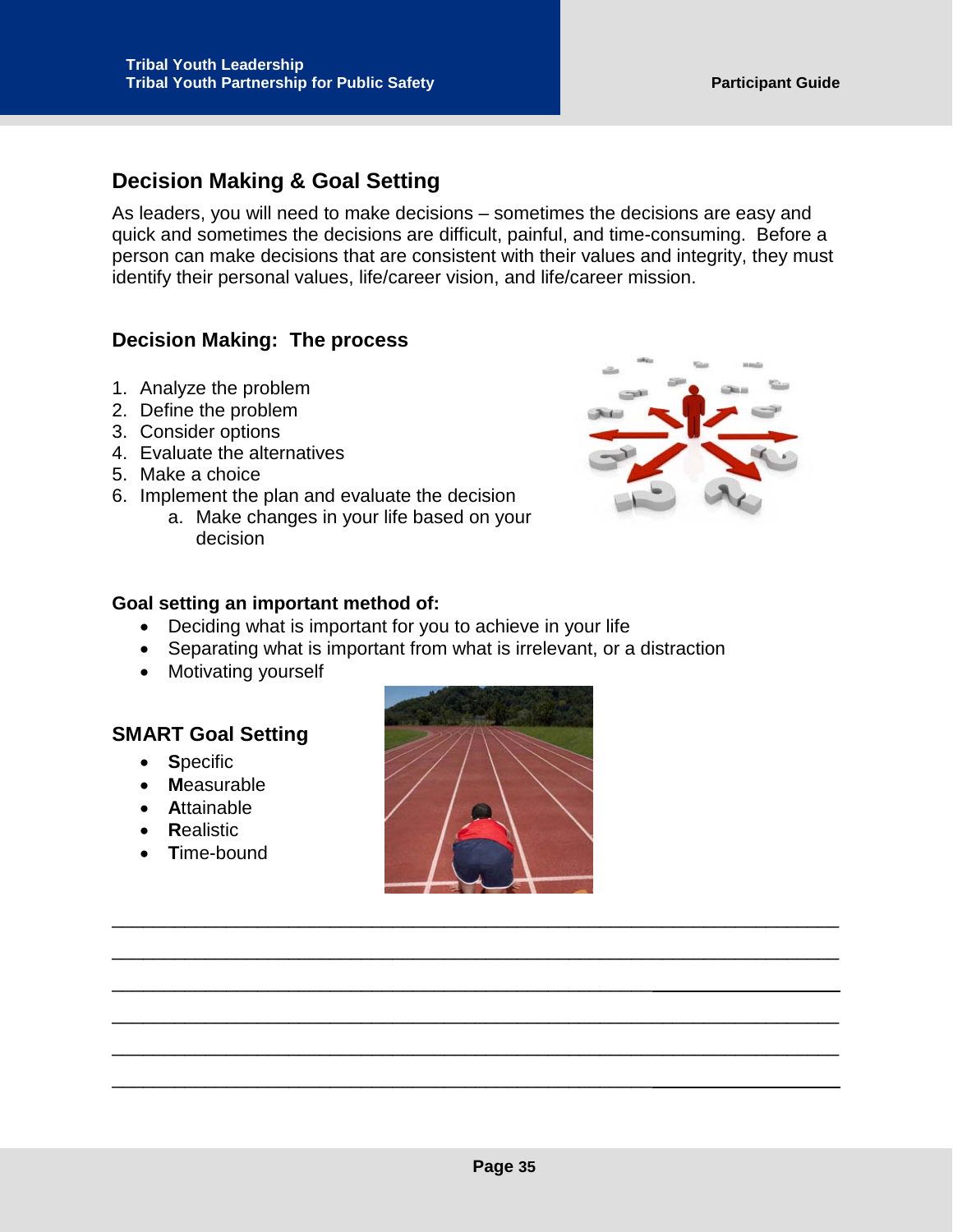## Decision Making & Goal Setting

As leaders, you will need to make decisions – sometimes the decisions are easy and quick and sometimes the decisions are difficult, painful, and time-consuming. Before a person can make decisions that are consistent with their values and integrity, they must identify their personal values, life/career vision, and life/career mission.

### Decision Making: The process

1. Analyze the problem
2. Define the problem
3. Consider options
4. Evaluate the alternatives
5. Make a choice
6. Implement the plan and evaluate the decision
   a. Make changes in your life based on your decision

**Goal setting an important method of:**

- Deciding what is important for you to achieve in your life
- Separating what is important from what is irrelevant, or a distraction
- Motivating yourself

### SMART Goal Setting

- **S**pecific
- **M**easurable
- **A**ttainable
- **R**ealistic
- **T**ime-bound

______________________________________________________________________________

______________________________________________________________________________

______________________________________________________________________________

______________________________________________________________________________

______________________________________________________________________________

______________________________________________________________________________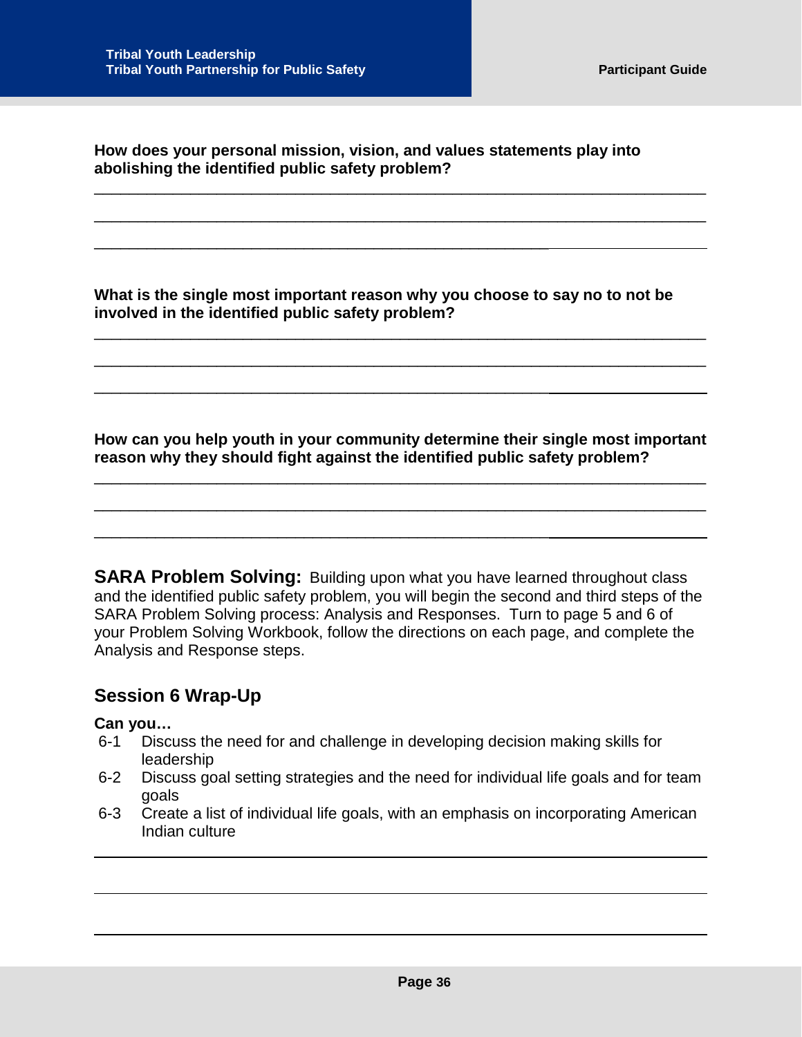**How does your personal mission, vision, and values statements play into abolishing the identified public safety problem?**

___________________________________________________________________________

___________________________________________________________________________

___________________________________________________________________________

**What is the single most important reason why you choose to say no to not be involved in the identified public safety problem?**

___________________________________________________________________________

___________________________________________________________________________

___________________________________________________________________________

**How can you help youth in your community determine their single most important reason why they should fight against the identified public safety problem?**

___________________________________________________________________________

___________________________________________________________________________

___________________________________________________________________________

**SARA Problem Solving:** Building upon what you have learned throughout class and the identified public safety problem, you will begin the second and third steps of the SARA Problem Solving process: Analysis and Responses. Turn to page 5 and 6 of your Problem Solving Workbook, follow the directions on each page, and complete the Analysis and Response steps.

## Session 6 Wrap-Up

**Can you…**

- 6-1 Discuss the need for and challenge in developing decision making skills for leadership
- 6-2 Discuss goal setting strategies and the need for individual life goals and for team goals
- 6-3 Create a list of individual life goals, with an emphasis on incorporating American Indian culture

___________________________________________________________________________

___________________________________________________________________________

___________________________________________________________________________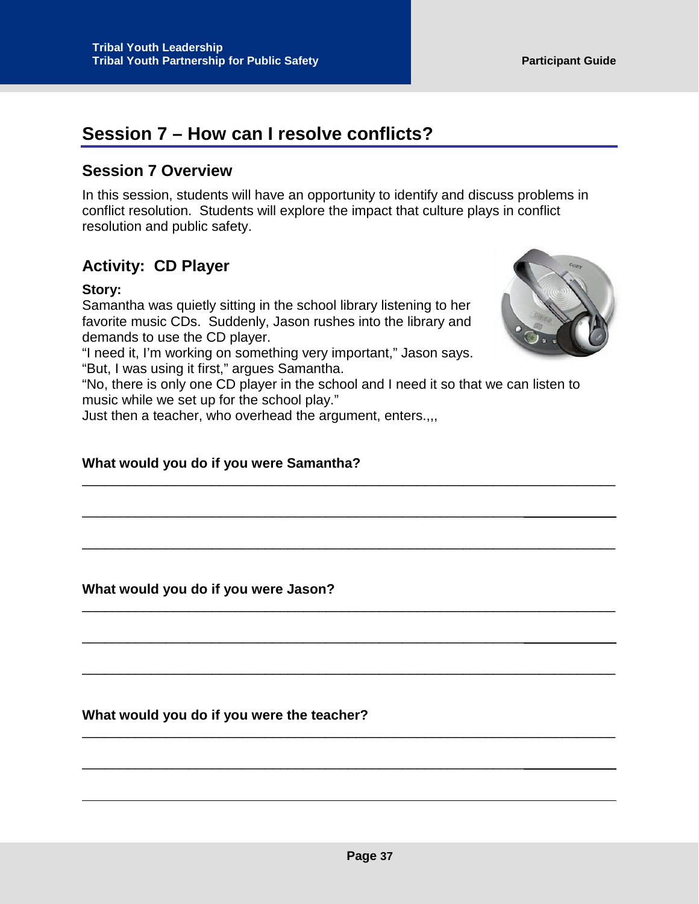## Session 7 – How can I resolve conflicts?

### Session 7 Overview

In this session, students will have an opportunity to identify and discuss problems in conflict resolution. Students will explore the impact that culture plays in conflict resolution and public safety.

### Activity: CD Player

**Story:**
Samantha was quietly sitting in the school library listening to her favorite music CDs. Suddenly, Jason rushes into the library and demands to use the CD player.
"I need it, I'm working on something very important," Jason says.
"But, I was using it first," argues Samantha.
"No, there is only one CD player in the school and I need it so that we can listen to music while we set up for the school play."
Just then a teacher, who overhead the argument, enters.,,,

**What would you do if you were Samantha?**

______________________________________________________________________

______________________________________________________________________

______________________________________________________________________

**What would you do if you were Jason?**

______________________________________________________________________

______________________________________________________________________

______________________________________________________________________

**What would you do if you were the teacher?**

______________________________________________________________________

______________________________________________________________________

______________________________________________________________________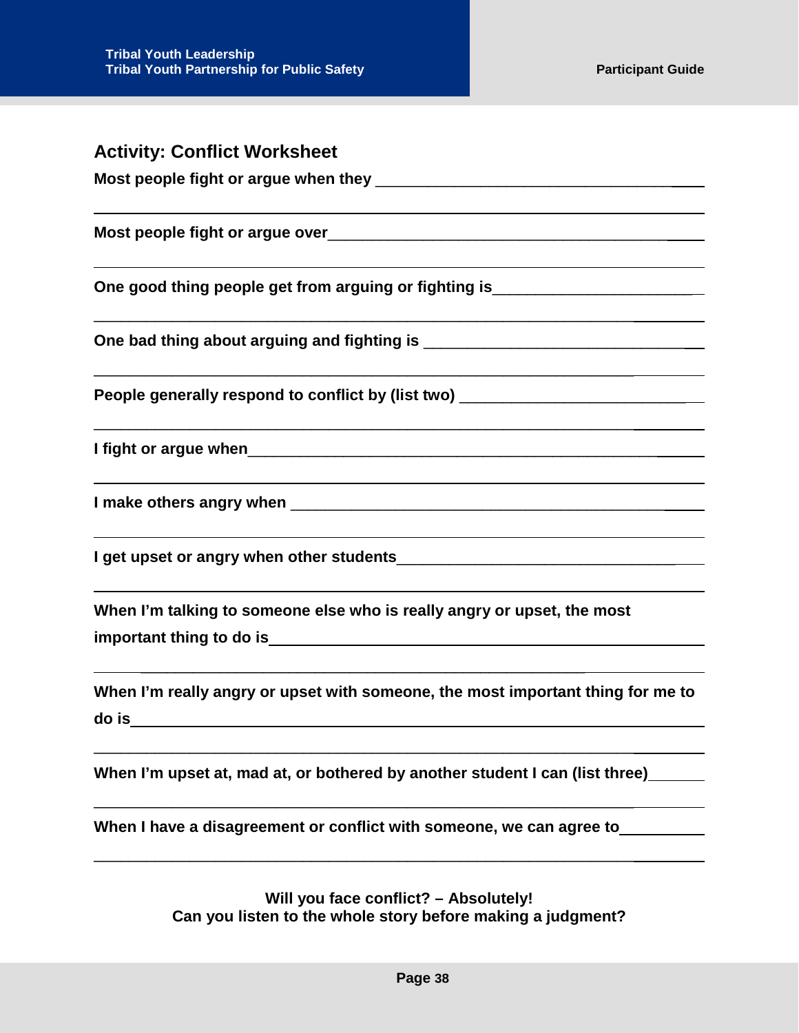## Activity: Conflict Worksheet

**Most people fight or argue when they** ________________________________________

________________________________________________________________________

**Most people fight or argue over**______________________________________________

________________________________________________________________________

**One good thing people get from arguing or fighting is**_________________________

________________________________________________________________________

**One bad thing about arguing and fighting is** ____________________________________

________________________________________________________________________

**People generally respond to conflict by (list two)** ____________________________

________________________________________________________________________

**I fight or argue when**______________________________________________________

________________________________________________________________________

**I make others angry when** __________________________________________________

________________________________________________________________________

**I get upset or angry when other students**__________________________________

________________________________________________________________________

**When I'm talking to someone else who is really angry or upset, the most important thing to do is**______________________________________________________

________________________________________________________________________

**When I'm really angry or upset with someone, the most important thing for me to do is**__________________________________________________________________

________________________________________________________________________

**When I'm upset at, mad at, or bothered by another student I can (list three)**_______

________________________________________________________________________

**When I have a disagreement or conflict with someone, we can agree to**__________

________________________________________________________________________

**Will you face conflict? – Absolutely!**
**Can you listen to the whole story before making a judgment?**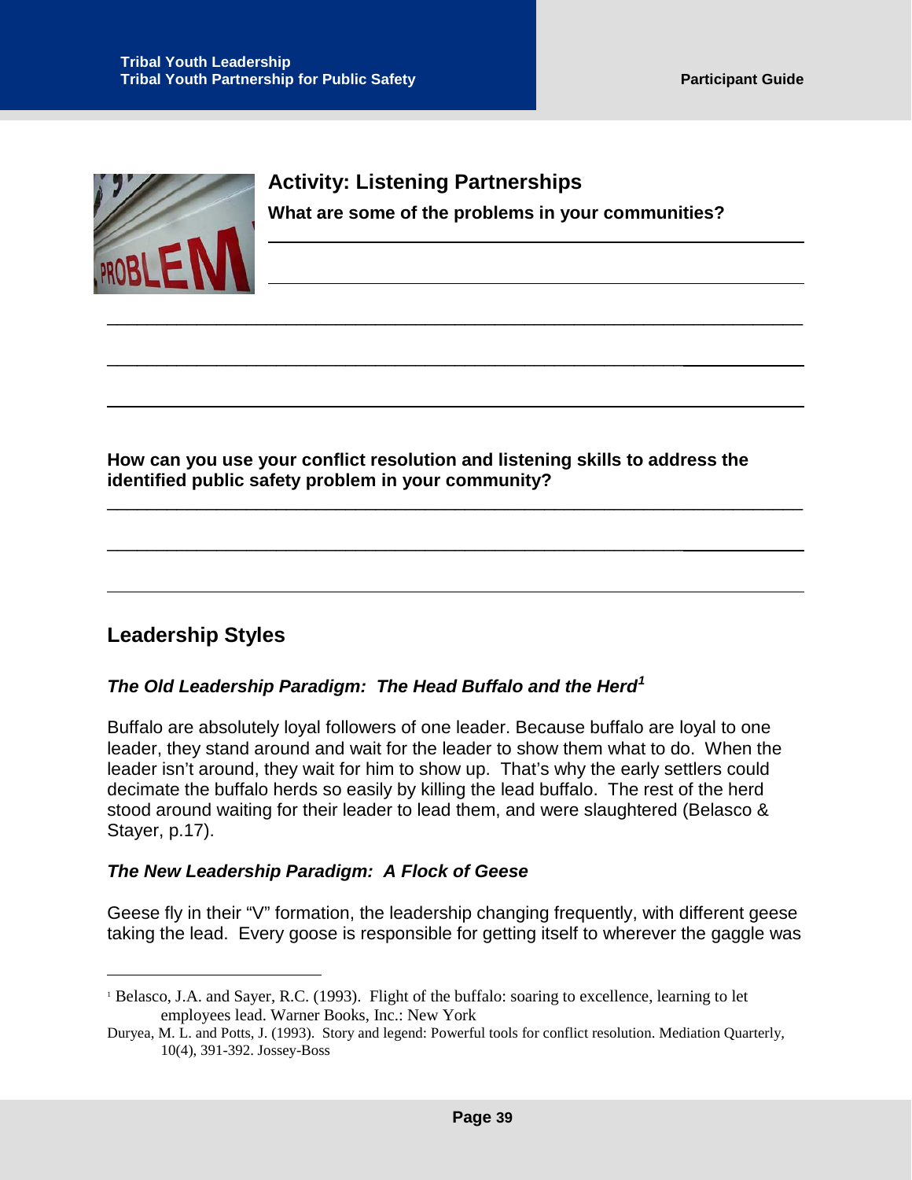## Activity: Listening Partnerships

**What are some of the problems in your communities?**

______________________________________________________________________

______________________________________________________________________

______________________________________________________________________

______________________________________________________________________

______________________________________________________________________

**How can you use your conflict resolution and listening skills to address the identified public safety problem in your community?**

______________________________________________________________________

______________________________________________________________________

______________________________________________________________________

## Leadership Styles

### *The Old Leadership Paradigm: The Head Buffalo and the Herd*[1]

Buffalo are absolutely loyal followers of one leader. Because buffalo are loyal to one leader, they stand around and wait for the leader to show them what to do. When the leader isn't around, they wait for him to show up. That's why the early settlers could decimate the buffalo herds so easily by killing the lead buffalo. The rest of the herd stood around waiting for their leader to lead them, and were slaughtered (Belasco & Stayer, p.17).

### *The New Leadership Paradigm: A Flock of Geese*

Geese fly in their "V" formation, the leadership changing frequently, with different geese taking the lead. Every goose is responsible for getting itself to wherever the gaggle was

---

[1] Belasco, J.A. and Sayer, R.C. (1993). Flight of the buffalo: soaring to excellence, learning to let employees lead. Warner Books, Inc.: New York

Duryea, M. L. and Potts, J. (1993). Story and legend: Powerful tools for conflict resolution. Mediation Quarterly, 10(4), 391-392. Jossey-Boss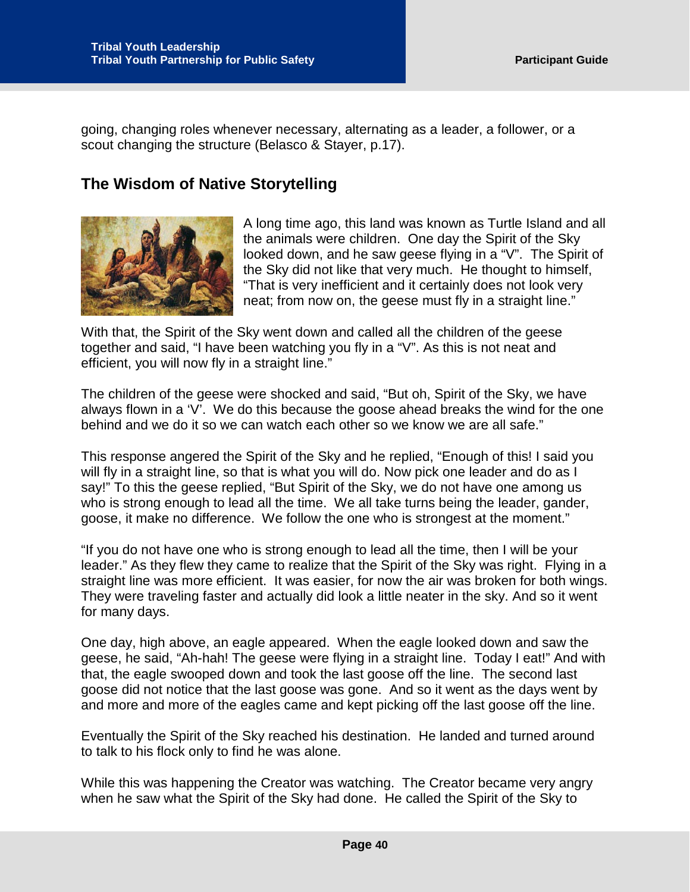going, changing roles whenever necessary, alternating as a leader, a follower, or a scout changing the structure (Belasco & Stayer, p.17).

## The Wisdom of Native Storytelling

A long time ago, this land was known as Turtle Island and all the animals were children. One day the Spirit of the Sky looked down, and he saw geese flying in a "V". The Spirit of the Sky did not like that very much. He thought to himself, "That is very inefficient and it certainly does not look very neat; from now on, the geese must fly in a straight line."

With that, the Spirit of the Sky went down and called all the children of the geese together and said, "I have been watching you fly in a "V". As this is not neat and efficient, you will now fly in a straight line."

The children of the geese were shocked and said, "But oh, Spirit of the Sky, we have always flown in a 'V'. We do this because the goose ahead breaks the wind for the one behind and we do it so we can watch each other so we know we are all safe."

This response angered the Spirit of the Sky and he replied, "Enough of this! I said you will fly in a straight line, so that is what you will do. Now pick one leader and do as I say!" To this the geese replied, "But Spirit of the Sky, we do not have one among us who is strong enough to lead all the time. We all take turns being the leader, gander, goose, it make no difference. We follow the one who is strongest at the moment."

"If you do not have one who is strong enough to lead all the time, then I will be your leader." As they flew they came to realize that the Spirit of the Sky was right. Flying in a straight line was more efficient. It was easier, for now the air was broken for both wings. They were traveling faster and actually did look a little neater in the sky. And so it went for many days.

One day, high above, an eagle appeared. When the eagle looked down and saw the geese, he said, "Ah-hah! The geese were flying in a straight line. Today I eat!" And with that, the eagle swooped down and took the last goose off the line. The second last goose did not notice that the last goose was gone. And so it went as the days went by and more and more of the eagles came and kept picking off the last goose off the line.

Eventually the Spirit of the Sky reached his destination. He landed and turned around to talk to his flock only to find he was alone.

While this was happening the Creator was watching. The Creator became very angry when he saw what the Spirit of the Sky had done. He called the Spirit of the Sky to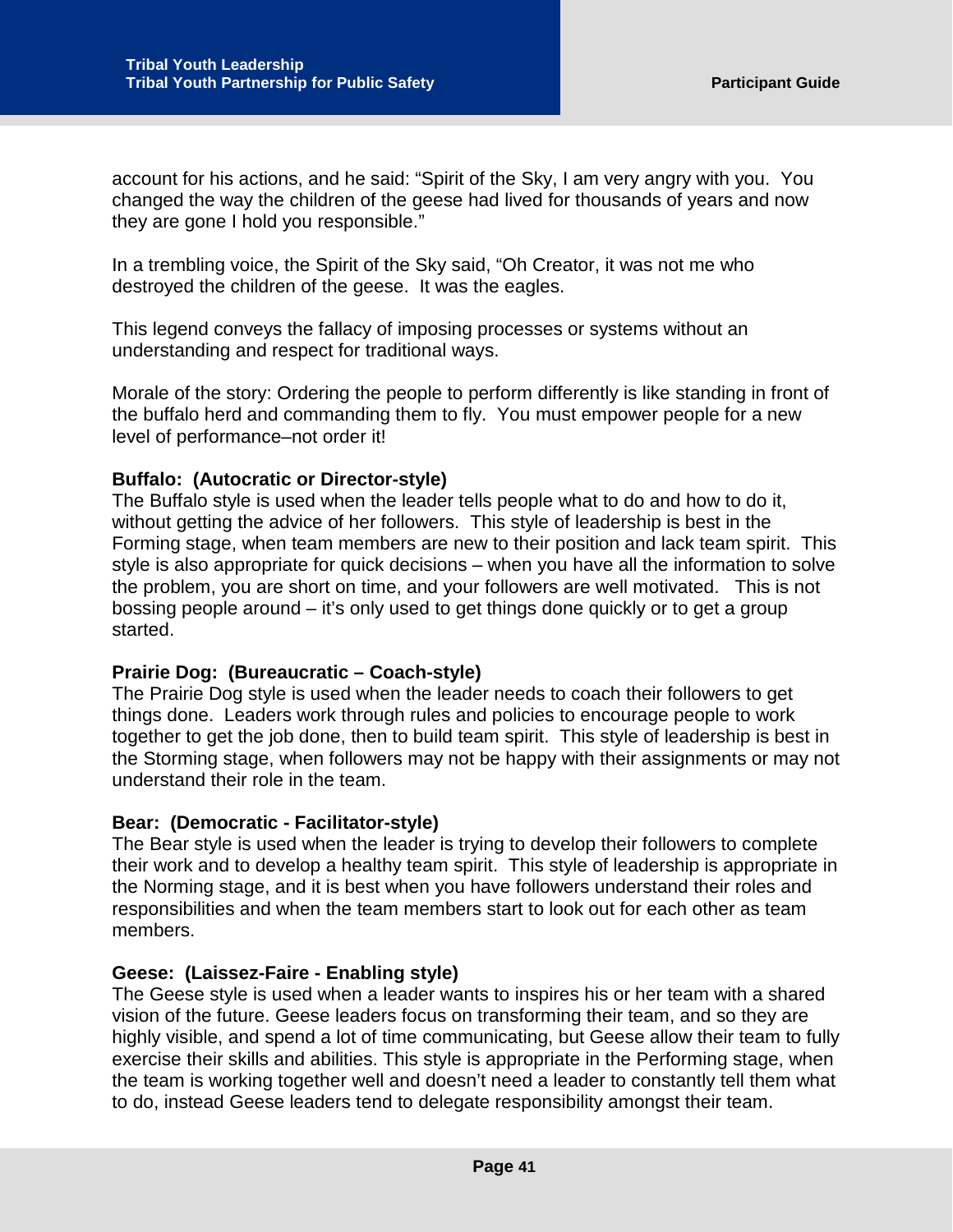account for his actions, and he said: "Spirit of the Sky, I am very angry with you. You changed the way the children of the geese had lived for thousands of years and now they are gone I hold you responsible."

In a trembling voice, the Spirit of the Sky said, "Oh Creator, it was not me who destroyed the children of the geese. It was the eagles.

This legend conveys the fallacy of imposing processes or systems without an understanding and respect for traditional ways.

Morale of the story: Ordering the people to perform differently is like standing in front of the buffalo herd and commanding them to fly. You must empower people for a new level of performance–not order it!

**Buffalo: (Autocratic or Director-style)**
The Buffalo style is used when the leader tells people what to do and how to do it, without getting the advice of her followers. This style of leadership is best in the Forming stage, when team members are new to their position and lack team spirit. This style is also appropriate for quick decisions – when you have all the information to solve the problem, you are short on time, and your followers are well motivated. This is not bossing people around – it's only used to get things done quickly or to get a group started.

**Prairie Dog: (Bureaucratic – Coach-style)**
The Prairie Dog style is used when the leader needs to coach their followers to get things done. Leaders work through rules and policies to encourage people to work together to get the job done, then to build team spirit. This style of leadership is best in the Storming stage, when followers may not be happy with their assignments or may not understand their role in the team.

**Bear: (Democratic - Facilitator-style)**
The Bear style is used when the leader is trying to develop their followers to complete their work and to develop a healthy team spirit. This style of leadership is appropriate in the Norming stage, and it is best when you have followers understand their roles and responsibilities and when the team members start to look out for each other as team members.

**Geese: (Laissez-Faire - Enabling style)**
The Geese style is used when a leader wants to inspires his or her team with a shared vision of the future. Geese leaders focus on transforming their team, and so they are highly visible, and spend a lot of time communicating, but Geese allow their team to fully exercise their skills and abilities. This style is appropriate in the Performing stage, when the team is working together well and doesn't need a leader to constantly tell them what to do, instead Geese leaders tend to delegate responsibility amongst their team.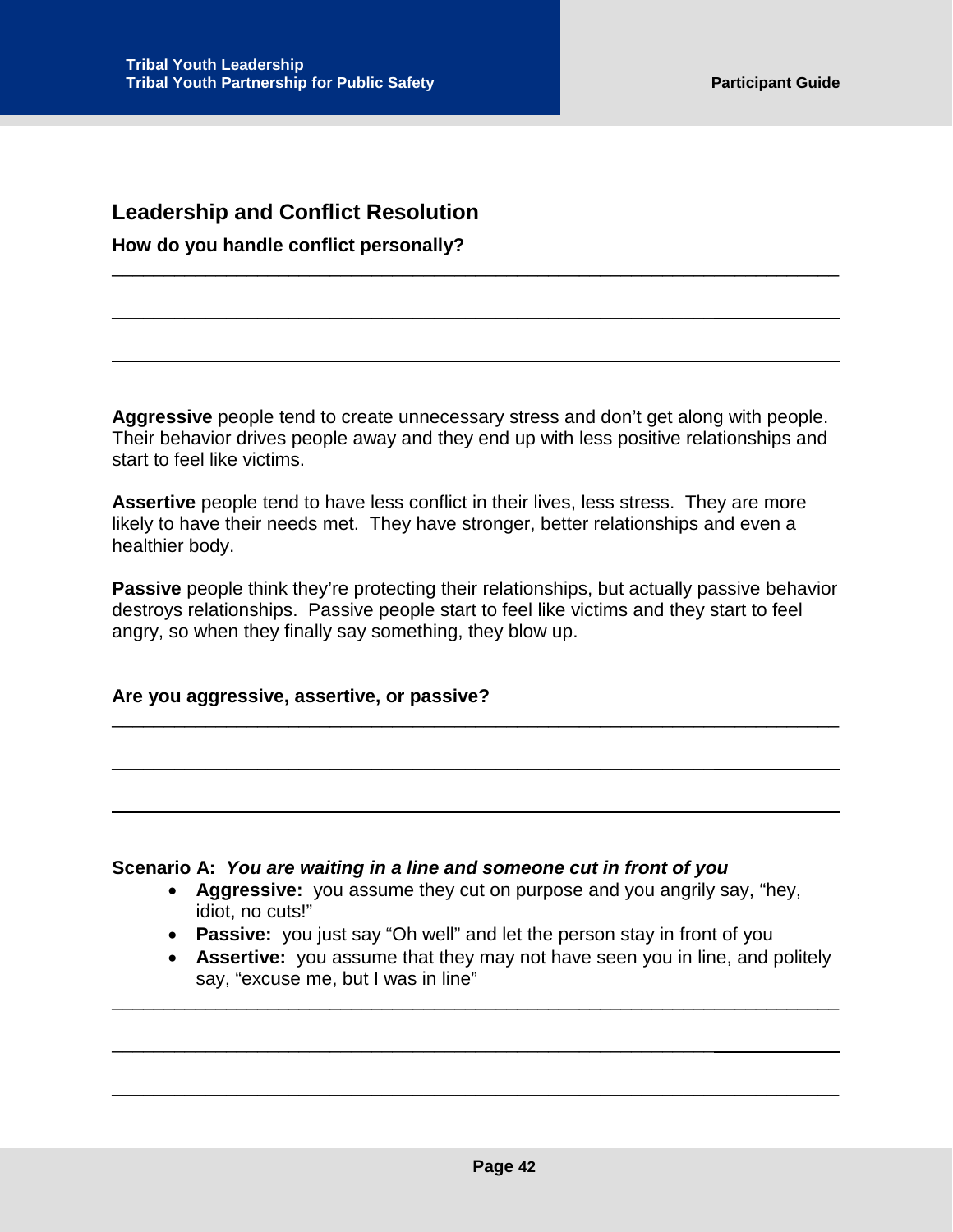## Leadership and Conflict Resolution

**How do you handle conflict personally?**

______________________________________________________________________________

______________________________________________________________________________

______________________________________________________________________________

**Aggressive** people tend to create unnecessary stress and don't get along with people. Their behavior drives people away and they end up with less positive relationships and start to feel like victims.

**Assertive** people tend to have less conflict in their lives, less stress. They are more likely to have their needs met. They have stronger, better relationships and even a healthier body.

**Passive** people think they're protecting their relationships, but actually passive behavior destroys relationships. Passive people start to feel like victims and they start to feel angry, so when they finally say something, they blow up.

**Are you aggressive, assertive, or passive?**

______________________________________________________________________________

______________________________________________________________________________

______________________________________________________________________________

**Scenario A:** ***You are waiting in a line and someone cut in front of you***

- **Aggressive:** you assume they cut on purpose and you angrily say, "hey, idiot, no cuts!"
- **Passive:** you just say "Oh well" and let the person stay in front of you
- **Assertive:** you assume that they may not have seen you in line, and politely say, "excuse me, but I was in line"

______________________________________________________________________________

______________________________________________________________________________

______________________________________________________________________________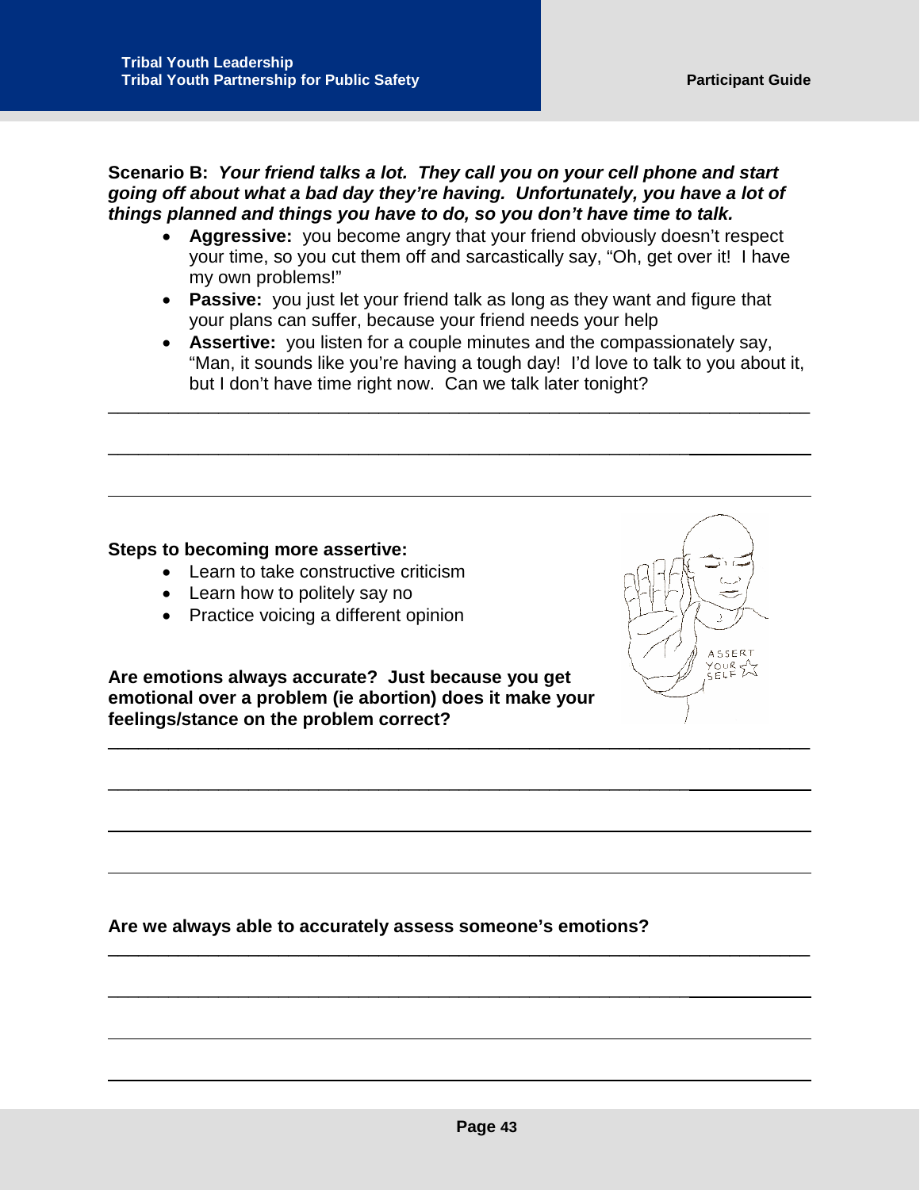**Scenario B:** ***Your friend talks a lot. They call you on your cell phone and start going off about what a bad day they're having. Unfortunately, you have a lot of things planned and things you have to do, so you don't have time to talk.***

- **Aggressive:** you become angry that your friend obviously doesn't respect your time, so you cut them off and sarcastically say, "Oh, get over it! I have my own problems!"
- **Passive:** you just let your friend talk as long as they want and figure that your plans can suffer, because your friend needs your help
- **Assertive:** you listen for a couple minutes and the compassionately say, "Man, it sounds like you're having a tough day! I'd love to talk to you about it, but I don't have time right now. Can we talk later tonight?

______________________________________________________________________

______________________________________________________________________

______________________________________________________________________

**Steps to becoming more assertive:**

- Learn to take constructive criticism
- Learn how to politely say no
- Practice voicing a different opinion

**Are emotions always accurate? Just because you get emotional over a problem (ie abortion) does it make your feelings/stance on the problem correct?**

______________________________________________________________________

______________________________________________________________________

______________________________________________________________________

______________________________________________________________________

**Are we always able to accurately assess someone's emotions?**

______________________________________________________________________

______________________________________________________________________

______________________________________________________________________

______________________________________________________________________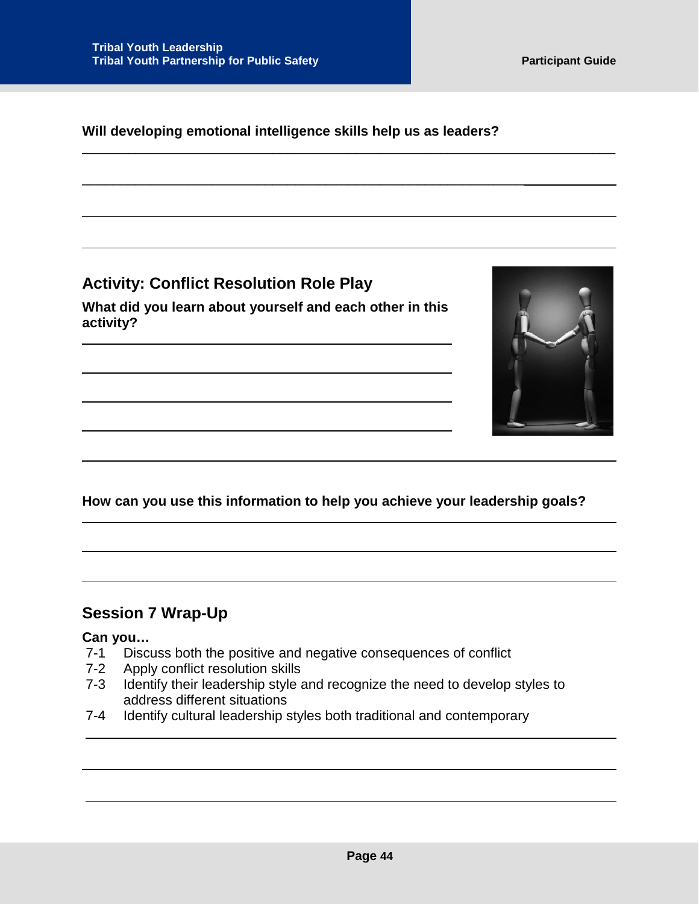**Will developing emotional intelligence skills help us as leaders?**

## Activity: Conflict Resolution Role Play

**What did you learn about yourself and each other in this activity?**

**How can you use this information to help you achieve your leadership goals?**

## Session 7 Wrap-Up

**Can you…**

7-1 Discuss both the positive and negative consequences of conflict

7-2 Apply conflict resolution skills

7-3 Identify their leadership style and recognize the need to develop styles to address different situations

7-4 Identify cultural leadership styles both traditional and contemporary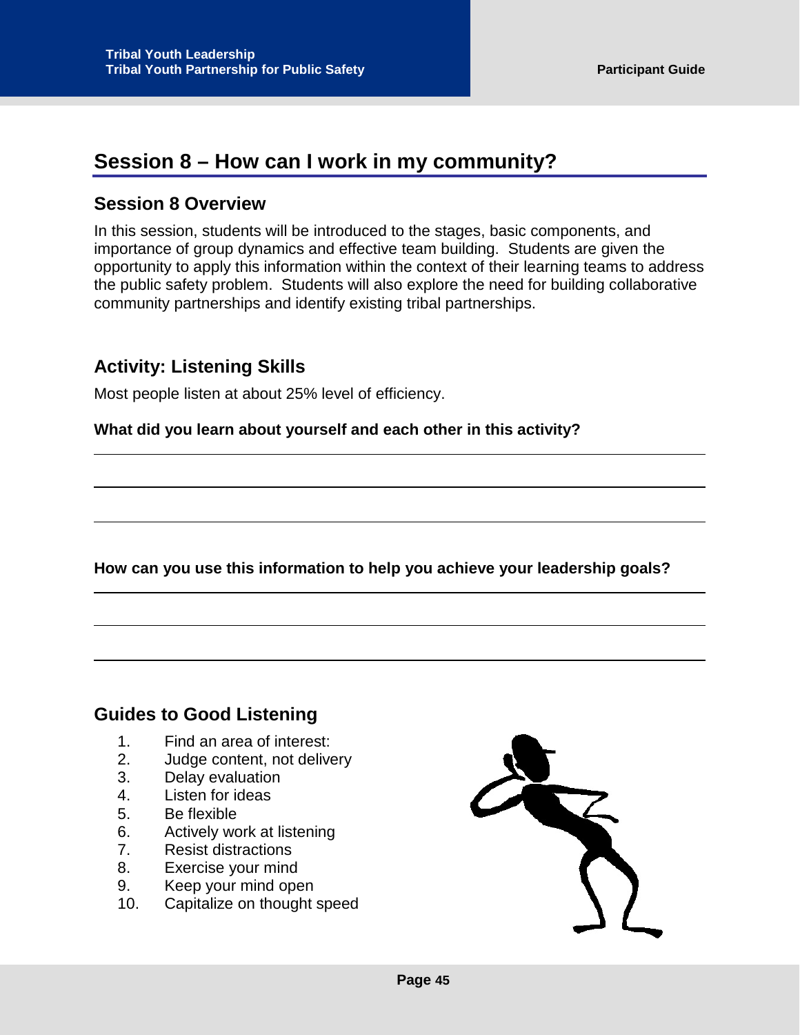## Session 8 – How can I work in my community?

### Session 8 Overview

In this session, students will be introduced to the stages, basic components, and importance of group dynamics and effective team building. Students are given the opportunity to apply this information within the context of their learning teams to address the public safety problem. Students will also explore the need for building collaborative community partnerships and identify existing tribal partnerships.

### Activity: Listening Skills

Most people listen at about 25% level of efficiency.

**What did you learn about yourself and each other in this activity?**

---

---

---

**How can you use this information to help you achieve your leadership goals?**

---

---

---

### Guides to Good Listening

1. Find an area of interest:
2. Judge content, not delivery
3. Delay evaluation
4. Listen for ideas
5. Be flexible
6. Actively work at listening
7. Resist distractions
8. Exercise your mind
9. Keep your mind open
10. Capitalize on thought speed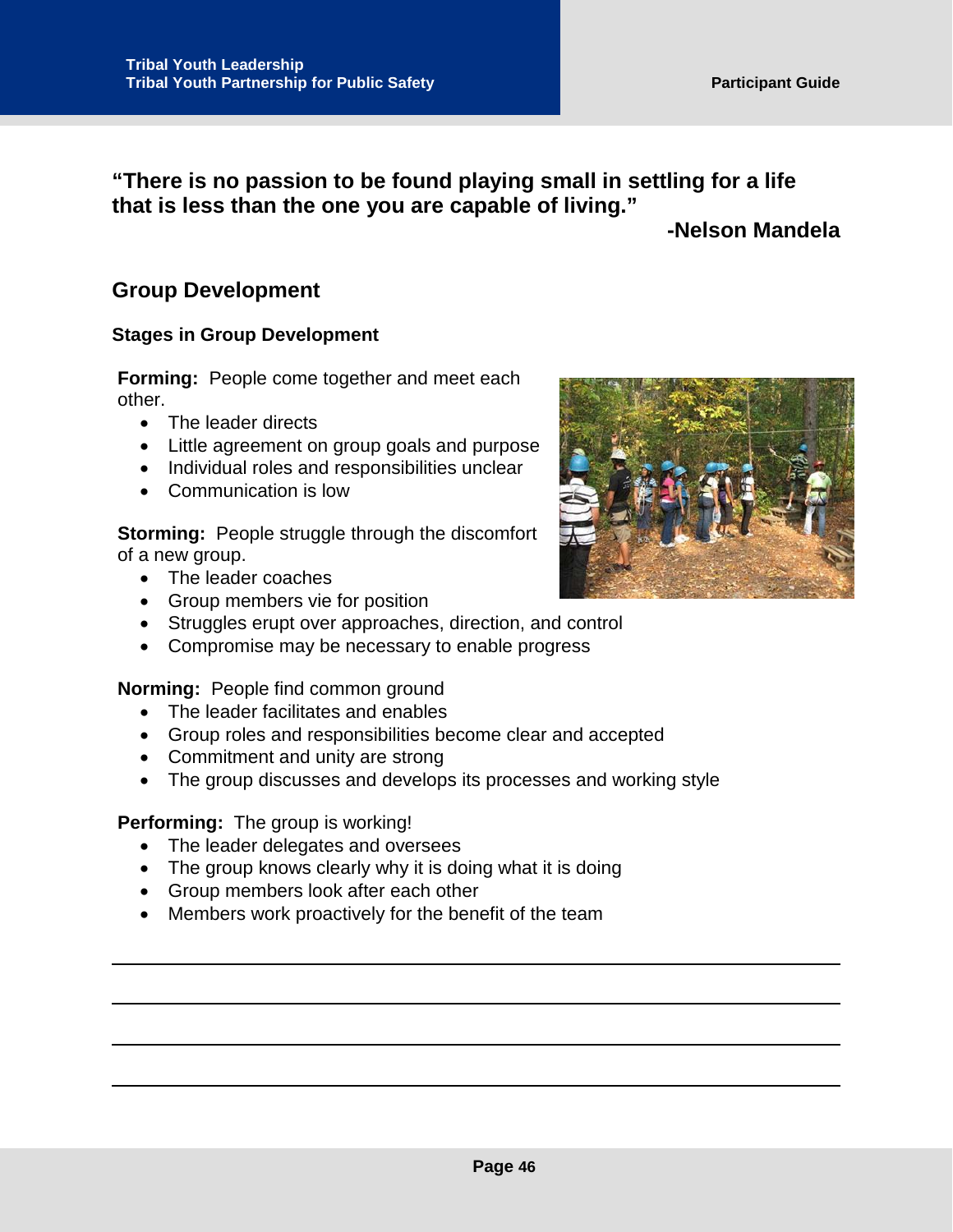**"There is no passion to be found playing small in settling for a life that is less than the one you are capable of living."**

**-Nelson Mandela**

## Group Development

### Stages in Group Development

**Forming:** People come together and meet each other.

- The leader directs
- Little agreement on group goals and purpose
- Individual roles and responsibilities unclear
- Communication is low

**Storming:** People struggle through the discomfort of a new group.

- The leader coaches
- Group members vie for position
- Struggles erupt over approaches, direction, and control
- Compromise may be necessary to enable progress

**Norming:** People find common ground

- The leader facilitates and enables
- Group roles and responsibilities become clear and accepted
- Commitment and unity are strong
- The group discusses and develops its processes and working style

**Performing:** The group is working!

- The leader delegates and oversees
- The group knows clearly why it is doing what it is doing
- Group members look after each other
- Members work proactively for the benefit of the team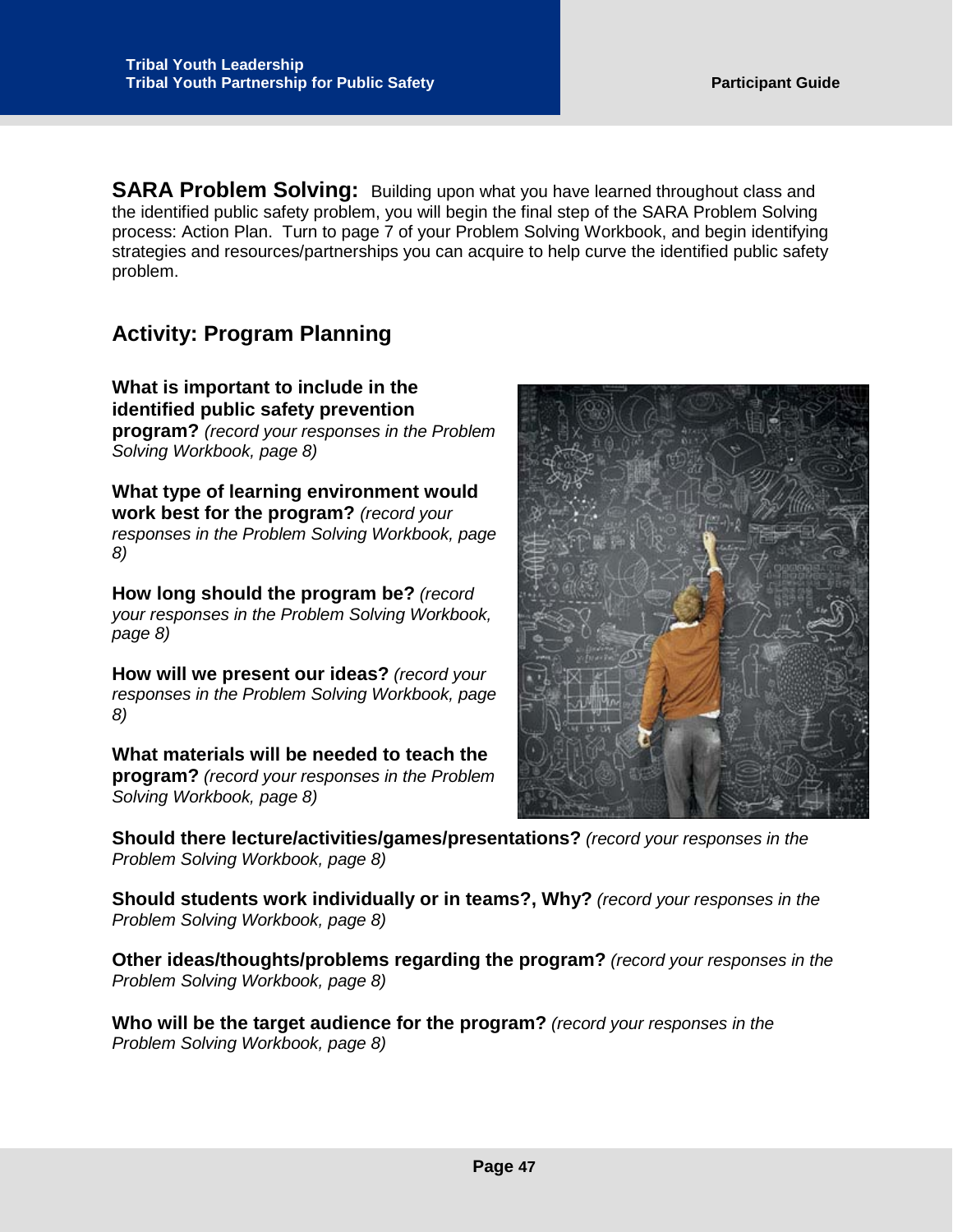**SARA Problem Solving:** Building upon what you have learned throughout class and the identified public safety problem, you will begin the final step of the SARA Problem Solving process: Action Plan. Turn to page 7 of your Problem Solving Workbook, and begin identifying strategies and resources/partnerships you can acquire to help curve the identified public safety problem.

## Activity: Program Planning

**What is important to include in the identified public safety prevention program?** *(record your responses in the Problem Solving Workbook, page 8)*

**What type of learning environment would work best for the program?** *(record your responses in the Problem Solving Workbook, page 8)*

**How long should the program be?** *(record your responses in the Problem Solving Workbook, page 8)*

**How will we present our ideas?** *(record your responses in the Problem Solving Workbook, page 8)*

**What materials will be needed to teach the program?** *(record your responses in the Problem Solving Workbook, page 8)*

**Should there lecture/activities/games/presentations?** *(record your responses in the Problem Solving Workbook, page 8)*

**Should students work individually or in teams?, Why?** *(record your responses in the Problem Solving Workbook, page 8)*

**Other ideas/thoughts/problems regarding the program?** *(record your responses in the Problem Solving Workbook, page 8)*

**Who will be the target audience for the program?** *(record your responses in the Problem Solving Workbook, page 8)*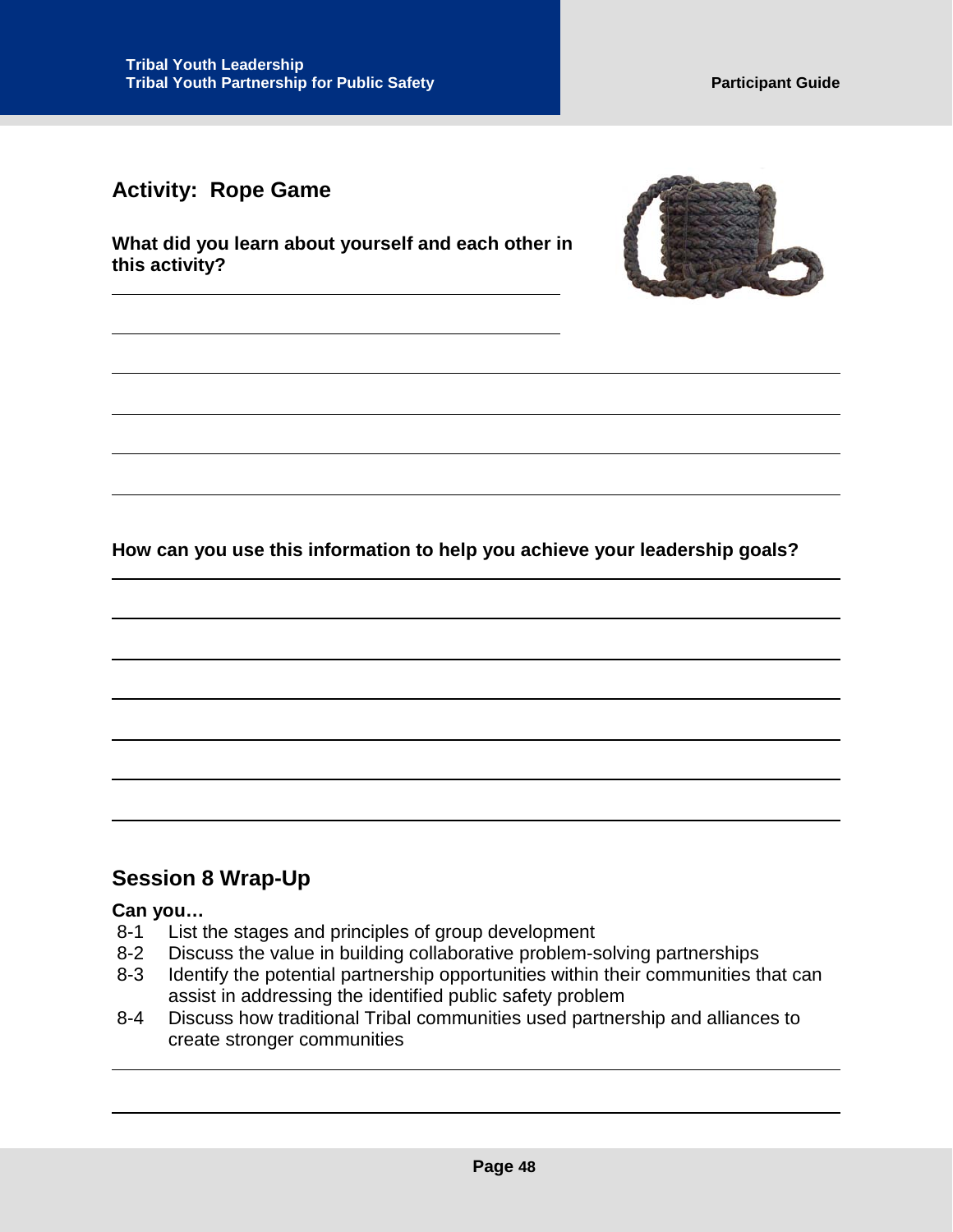## Activity: Rope Game

**What did you learn about yourself and each other in this activity?**

**How can you use this information to help you achieve your leadership goals?**

## Session 8 Wrap-Up

**Can you…**

- 8-1 List the stages and principles of group development
- 8-2 Discuss the value in building collaborative problem-solving partnerships
- 8-3 Identify the potential partnership opportunities within their communities that can assist in addressing the identified public safety problem
- 8-4 Discuss how traditional Tribal communities used partnership and alliances to create stronger communities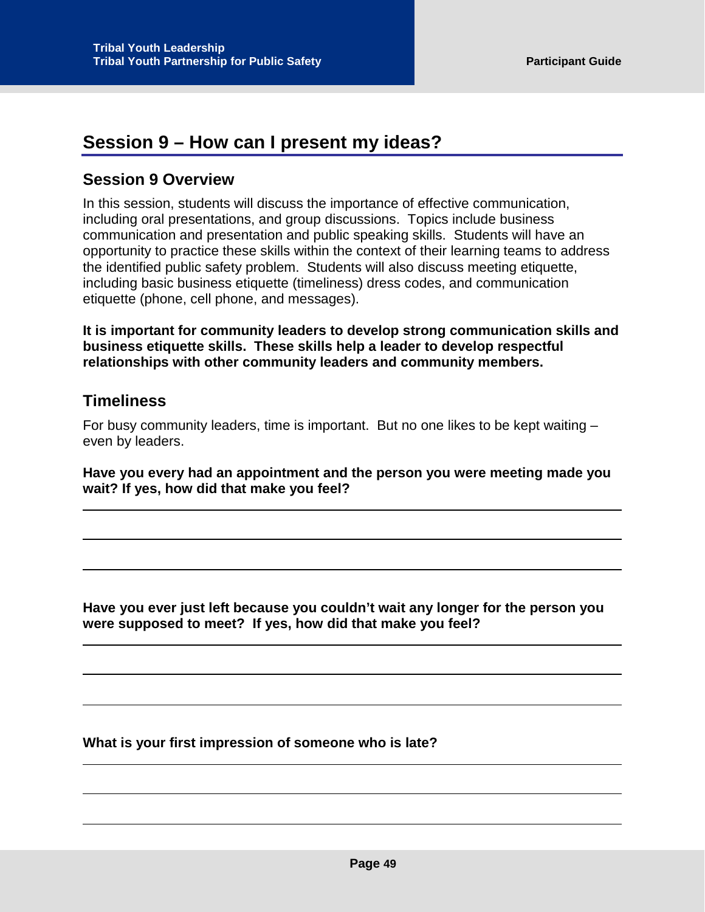# Session 9 – How can I present my ideas?

## Session 9 Overview

In this session, students will discuss the importance of effective communication, including oral presentations, and group discussions. Topics include business communication and presentation and public speaking skills. Students will have an opportunity to practice these skills within the context of their learning teams to address the identified public safety problem. Students will also discuss meeting etiquette, including basic business etiquette (timeliness) dress codes, and communication etiquette (phone, cell phone, and messages).

**It is important for community leaders to develop strong communication skills and business etiquette skills. These skills help a leader to develop respectful relationships with other community leaders and community members.**

## Timeliness

For busy community leaders, time is important. But no one likes to be kept waiting – even by leaders.

**Have you every had an appointment and the person you were meeting made you wait? If yes, how did that make you feel?**

\_\_\_\_\_\_\_\_\_\_\_\_\_\_\_\_\_\_\_\_\_\_\_\_\_\_\_\_\_\_\_\_\_\_\_\_\_\_\_\_\_\_\_\_\_\_\_\_\_\_\_\_\_\_\_\_\_\_\_\_\_\_\_\_\_\_\_\_\_\_\_\_\_\_

\_\_\_\_\_\_\_\_\_\_\_\_\_\_\_\_\_\_\_\_\_\_\_\_\_\_\_\_\_\_\_\_\_\_\_\_\_\_\_\_\_\_\_\_\_\_\_\_\_\_\_\_\_\_\_\_\_\_\_\_\_\_\_\_\_\_\_\_\_\_\_\_\_\_

\_\_\_\_\_\_\_\_\_\_\_\_\_\_\_\_\_\_\_\_\_\_\_\_\_\_\_\_\_\_\_\_\_\_\_\_\_\_\_\_\_\_\_\_\_\_\_\_\_\_\_\_\_\_\_\_\_\_\_\_\_\_\_\_\_\_\_\_\_\_\_\_\_\_

**Have you ever just left because you couldn't wait any longer for the person you were supposed to meet? If yes, how did that make you feel?**

\_\_\_\_\_\_\_\_\_\_\_\_\_\_\_\_\_\_\_\_\_\_\_\_\_\_\_\_\_\_\_\_\_\_\_\_\_\_\_\_\_\_\_\_\_\_\_\_\_\_\_\_\_\_\_\_\_\_\_\_\_\_\_\_\_\_\_\_\_\_\_\_\_\_

\_\_\_\_\_\_\_\_\_\_\_\_\_\_\_\_\_\_\_\_\_\_\_\_\_\_\_\_\_\_\_\_\_\_\_\_\_\_\_\_\_\_\_\_\_\_\_\_\_\_\_\_\_\_\_\_\_\_\_\_\_\_\_\_\_\_\_\_\_\_\_\_\_\_

\_\_\_\_\_\_\_\_\_\_\_\_\_\_\_\_\_\_\_\_\_\_\_\_\_\_\_\_\_\_\_\_\_\_\_\_\_\_\_\_\_\_\_\_\_\_\_\_\_\_\_\_\_\_\_\_\_\_\_\_\_\_\_\_\_\_\_\_\_\_\_\_\_\_

**What is your first impression of someone who is late?**

\_\_\_\_\_\_\_\_\_\_\_\_\_\_\_\_\_\_\_\_\_\_\_\_\_\_\_\_\_\_\_\_\_\_\_\_\_\_\_\_\_\_\_\_\_\_\_\_\_\_\_\_\_\_\_\_\_\_\_\_\_\_\_\_\_\_\_\_\_\_\_\_\_\_

\_\_\_\_\_\_\_\_\_\_\_\_\_\_\_\_\_\_\_\_\_\_\_\_\_\_\_\_\_\_\_\_\_\_\_\_\_\_\_\_\_\_\_\_\_\_\_\_\_\_\_\_\_\_\_\_\_\_\_\_\_\_\_\_\_\_\_\_\_\_\_\_\_\_

\_\_\_\_\_\_\_\_\_\_\_\_\_\_\_\_\_\_\_\_\_\_\_\_\_\_\_\_\_\_\_\_\_\_\_\_\_\_\_\_\_\_\_\_\_\_\_\_\_\_\_\_\_\_\_\_\_\_\_\_\_\_\_\_\_\_\_\_\_\_\_\_\_\_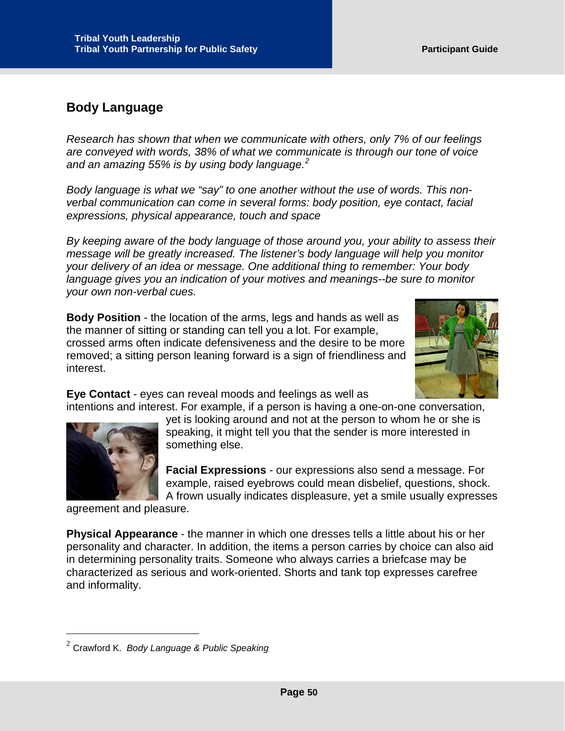## Body Language

*Research has shown that when we communicate with others, only 7% of our feelings are conveyed with words, 38% of what we communicate is through our tone of voice and an amazing 55% is by using body language.*[2]

*Body language is what we "say" to one another without the use of words. This non-verbal communication can come in several forms: body position, eye contact, facial expressions, physical appearance, touch and space*

*By keeping aware of the body language of those around you, your ability to assess their message will be greatly increased. The listener's body language will help you monitor your delivery of an idea or message. One additional thing to remember: Your body language gives you an indication of your motives and meanings--be sure to monitor your own non-verbal cues.*

**Body Position** - the location of the arms, legs and hands as well as the manner of sitting or standing can tell you a lot. For example, crossed arms often indicate defensiveness and the desire to be more removed; a sitting person leaning forward is a sign of friendliness and interest.

**Eye Contact** - eyes can reveal moods and feelings as well as intentions and interest. For example, if a person is having a one-on-one conversation, yet is looking around and not at the person to whom he or she is speaking, it might tell you that the sender is more interested in something else.

**Facial Expressions** - our expressions also send a message. For example, raised eyebrows could mean disbelief, questions, shock. A frown usually indicates displeasure, yet a smile usually expresses agreement and pleasure.

**Physical Appearance** - the manner in which one dresses tells a little about his or her personality and character. In addition, the items a person carries by choice can also aid in determining personality traits. Someone who always carries a briefcase may be characterized as serious and work-oriented. Shorts and tank top expresses carefree and informality.

---

[2] Crawford K. *Body Language & Public Speaking*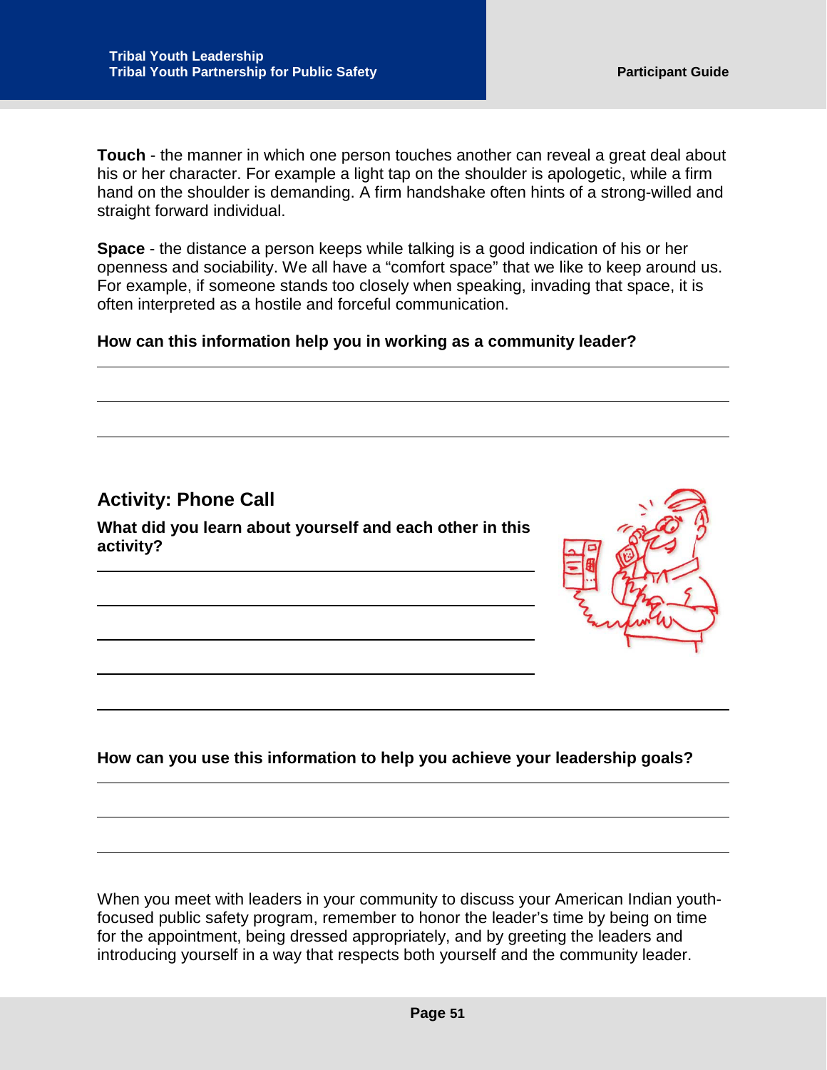**Touch** - the manner in which one person touches another can reveal a great deal about his or her character. For example a light tap on the shoulder is apologetic, while a firm hand on the shoulder is demanding. A firm handshake often hints of a strong-willed and straight forward individual.

**Space** - the distance a person keeps while talking is a good indication of his or her openness and sociability. We all have a "comfort space" that we like to keep around us. For example, if someone stands too closely when speaking, invading that space, it is often interpreted as a hostile and forceful communication.

**How can this information help you in working as a community leader?**

## Activity: Phone Call

**What did you learn about yourself and each other in this activity?**

**How can you use this information to help you achieve your leadership goals?**

When you meet with leaders in your community to discuss your American Indian youth-focused public safety program, remember to honor the leader's time by being on time for the appointment, being dressed appropriately, and by greeting the leaders and introducing yourself in a way that respects both yourself and the community leader.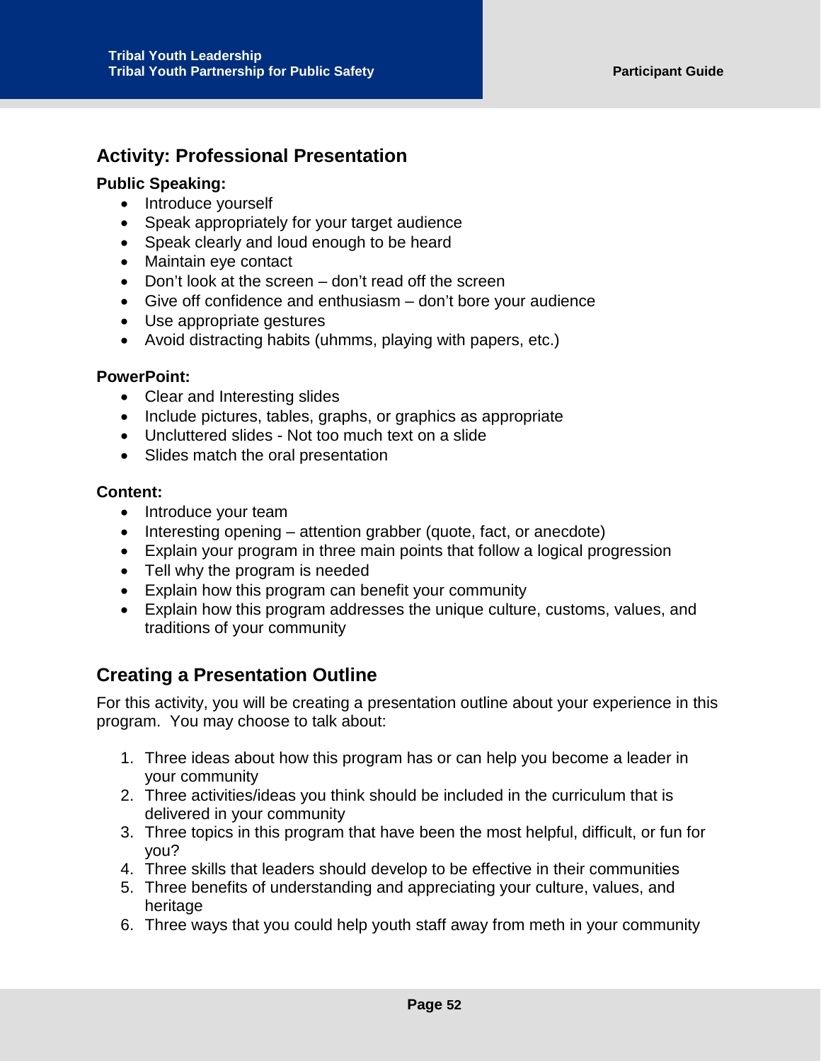## Activity: Professional Presentation

**Public Speaking:**

- Introduce yourself
- Speak appropriately for your target audience
- Speak clearly and loud enough to be heard
- Maintain eye contact
- Don't look at the screen – don't read off the screen
- Give off confidence and enthusiasm – don't bore your audience
- Use appropriate gestures
- Avoid distracting habits (uhmms, playing with papers, etc.)

**PowerPoint:**

- Clear and Interesting slides
- Include pictures, tables, graphs, or graphics as appropriate
- Uncluttered slides - Not too much text on a slide
- Slides match the oral presentation

**Content:**

- Introduce your team
- Interesting opening – attention grabber (quote, fact, or anecdote)
- Explain your program in three main points that follow a logical progression
- Tell why the program is needed
- Explain how this program can benefit your community
- Explain how this program addresses the unique culture, customs, values, and traditions of your community

## Creating a Presentation Outline

For this activity, you will be creating a presentation outline about your experience in this program. You may choose to talk about:

1. Three ideas about how this program has or can help you become a leader in your community
2. Three activities/ideas you think should be included in the curriculum that is delivered in your community
3. Three topics in this program that have been the most helpful, difficult, or fun for you?
4. Three skills that leaders should develop to be effective in their communities
5. Three benefits of understanding and appreciating your culture, values, and heritage
6. Three ways that you could help youth staff away from meth in your community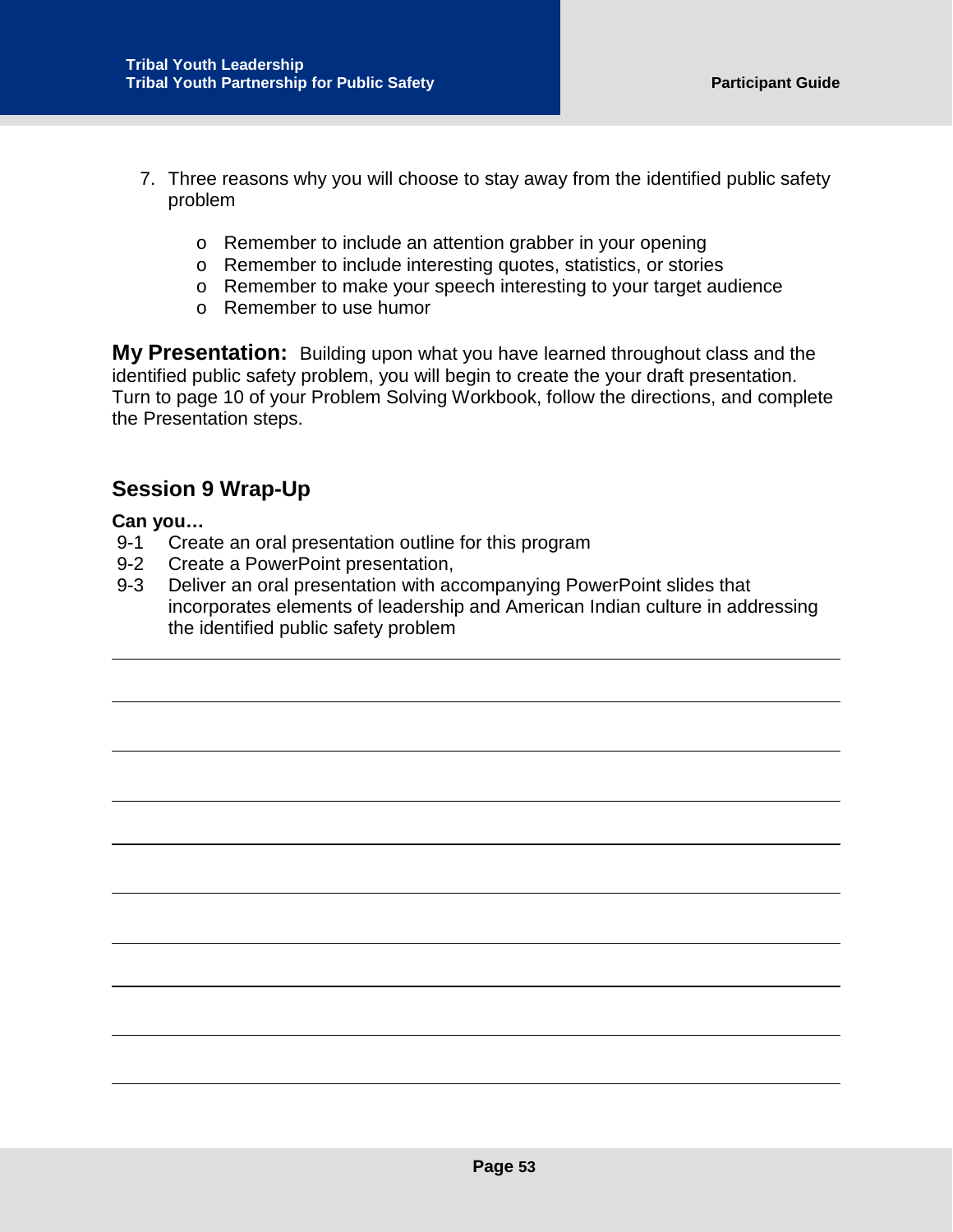7. Three reasons why you will choose to stay away from the identified public safety problem

   - Remember to include an attention grabber in your opening
   - Remember to include interesting quotes, statistics, or stories
   - Remember to make your speech interesting to your target audience
   - Remember to use humor

**My Presentation:** Building upon what you have learned throughout class and the identified public safety problem, you will begin to create the your draft presentation. Turn to page 10 of your Problem Solving Workbook, follow the directions, and complete the Presentation steps.

## Session 9 Wrap-Up

**Can you…**

9-1 Create an oral presentation outline for this program

9-2 Create a PowerPoint presentation,

9-3 Deliver an oral presentation with accompanying PowerPoint slides that incorporates elements of leadership and American Indian culture in addressing the identified public safety problem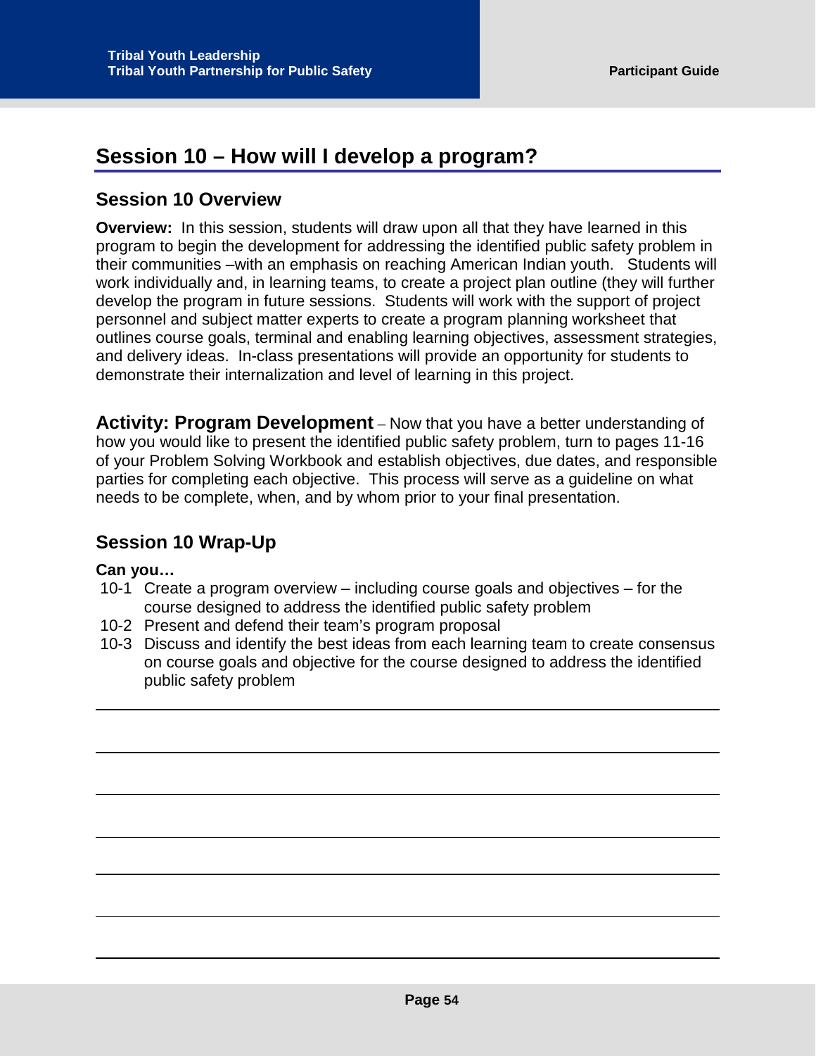# Session 10 – How will I develop a program?

## Session 10 Overview

**Overview:** In this session, students will draw upon all that they have learned in this program to begin the development for addressing the identified public safety problem in their communities –with an emphasis on reaching American Indian youth. Students will work individually and, in learning teams, to create a project plan outline (they will further develop the program in future sessions. Students will work with the support of project personnel and subject matter experts to create a program planning worksheet that outlines course goals, terminal and enabling learning objectives, assessment strategies, and delivery ideas. In-class presentations will provide an opportunity for students to demonstrate their internalization and level of learning in this project.

**Activity: Program Development** – Now that you have a better understanding of how you would like to present the identified public safety problem, turn to pages 11-16 of your Problem Solving Workbook and establish objectives, due dates, and responsible parties for completing each objective. This process will serve as a guideline on what needs to be complete, when, and by whom prior to your final presentation.

## Session 10 Wrap-Up

**Can you…**

10-1 Create a program overview – including course goals and objectives – for the course designed to address the identified public safety problem

10-2 Present and defend their team's program proposal

10-3 Discuss and identify the best ideas from each learning team to create consensus on course goals and objective for the course designed to address the identified public safety problem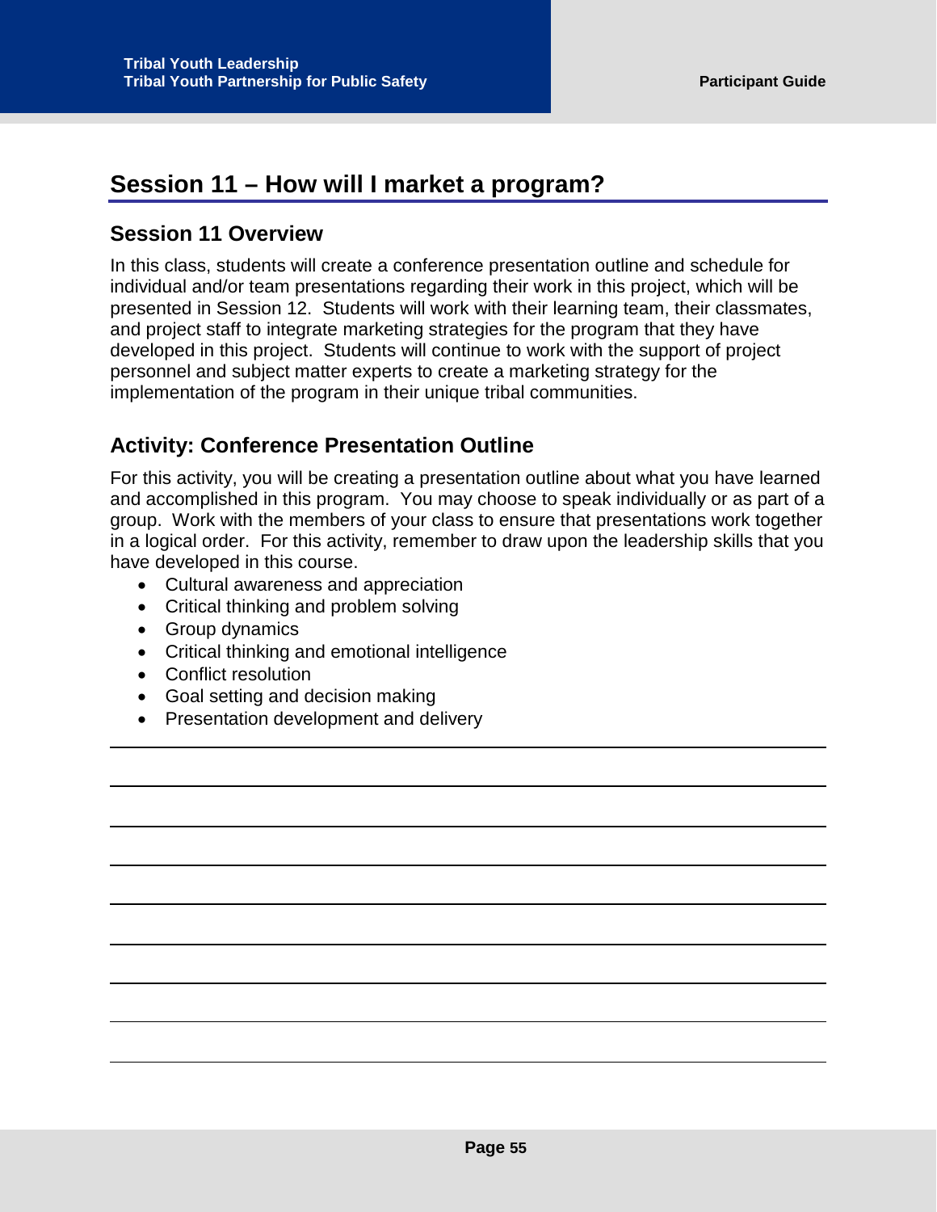## Session 11 – How will I market a program?

### Session 11 Overview

In this class, students will create a conference presentation outline and schedule for individual and/or team presentations regarding their work in this project, which will be presented in Session 12. Students will work with their learning team, their classmates, and project staff to integrate marketing strategies for the program that they have developed in this project. Students will continue to work with the support of project personnel and subject matter experts to create a marketing strategy for the implementation of the program in their unique tribal communities.

### Activity: Conference Presentation Outline

For this activity, you will be creating a presentation outline about what you have learned and accomplished in this program. You may choose to speak individually or as part of a group. Work with the members of your class to ensure that presentations work together in a logical order. For this activity, remember to draw upon the leadership skills that you have developed in this course.

- Cultural awareness and appreciation
- Critical thinking and problem solving
- Group dynamics
- Critical thinking and emotional intelligence
- Conflict resolution
- Goal setting and decision making
- Presentation development and delivery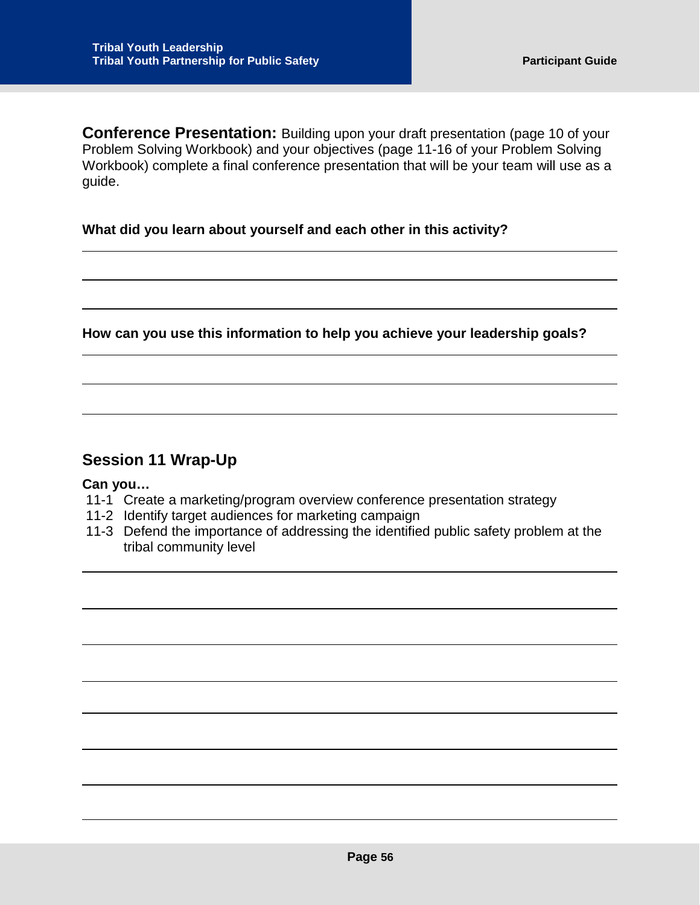**Conference Presentation:** Building upon your draft presentation (page 10 of your Problem Solving Workbook) and your objectives (page 11-16 of your Problem Solving Workbook) complete a final conference presentation that will be your team will use as a guide.

**What did you learn about yourself and each other in this activity?**

**How can you use this information to help you achieve your leadership goals?**

## Session 11 Wrap-Up

**Can you…**

- 11-1 Create a marketing/program overview conference presentation strategy
- 11-2 Identify target audiences for marketing campaign
- 11-3 Defend the importance of addressing the identified public safety problem at the tribal community level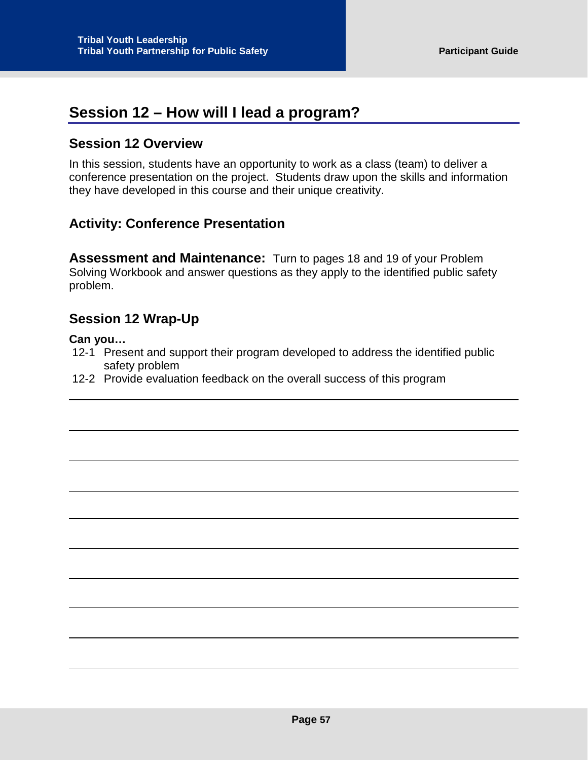## Session 12 – How will I lead a program?

### Session 12 Overview

In this session, students have an opportunity to work as a class (team) to deliver a conference presentation on the project. Students draw upon the skills and information they have developed in this course and their unique creativity.

### Activity: Conference Presentation

**Assessment and Maintenance:** Turn to pages 18 and 19 of your Problem Solving Workbook and answer questions as they apply to the identified public safety problem.

### Session 12 Wrap-Up

**Can you…**

12-1 Present and support their program developed to address the identified public safety problem

12-2 Provide evaluation feedback on the overall success of this program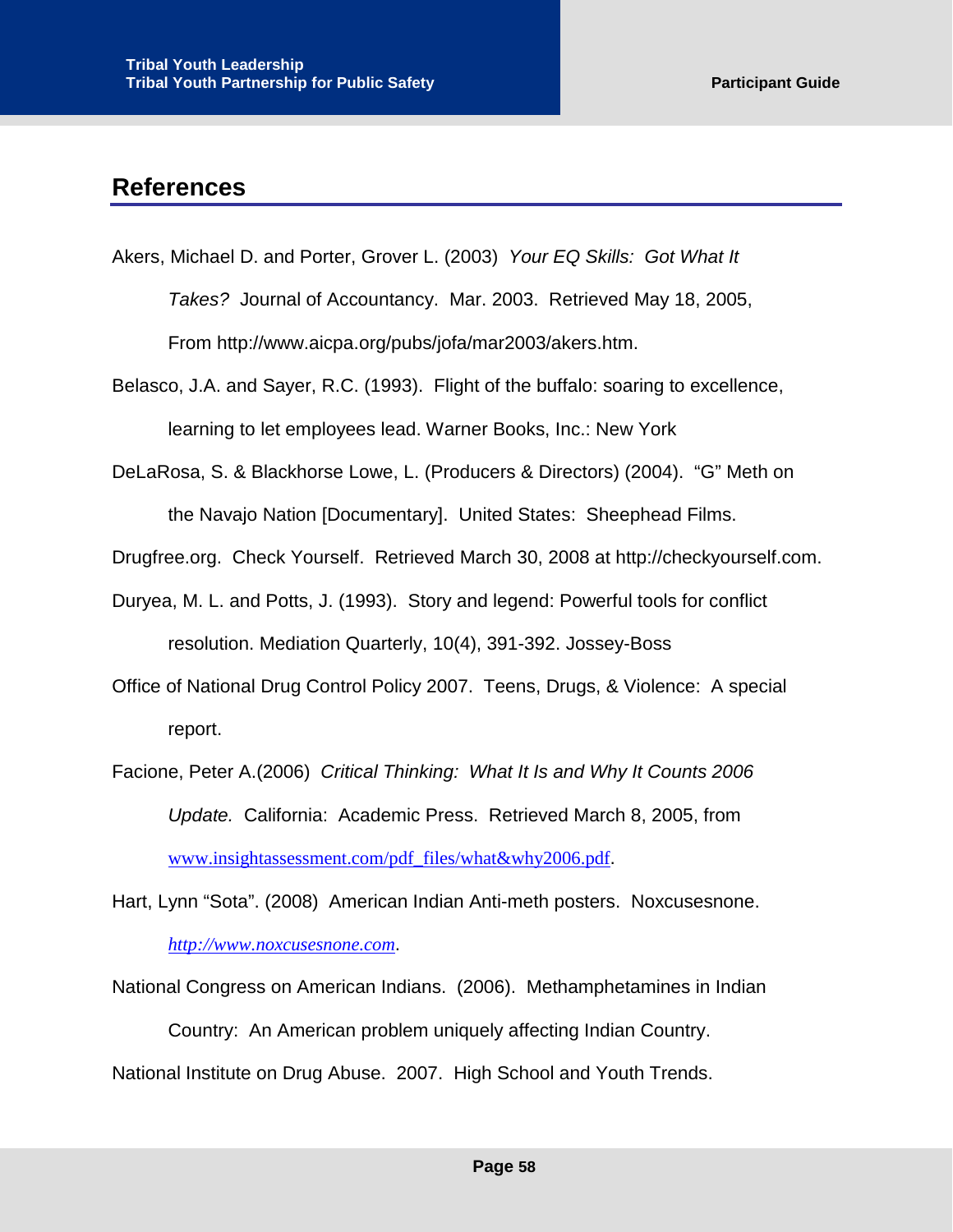## References

Akers, Michael D. and Porter, Grover L. (2003) *Your EQ Skills: Got What It Takes?* Journal of Accountancy. Mar. 2003. Retrieved May 18, 2005, From http://www.aicpa.org/pubs/jofa/mar2003/akers.htm.

Belasco, J.A. and Sayer, R.C. (1993). Flight of the buffalo: soaring to excellence, learning to let employees lead. Warner Books, Inc.: New York

DeLaRosa, S. & Blackhorse Lowe, L. (Producers & Directors) (2004). "G" Meth on the Navajo Nation [Documentary]. United States: Sheephead Films.

Drugfree.org. Check Yourself. Retrieved March 30, 2008 at http://checkyourself.com.

Duryea, M. L. and Potts, J. (1993). Story and legend: Powerful tools for conflict resolution. Mediation Quarterly, 10(4), 391-392. Jossey-Boss

Office of National Drug Control Policy 2007. Teens, Drugs, & Violence: A special report.

Facione, Peter A.(2006) *Critical Thinking: What It Is and Why It Counts 2006 Update.* California: Academic Press. Retrieved March 8, 2005, from www.insightassessment.com/pdf_files/what&why2006.pdf.

Hart, Lynn "Sota". (2008) American Indian Anti-meth posters. Noxcusesnone. *http://www.noxcusesnone.com*.

National Congress on American Indians. (2006). Methamphetamines in Indian Country: An American problem uniquely affecting Indian Country.

National Institute on Drug Abuse. 2007. High School and Youth Trends.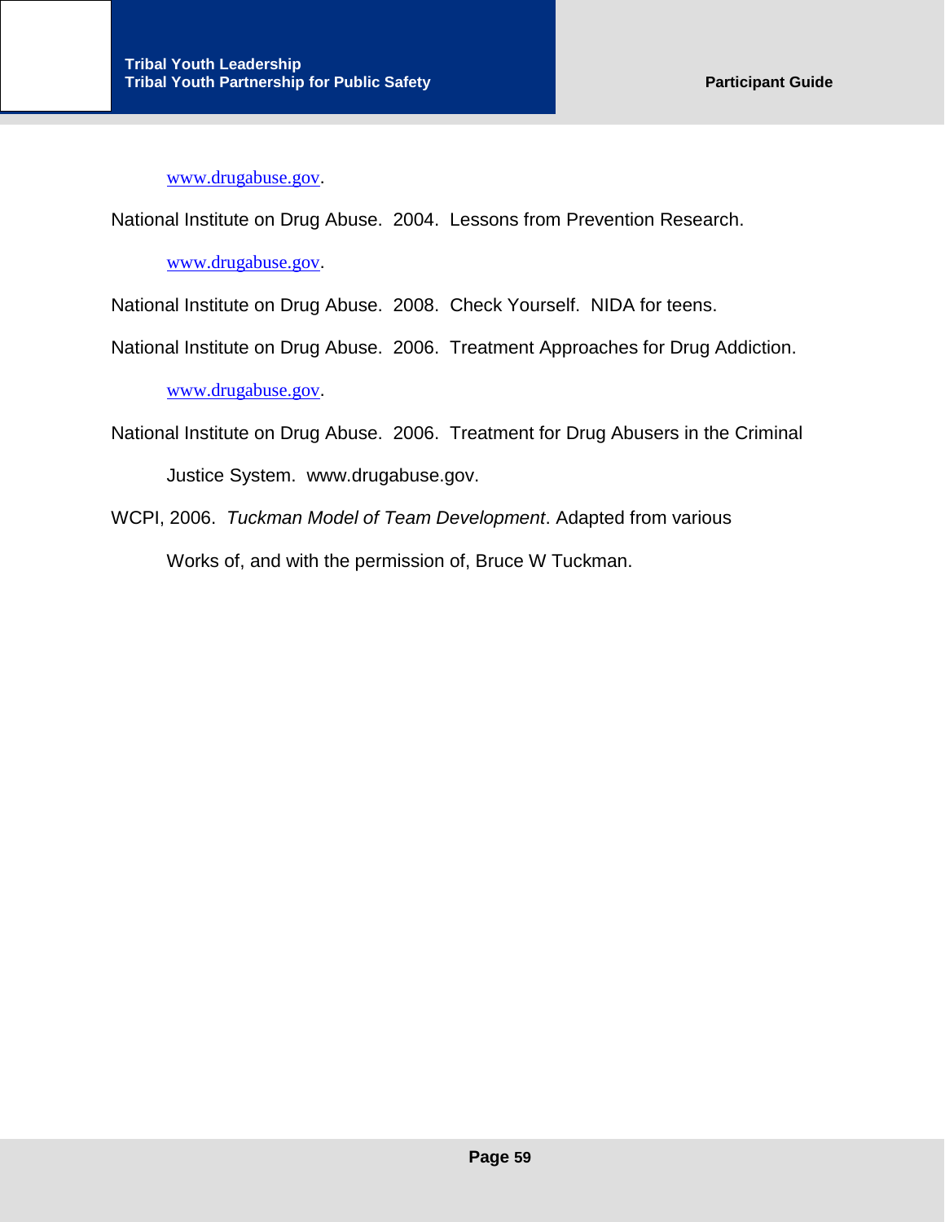www.drugabuse.gov.

National Institute on Drug Abuse. 2004. Lessons from Prevention Research. www.drugabuse.gov.

National Institute on Drug Abuse. 2008. Check Yourself. NIDA for teens.

National Institute on Drug Abuse. 2006. Treatment Approaches for Drug Addiction. www.drugabuse.gov.

National Institute on Drug Abuse. 2006. Treatment for Drug Abusers in the Criminal Justice System. www.drugabuse.gov.

WCPI, 2006. *Tuckman Model of Team Development*. Adapted from various Works of, and with the permission of, Bruce W Tuckman.